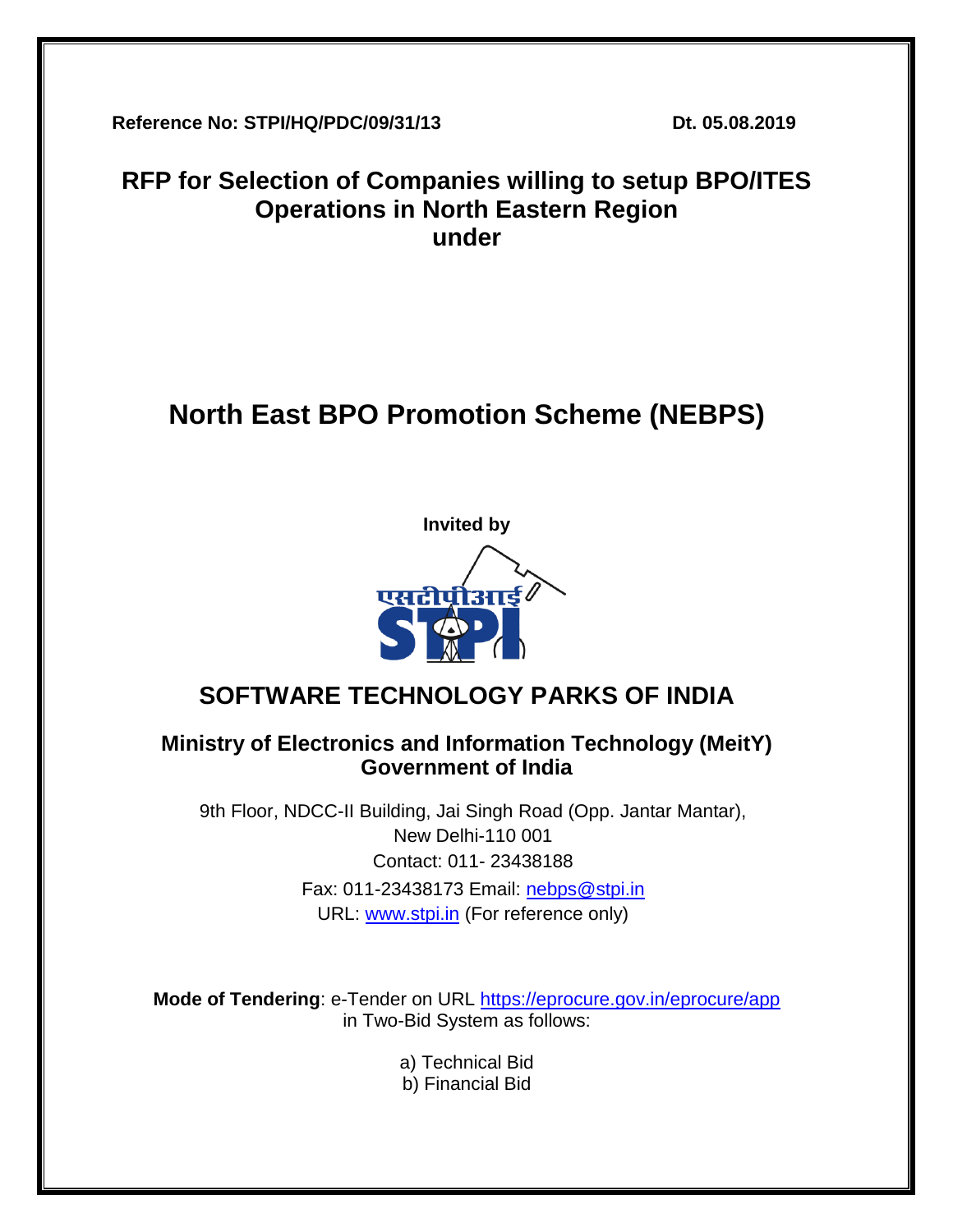**Reference No: STPI/HQ/PDC/09/31/13** **Dt. 05.08.2019**

# RFP for Selection of Companies willing to setup BPO/ITES Operations in North Eastern Region under

# North East BPO Promotion Scheme (NEBPS)

**Invited by**

एसटीपीआई
STPI

## SOFTWARE TECHNOLOGY PARKS OF INDIA

**Ministry of Electronics and Information Technology (MeitY)**
**Government of India**

9th Floor, NDCC-II Building, Jai Singh Road (Opp. Jantar Mantar),
New Delhi-110 001
Contact: 011- 23438188
Fax: 011-23438173 Email: nebps@stpi.in
URL: www.stpi.in (For reference only)

**Mode of Tendering**: e-Tender on URL https://eprocure.gov.in/eprocure/app
in Two-Bid System as follows:

a) Technical Bid
b) Financial Bid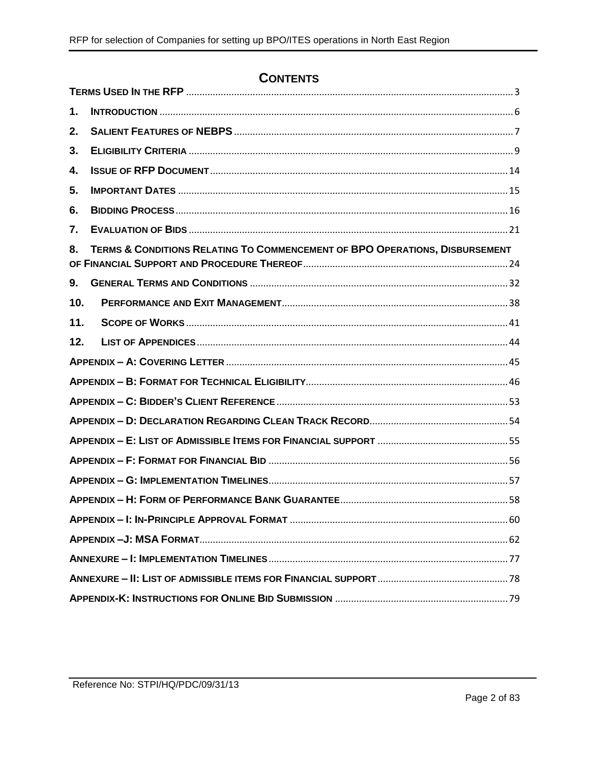# CONTENTS

TERMS USED IN THE RFP ........ 3

1. INTRODUCTION ........ 6

2. SALIENT FEATURES OF NEBPS ........ 7

3. ELIGIBILITY CRITERIA ........ 9

4. ISSUE OF RFP DOCUMENT ........ 14

5. IMPORTANT DATES ........ 15

6. BIDDING PROCESS ........ 16

7. EVALUATION OF BIDS ........ 21

8. TERMS & CONDITIONS RELATING TO COMMENCEMENT OF BPO OPERATIONS, DISBURSEMENT OF FINANCIAL SUPPORT AND PROCEDURE THEREOF ........ 24

9. GENERAL TERMS AND CONDITIONS ........ 32

10. PERFORMANCE AND EXIT MANAGEMENT ........ 38

11. SCOPE OF WORKS ........ 41

12. LIST OF APPENDICES ........ 44

APPENDIX – A: COVERING LETTER ........ 45

APPENDIX – B: FORMAT FOR TECHNICAL ELIGIBILITY ........ 46

APPENDIX – C: BIDDER'S CLIENT REFERENCE ........ 53

APPENDIX – D: DECLARATION REGARDING CLEAN TRACK RECORD ........ 54

APPENDIX – E: LIST OF ADMISSIBLE ITEMS FOR FINANCIAL SUPPORT ........ 55

APPENDIX – F: FORMAT FOR FINANCIAL BID ........ 56

APPENDIX – G: IMPLEMENTATION TIMELINES ........ 57

APPENDIX – H: FORM OF PERFORMANCE BANK GUARANTEE ........ 58

APPENDIX – I: IN-PRINCIPLE APPROVAL FORMAT ........ 60

APPENDIX –J: MSA FORMAT ........ 62

ANNEXURE – I: IMPLEMENTATION TIMELINES ........ 77

ANNEXURE – II: LIST OF ADMISSIBLE ITEMS FOR FINANCIAL SUPPORT ........ 78

APPENDIX-K: INSTRUCTIONS FOR ONLINE BID SUBMISSION ........ 79

Reference No: STPI/HQ/PDC/09/31/13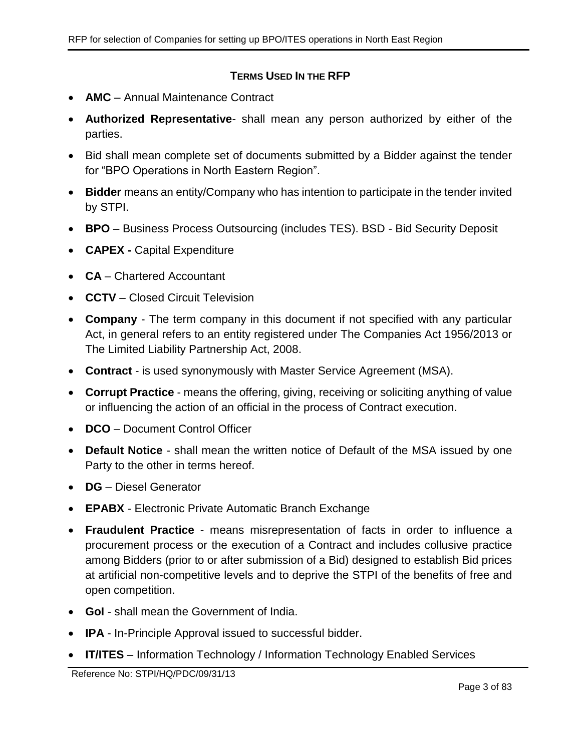## Terms Used In the RFP

- **AMC** – Annual Maintenance Contract
- **Authorized Representative**- shall mean any person authorized by either of the parties.
- Bid shall mean complete set of documents submitted by a Bidder against the tender for "BPO Operations in North Eastern Region".
- **Bidder** means an entity/Company who has intention to participate in the tender invited by STPI.
- **BPO** – Business Process Outsourcing (includes TES). BSD - Bid Security Deposit
- **CAPEX -** Capital Expenditure
- **CA** – Chartered Accountant
- **CCTV** – Closed Circuit Television
- **Company** - The term company in this document if not specified with any particular Act, in general refers to an entity registered under The Companies Act 1956/2013 or The Limited Liability Partnership Act, 2008.
- **Contract** - is used synonymously with Master Service Agreement (MSA).
- **Corrupt Practice** - means the offering, giving, receiving or soliciting anything of value or influencing the action of an official in the process of Contract execution.
- **DCO** – Document Control Officer
- **Default Notice** - shall mean the written notice of Default of the MSA issued by one Party to the other in terms hereof.
- **DG** – Diesel Generator
- **EPABX** - Electronic Private Automatic Branch Exchange
- **Fraudulent Practice** - means misrepresentation of facts in order to influence a procurement process or the execution of a Contract and includes collusive practice among Bidders (prior to or after submission of a Bid) designed to establish Bid prices at artificial non-competitive levels and to deprive the STPI of the benefits of free and open competition.
- **GoI** - shall mean the Government of India.
- **IPA** - In-Principle Approval issued to successful bidder.
- **IT/ITES** – Information Technology / Information Technology Enabled Services

Reference No: STPI/HQ/PDC/09/31/13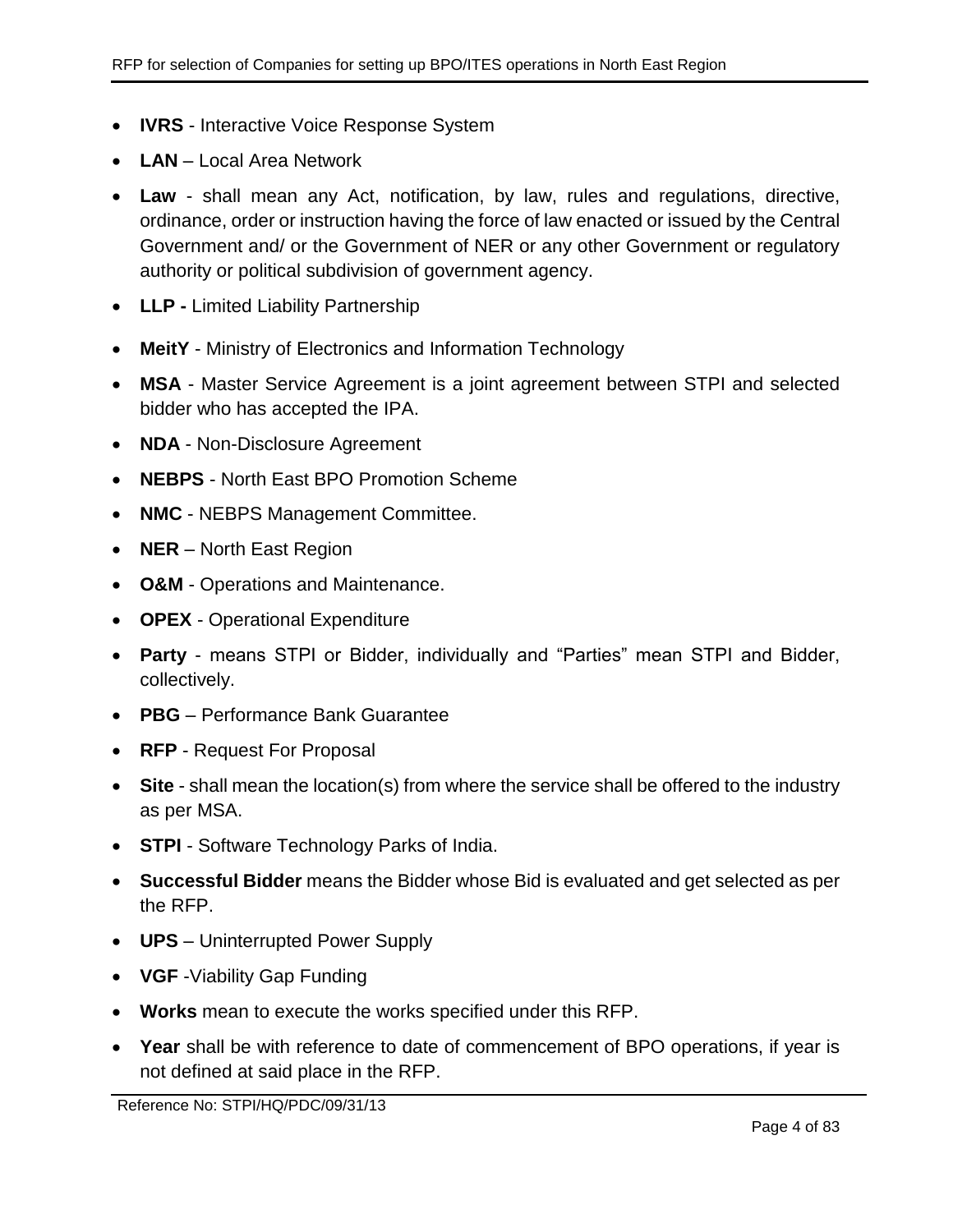- **IVRS** - Interactive Voice Response System
- **LAN** – Local Area Network
- **Law** - shall mean any Act, notification, by law, rules and regulations, directive, ordinance, order or instruction having the force of law enacted or issued by the Central Government and/ or the Government of NER or any other Government or regulatory authority or political subdivision of government agency.
- **LLP -** Limited Liability Partnership
- **MeitY** - Ministry of Electronics and Information Technology
- **MSA** - Master Service Agreement is a joint agreement between STPI and selected bidder who has accepted the IPA.
- **NDA** - Non-Disclosure Agreement
- **NEBPS** - North East BPO Promotion Scheme
- **NMC** - NEBPS Management Committee.
- **NER** – North East Region
- **O&M** - Operations and Maintenance.
- **OPEX** - Operational Expenditure
- **Party** - means STPI or Bidder, individually and "Parties" mean STPI and Bidder, collectively.
- **PBG** – Performance Bank Guarantee
- **RFP** - Request For Proposal
- **Site** - shall mean the location(s) from where the service shall be offered to the industry as per MSA.
- **STPI** - Software Technology Parks of India.
- **Successful Bidder** means the Bidder whose Bid is evaluated and get selected as per the RFP.
- **UPS** – Uninterrupted Power Supply
- **VGF** -Viability Gap Funding
- **Works** mean to execute the works specified under this RFP.
- **Year** shall be with reference to date of commencement of BPO operations, if year is not defined at said place in the RFP.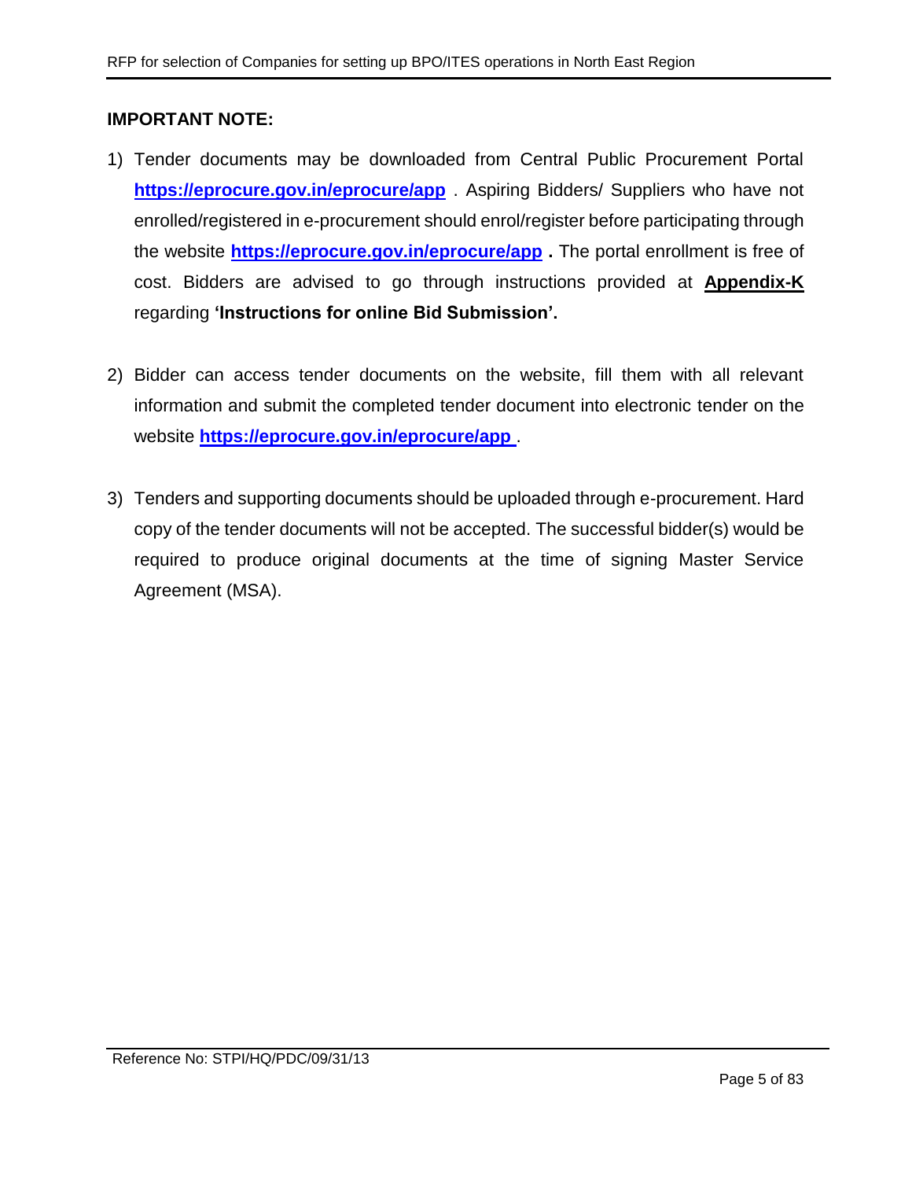**IMPORTANT NOTE:**

1) Tender documents may be downloaded from Central Public Procurement Portal **https://eprocure.gov.in/eprocure/app** . Aspiring Bidders/ Suppliers who have not enrolled/registered in e-procurement should enrol/register before participating through the website **https://eprocure.gov.in/eprocure/app** **.** The portal enrollment is free of cost. Bidders are advised to go through instructions provided at **Appendix-K** regarding **'Instructions for online Bid Submission'.**

2) Bidder can access tender documents on the website, fill them with all relevant information and submit the completed tender document into electronic tender on the website **https://eprocure.gov.in/eprocure/app** .

3) Tenders and supporting documents should be uploaded through e-procurement. Hard copy of the tender documents will not be accepted. The successful bidder(s) would be required to produce original documents at the time of signing Master Service Agreement (MSA).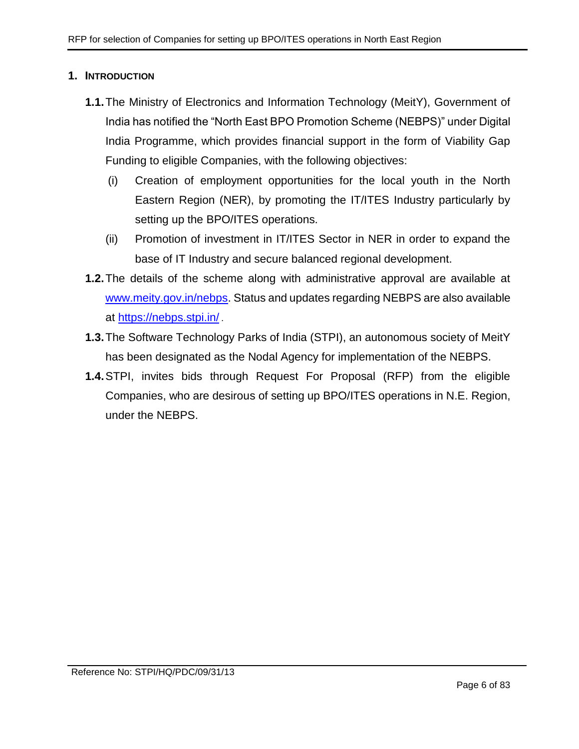# 1. INTRODUCTION

**1.1.** The Ministry of Electronics and Information Technology (MeitY), Government of India has notified the "North East BPO Promotion Scheme (NEBPS)" under Digital India Programme, which provides financial support in the form of Viability Gap Funding to eligible Companies, with the following objectives:

(i) Creation of employment opportunities for the local youth in the North Eastern Region (NER), by promoting the IT/ITES Industry particularly by setting up the BPO/ITES operations.

(ii) Promotion of investment in IT/ITES Sector in NER in order to expand the base of IT Industry and secure balanced regional development.

**1.2.** The details of the scheme along with administrative approval are available at [www.meity.gov.in/nebps](www.meity.gov.in/nebps). Status and updates regarding NEBPS are also available at [https://nebps.stpi.in/](https://nebps.stpi.in/).

**1.3.** The Software Technology Parks of India (STPI), an autonomous society of MeitY has been designated as the Nodal Agency for implementation of the NEBPS.

**1.4.** STPI, invites bids through Request For Proposal (RFP) from the eligible Companies, who are desirous of setting up BPO/ITES operations in N.E. Region, under the NEBPS.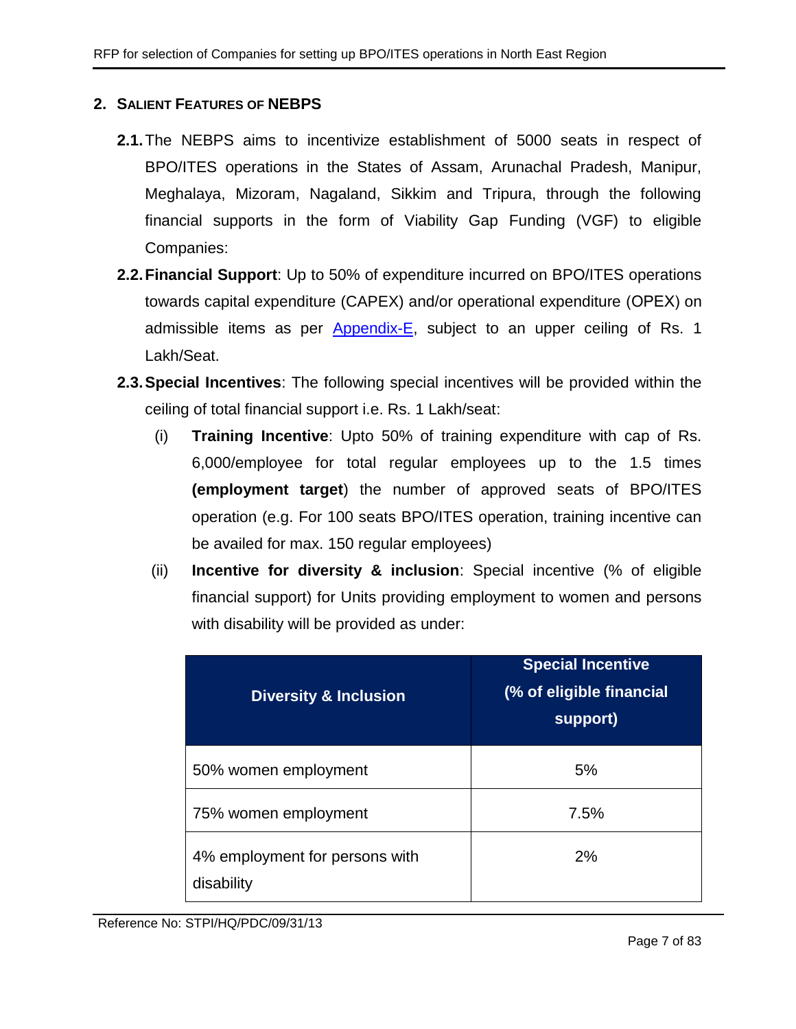## 2. SALIENT FEATURES OF NEBPS

**2.1.** The NEBPS aims to incentivize establishment of 5000 seats in respect of BPO/ITES operations in the States of Assam, Arunachal Pradesh, Manipur, Meghalaya, Mizoram, Nagaland, Sikkim and Tripura, through the following financial supports in the form of Viability Gap Funding (VGF) to eligible Companies:

**2.2. Financial Support**: Up to 50% of expenditure incurred on BPO/ITES operations towards capital expenditure (CAPEX) and/or operational expenditure (OPEX) on admissible items as per Appendix-E, subject to an upper ceiling of Rs. 1 Lakh/Seat.

**2.3. Special Incentives**: The following special incentives will be provided within the ceiling of total financial support i.e. Rs. 1 Lakh/seat:

(i) **Training Incentive**: Upto 50% of training expenditure with cap of Rs. 6,000/employee for total regular employees up to the 1.5 times **(employment target**) the number of approved seats of BPO/ITES operation (e.g. For 100 seats BPO/ITES operation, training incentive can be availed for max. 150 regular employees)

(ii) **Incentive for diversity & inclusion**: Special incentive (% of eligible financial support) for Units providing employment to women and persons with disability will be provided as under:

| Diversity & Inclusion | Special Incentive (% of eligible financial support) |
|---|---|
| 50% women employment | 5% |
| 75% women employment | 7.5% |
| 4% employment for persons with disability | 2% |

Reference No: STPI/HQ/PDC/09/31/13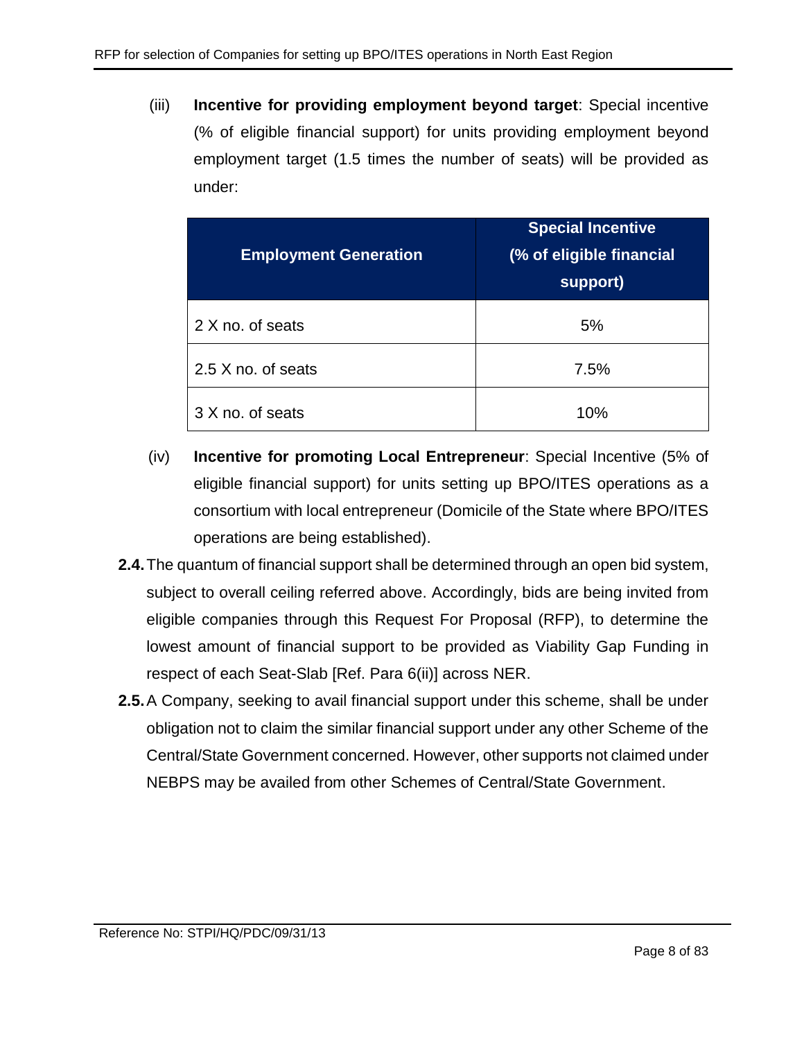(iii) **Incentive for providing employment beyond target**: Special incentive (% of eligible financial support) for units providing employment beyond employment target (1.5 times the number of seats) will be provided as under:

| Employment Generation | Special Incentive (% of eligible financial support) |
|---|---|
| 2 X no. of seats | 5% |
| 2.5 X no. of seats | 7.5% |
| 3 X no. of seats | 10% |

(iv) **Incentive for promoting Local Entrepreneur**: Special Incentive (5% of eligible financial support) for units setting up BPO/ITES operations as a consortium with local entrepreneur (Domicile of the State where BPO/ITES operations are being established).

**2.4.** The quantum of financial support shall be determined through an open bid system, subject to overall ceiling referred above. Accordingly, bids are being invited from eligible companies through this Request For Proposal (RFP), to determine the lowest amount of financial support to be provided as Viability Gap Funding in respect of each Seat-Slab [Ref. Para 6(ii)] across NER.

**2.5.** A Company, seeking to avail financial support under this scheme, shall be under obligation not to claim the similar financial support under any other Scheme of the Central/State Government concerned. However, other supports not claimed under NEBPS may be availed from other Schemes of Central/State Government.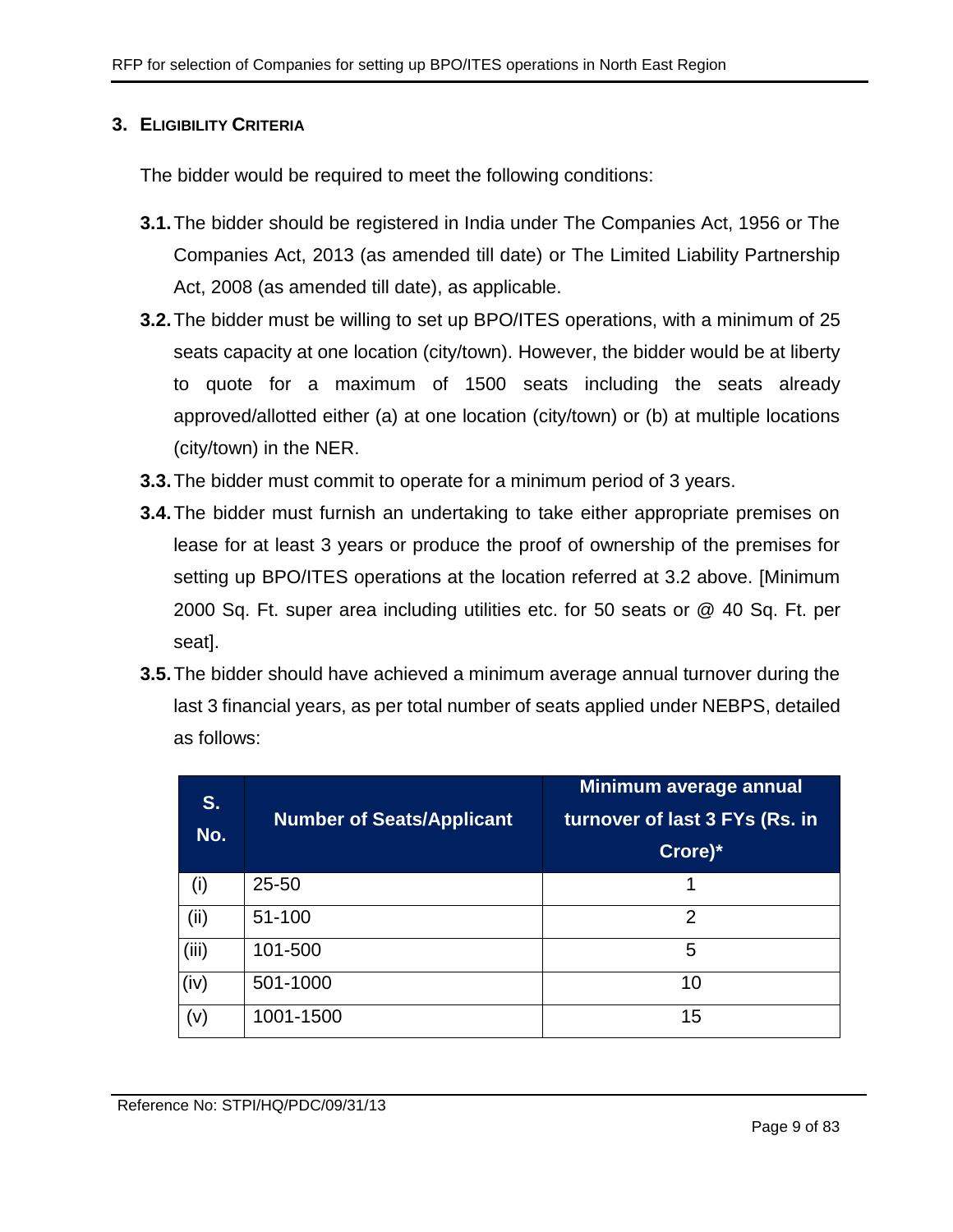## 3. ELIGIBILITY CRITERIA

The bidder would be required to meet the following conditions:

**3.1.** The bidder should be registered in India under The Companies Act, 1956 or The Companies Act, 2013 (as amended till date) or The Limited Liability Partnership Act, 2008 (as amended till date), as applicable.

**3.2.** The bidder must be willing to set up BPO/ITES operations, with a minimum of 25 seats capacity at one location (city/town). However, the bidder would be at liberty to quote for a maximum of 1500 seats including the seats already approved/allotted either (a) at one location (city/town) or (b) at multiple locations (city/town) in the NER.

**3.3.** The bidder must commit to operate for a minimum period of 3 years.

**3.4.** The bidder must furnish an undertaking to take either appropriate premises on lease for at least 3 years or produce the proof of ownership of the premises for setting up BPO/ITES operations at the location referred at 3.2 above. [Minimum 2000 Sq. Ft. super area including utilities etc. for 50 seats or @ 40 Sq. Ft. per seat].

**3.5.** The bidder should have achieved a minimum average annual turnover during the last 3 financial years, as per total number of seats applied under NEBPS, detailed as follows:

| S. No. | Number of Seats/Applicant | Minimum average annual turnover of last 3 FYs (Rs. in Crore)* |
|---|---|---|
| (i) | 25-50 | 1 |
| (ii) | 51-100 | 2 |
| (iii) | 101-500 | 5 |
| (iv) | 501-1000 | 10 |
| (v) | 1001-1500 | 15 |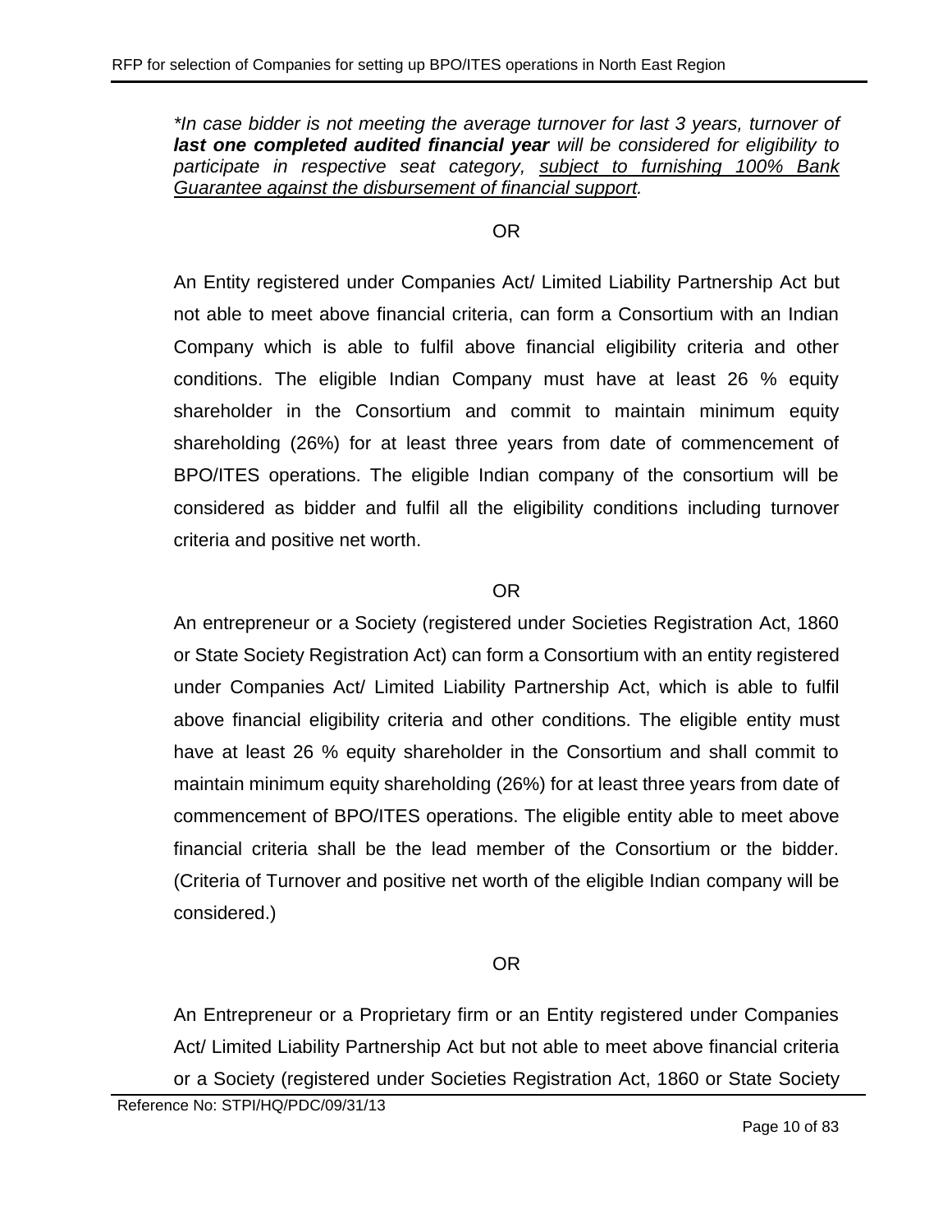*\*In case bidder is not meeting the average turnover for last 3 years, turnover of* ***last one completed audited financial year*** *will be considered for eligibility to participate in respective seat category, subject to furnishing 100% Bank Guarantee against the disbursement of financial support.*

OR

An Entity registered under Companies Act/ Limited Liability Partnership Act but not able to meet above financial criteria, can form a Consortium with an Indian Company which is able to fulfil above financial eligibility criteria and other conditions. The eligible Indian Company must have at least 26 % equity shareholder in the Consortium and commit to maintain minimum equity shareholding (26%) for at least three years from date of commencement of BPO/ITES operations. The eligible Indian company of the consortium will be considered as bidder and fulfil all the eligibility conditions including turnover criteria and positive net worth.

OR

An entrepreneur or a Society (registered under Societies Registration Act, 1860 or State Society Registration Act) can form a Consortium with an entity registered under Companies Act/ Limited Liability Partnership Act, which is able to fulfil above financial eligibility criteria and other conditions. The eligible entity must have at least 26 % equity shareholder in the Consortium and shall commit to maintain minimum equity shareholding (26%) for at least three years from date of commencement of BPO/ITES operations. The eligible entity able to meet above financial criteria shall be the lead member of the Consortium or the bidder. (Criteria of Turnover and positive net worth of the eligible Indian company will be considered.)

OR

An Entrepreneur or a Proprietary firm or an Entity registered under Companies Act/ Limited Liability Partnership Act but not able to meet above financial criteria or a Society (registered under Societies Registration Act, 1860 or State Society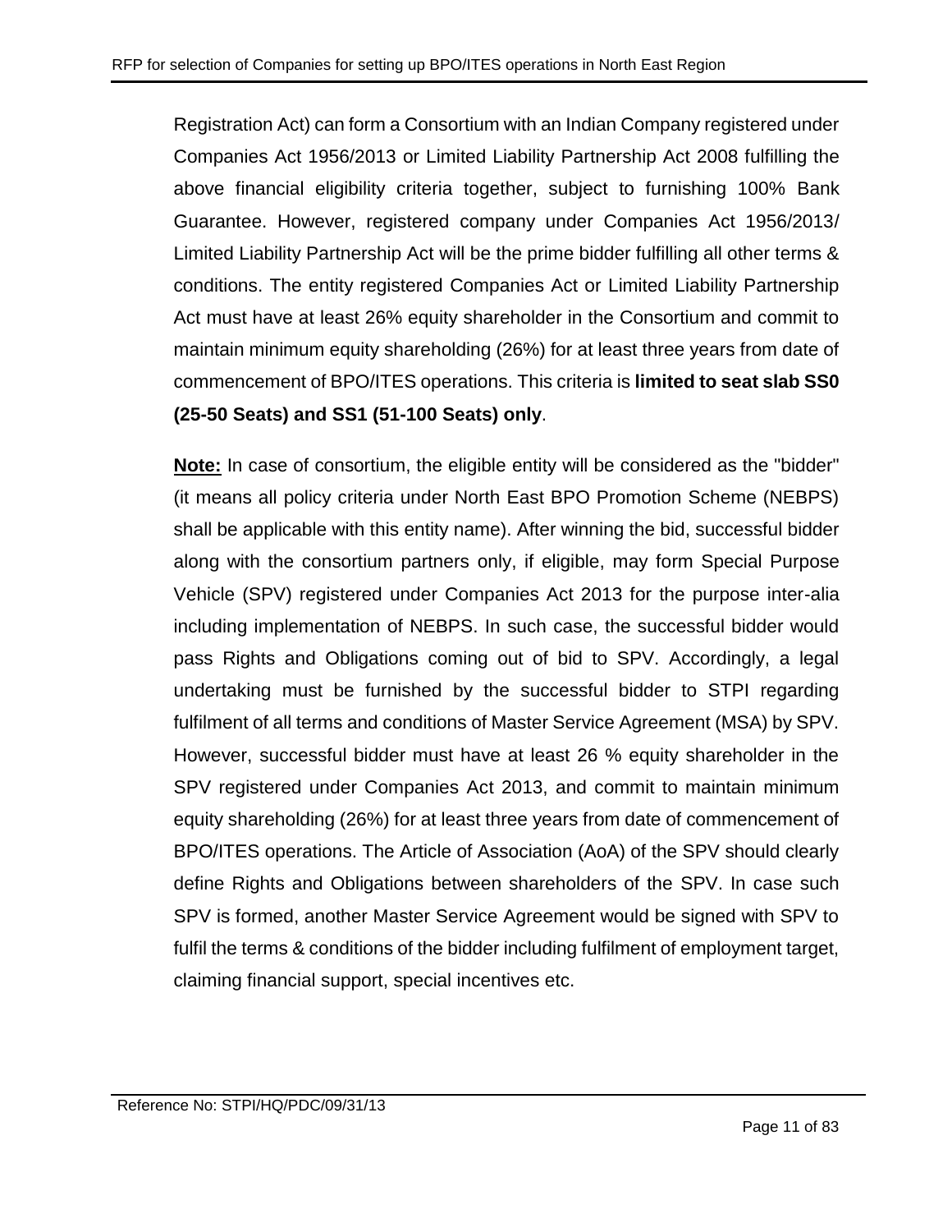Registration Act) can form a Consortium with an Indian Company registered under Companies Act 1956/2013 or Limited Liability Partnership Act 2008 fulfilling the above financial eligibility criteria together, subject to furnishing 100% Bank Guarantee. However, registered company under Companies Act 1956/2013/ Limited Liability Partnership Act will be the prime bidder fulfilling all other terms & conditions. The entity registered Companies Act or Limited Liability Partnership Act must have at least 26% equity shareholder in the Consortium and commit to maintain minimum equity shareholding (26%) for at least three years from date of commencement of BPO/ITES operations. This criteria is **limited to seat slab SS0 (25-50 Seats) and SS1 (51-100 Seats) only**.

**Note:** In case of consortium, the eligible entity will be considered as the "bidder" (it means all policy criteria under North East BPO Promotion Scheme (NEBPS) shall be applicable with this entity name). After winning the bid, successful bidder along with the consortium partners only, if eligible, may form Special Purpose Vehicle (SPV) registered under Companies Act 2013 for the purpose inter-alia including implementation of NEBPS. In such case, the successful bidder would pass Rights and Obligations coming out of bid to SPV. Accordingly, a legal undertaking must be furnished by the successful bidder to STPI regarding fulfilment of all terms and conditions of Master Service Agreement (MSA) by SPV. However, successful bidder must have at least 26 % equity shareholder in the SPV registered under Companies Act 2013, and commit to maintain minimum equity shareholding (26%) for at least three years from date of commencement of BPO/ITES operations. The Article of Association (AoA) of the SPV should clearly define Rights and Obligations between shareholders of the SPV. In case such SPV is formed, another Master Service Agreement would be signed with SPV to fulfil the terms & conditions of the bidder including fulfilment of employment target, claiming financial support, special incentives etc.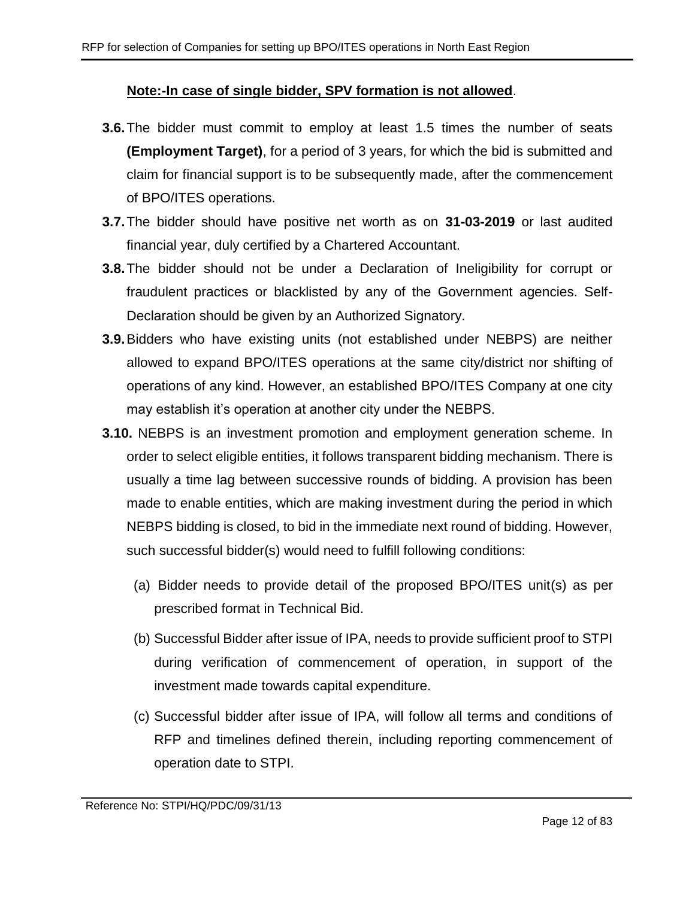**Note:-In case of single bidder, SPV formation is not allowed**.

**3.6.** The bidder must commit to employ at least 1.5 times the number of seats **(Employment Target)**, for a period of 3 years, for which the bid is submitted and claim for financial support is to be subsequently made, after the commencement of BPO/ITES operations.

**3.7.** The bidder should have positive net worth as on **31-03-2019** or last audited financial year, duly certified by a Chartered Accountant.

**3.8.** The bidder should not be under a Declaration of Ineligibility for corrupt or fraudulent practices or blacklisted by any of the Government agencies. Self-Declaration should be given by an Authorized Signatory.

**3.9.** Bidders who have existing units (not established under NEBPS) are neither allowed to expand BPO/ITES operations at the same city/district nor shifting of operations of any kind. However, an established BPO/ITES Company at one city may establish it's operation at another city under the NEBPS.

**3.10.** NEBPS is an investment promotion and employment generation scheme. In order to select eligible entities, it follows transparent bidding mechanism. There is usually a time lag between successive rounds of bidding. A provision has been made to enable entities, which are making investment during the period in which NEBPS bidding is closed, to bid in the immediate next round of bidding. However, such successful bidder(s) would need to fulfill following conditions:

(a) Bidder needs to provide detail of the proposed BPO/ITES unit(s) as per prescribed format in Technical Bid.

(b) Successful Bidder after issue of IPA, needs to provide sufficient proof to STPI during verification of commencement of operation, in support of the investment made towards capital expenditure.

(c) Successful bidder after issue of IPA, will follow all terms and conditions of RFP and timelines defined therein, including reporting commencement of operation date to STPI.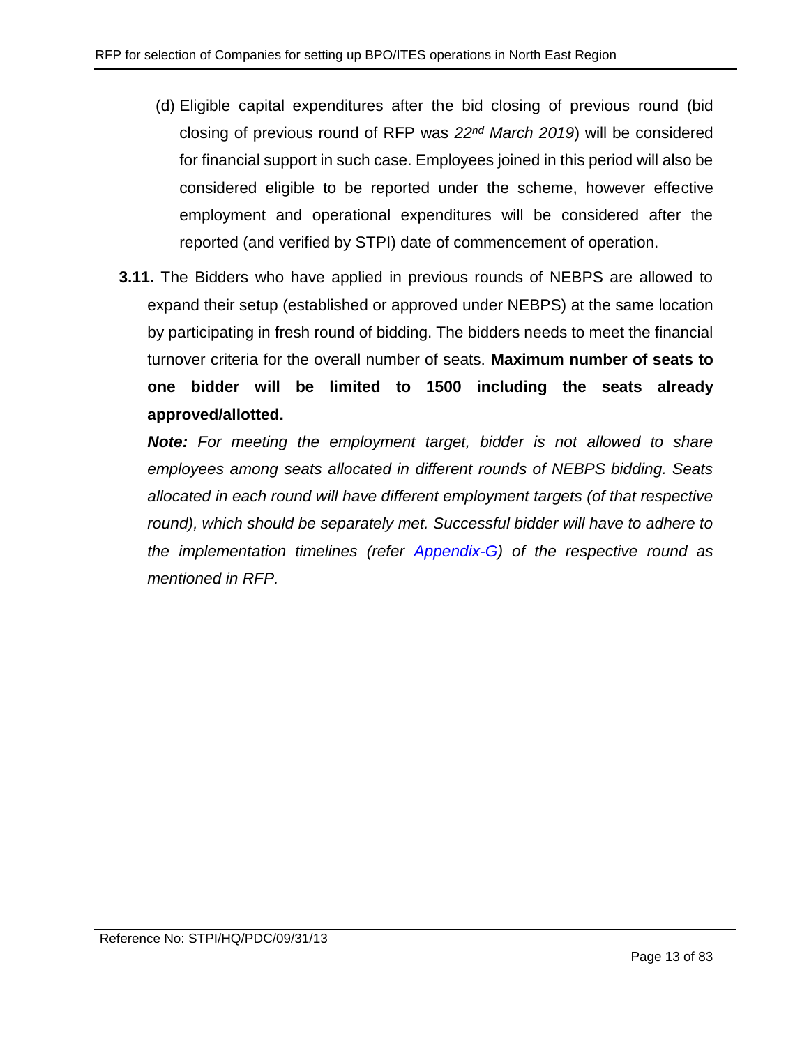(d) Eligible capital expenditures after the bid closing of previous round (bid closing of previous round of RFP was *22nd March 2019*) will be considered for financial support in such case. Employees joined in this period will also be considered eligible to be reported under the scheme, however effective employment and operational expenditures will be considered after the reported (and verified by STPI) date of commencement of operation.

**3.11.** The Bidders who have applied in previous rounds of NEBPS are allowed to expand their setup (established or approved under NEBPS) at the same location by participating in fresh round of bidding. The bidders needs to meet the financial turnover criteria for the overall number of seats. **Maximum number of seats to one bidder will be limited to 1500 including the seats already approved/allotted.**

***Note:*** *For meeting the employment target, bidder is not allowed to share employees among seats allocated in different rounds of NEBPS bidding. Seats allocated in each round will have different employment targets (of that respective round), which should be separately met. Successful bidder will have to adhere to the implementation timelines (refer Appendix-G) of the respective round as mentioned in RFP.*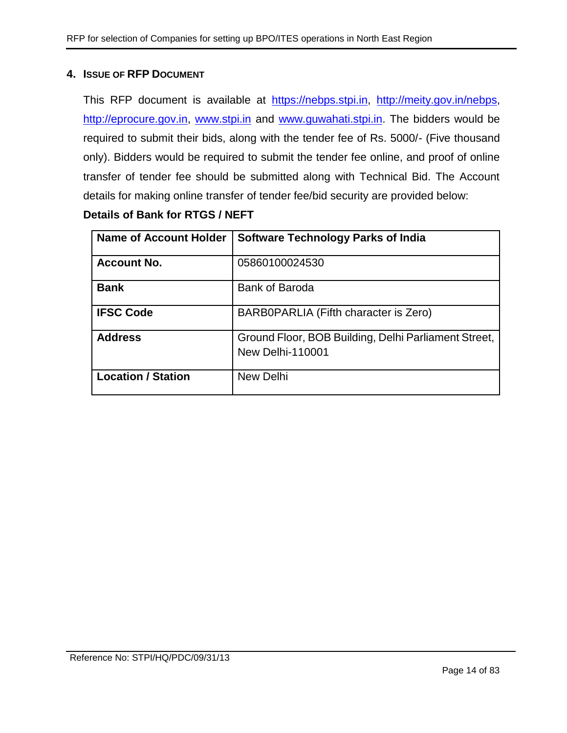## 4. Issue of RFP Document

This RFP document is available at https://nebps.stpi.in, http://meity.gov.in/nebps, http://eprocure.gov.in, www.stpi.in and www.guwahati.stpi.in. The bidders would be required to submit their bids, along with the tender fee of Rs. 5000/- (Five thousand only). Bidders would be required to submit the tender fee online, and proof of online transfer of tender fee should be submitted along with Technical Bid. The Account details for making online transfer of tender fee/bid security are provided below:

**Details of Bank for RTGS / NEFT**

| **Name of Account Holder** | **Software Technology Parks of India** |
|---|---|
| **Account No.** | 05860100024530 |
| **Bank** | Bank of Baroda |
| **IFSC Code** | BARB0PARLIA (Fifth character is Zero) |
| **Address** | Ground Floor, BOB Building, Delhi Parliament Street, New Delhi-110001 |
| **Location / Station** | New Delhi |

Reference No: STPI/HQ/PDC/09/31/13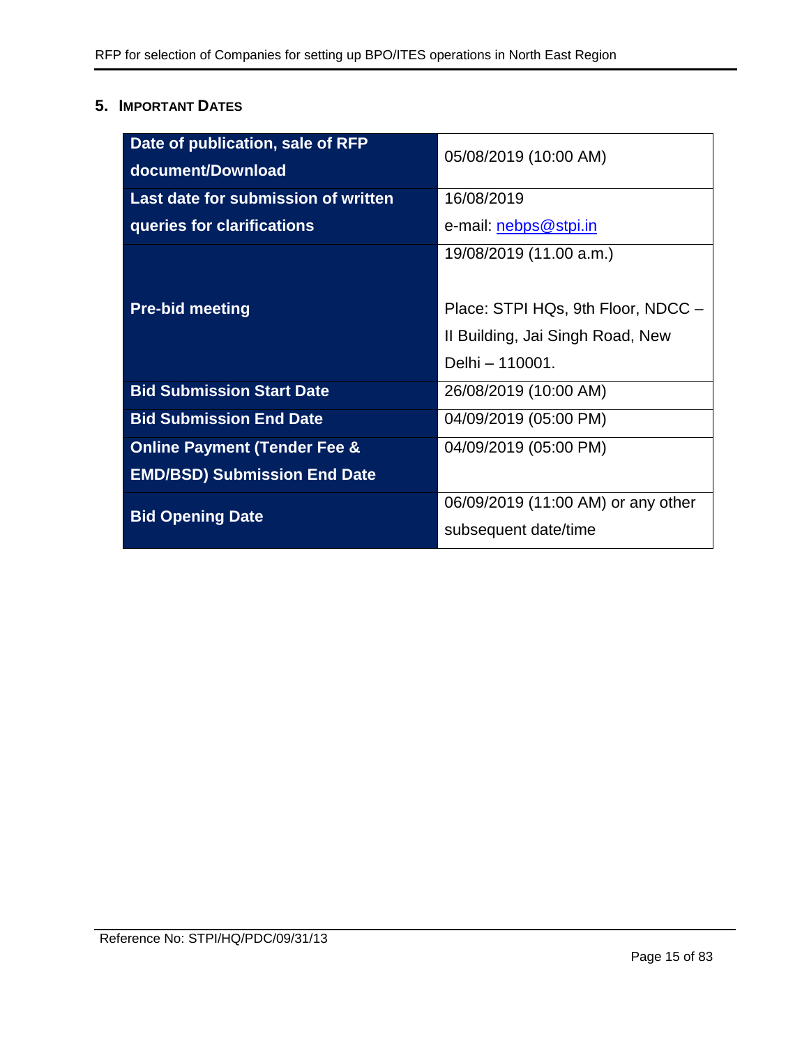## 5. IMPORTANT DATES

| | |
|---|---|
| **Date of publication, sale of RFP document/Download** | 05/08/2019 (10:00 AM) |
| **Last date for submission of written queries for clarifications** | 16/08/2019<br>e-mail: nebps@stpi.in |
| **Pre-bid meeting** | 19/08/2019 (11.00 a.m.)<br><br>Place: STPI HQs, 9th Floor, NDCC – II Building, Jai Singh Road, New Delhi – 110001. |
| **Bid Submission Start Date** | 26/08/2019 (10:00 AM) |
| **Bid Submission End Date** | 04/09/2019 (05:00 PM) |
| **Online Payment (Tender Fee & EMD/BSD) Submission End Date** | 04/09/2019 (05:00 PM) |
| **Bid Opening Date** | 06/09/2019 (11:00 AM) or any other subsequent date/time |

Reference No: STPI/HQ/PDC/09/31/13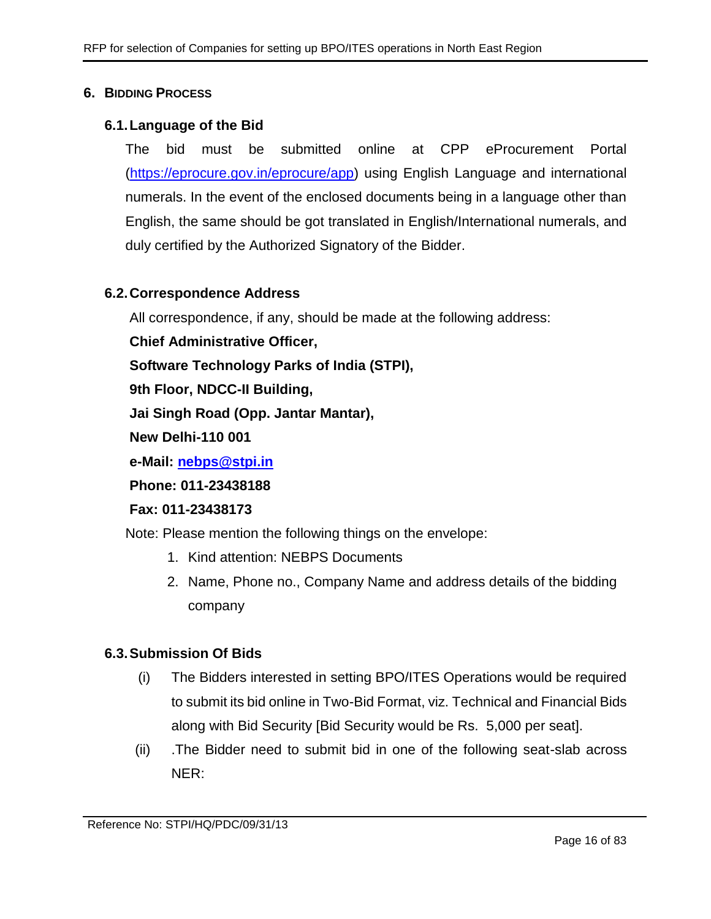## 6. BIDDING PROCESS

### 6.1. Language of the Bid

The bid must be submitted online at CPP eProcurement Portal (https://eprocure.gov.in/eprocure/app) using English Language and international numerals. In the event of the enclosed documents being in a language other than English, the same should be got translated in English/International numerals, and duly certified by the Authorized Signatory of the Bidder.

### 6.2. Correspondence Address

All correspondence, if any, should be made at the following address:

**Chief Administrative Officer,**

**Software Technology Parks of India (STPI),**

**9th Floor, NDCC-II Building,**

**Jai Singh Road (Opp. Jantar Mantar),**

**New Delhi-110 001**

**e-Mail: nebps@stpi.in**

**Phone: 011-23438188**

**Fax: 011-23438173**

Note: Please mention the following things on the envelope:

1. Kind attention: NEBPS Documents
2. Name, Phone no., Company Name and address details of the bidding company

### 6.3. Submission Of Bids

(i) The Bidders interested in setting BPO/ITES Operations would be required to submit its bid online in Two-Bid Format, viz. Technical and Financial Bids along with Bid Security [Bid Security would be Rs. 5,000 per seat].

(ii) .The Bidder need to submit bid in one of the following seat-slab across NER: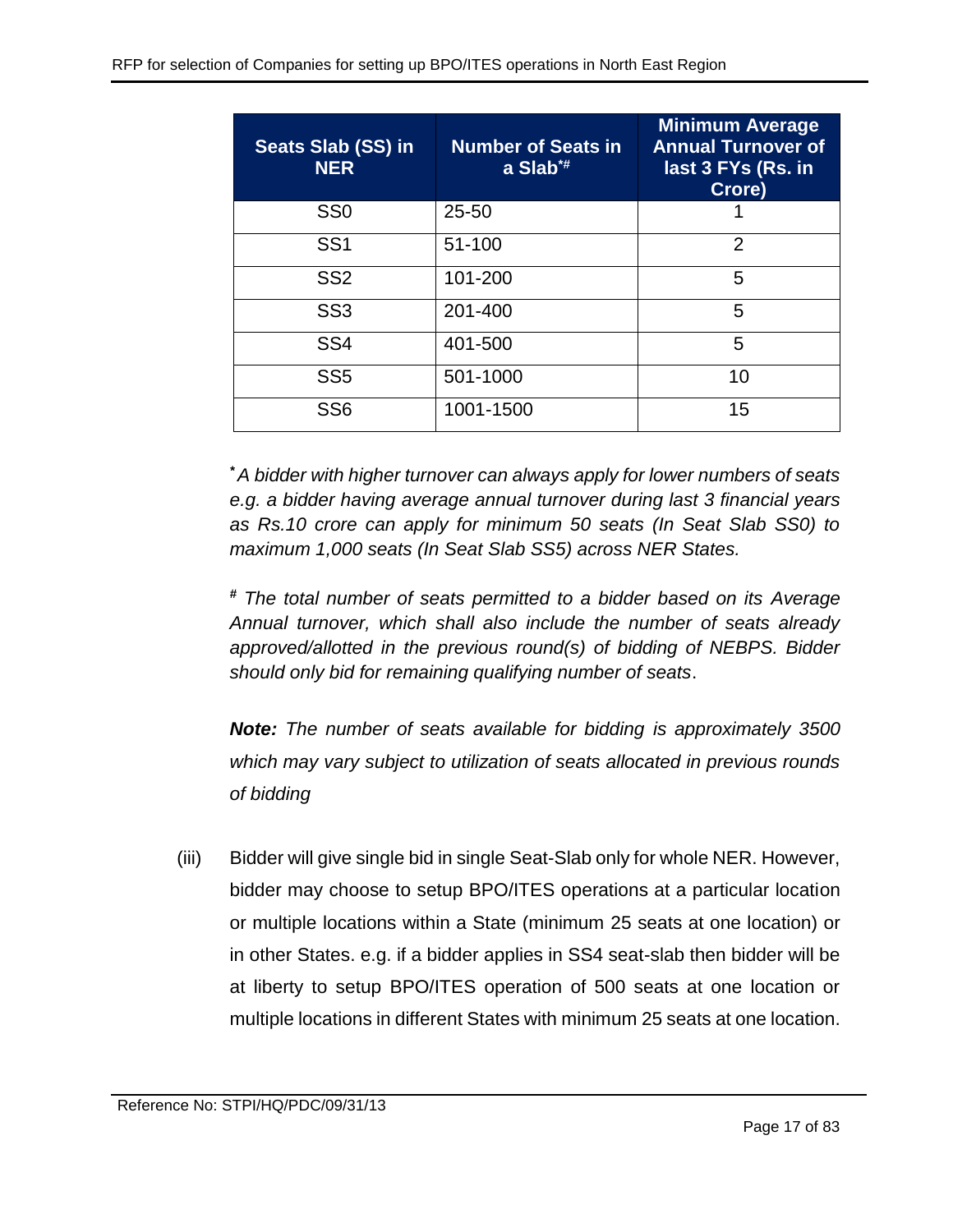| Seats Slab (SS) in NER | Number of Seats in a Slab*# | Minimum Average Annual Turnover of last 3 FYs (Rs. in Crore) |
|---|---|---|
| SS0 | 25-50 | 1 |
| SS1 | 51-100 | 2 |
| SS2 | 101-200 | 5 |
| SS3 | 201-400 | 5 |
| SS4 | 401-500 | 5 |
| SS5 | 501-1000 | 10 |
| SS6 | 1001-1500 | 15 |

*\* A bidder with higher turnover can always apply for lower numbers of seats e.g. a bidder having average annual turnover during last 3 financial years as Rs.10 crore can apply for minimum 50 seats (In Seat Slab SS0) to maximum 1,000 seats (In Seat Slab SS5) across NER States.*

*# The total number of seats permitted to a bidder based on its Average Annual turnover, which shall also include the number of seats already approved/allotted in the previous round(s) of bidding of NEBPS. Bidder should only bid for remaining qualifying number of seats.*

***Note:** The number of seats available for bidding is approximately 3500 which may vary subject to utilization of seats allocated in previous rounds of bidding*

(iii) Bidder will give single bid in single Seat-Slab only for whole NER. However, bidder may choose to setup BPO/ITES operations at a particular location or multiple locations within a State (minimum 25 seats at one location) or in other States. e.g. if a bidder applies in SS4 seat-slab then bidder will be at liberty to setup BPO/ITES operation of 500 seats at one location or multiple locations in different States with minimum 25 seats at one location.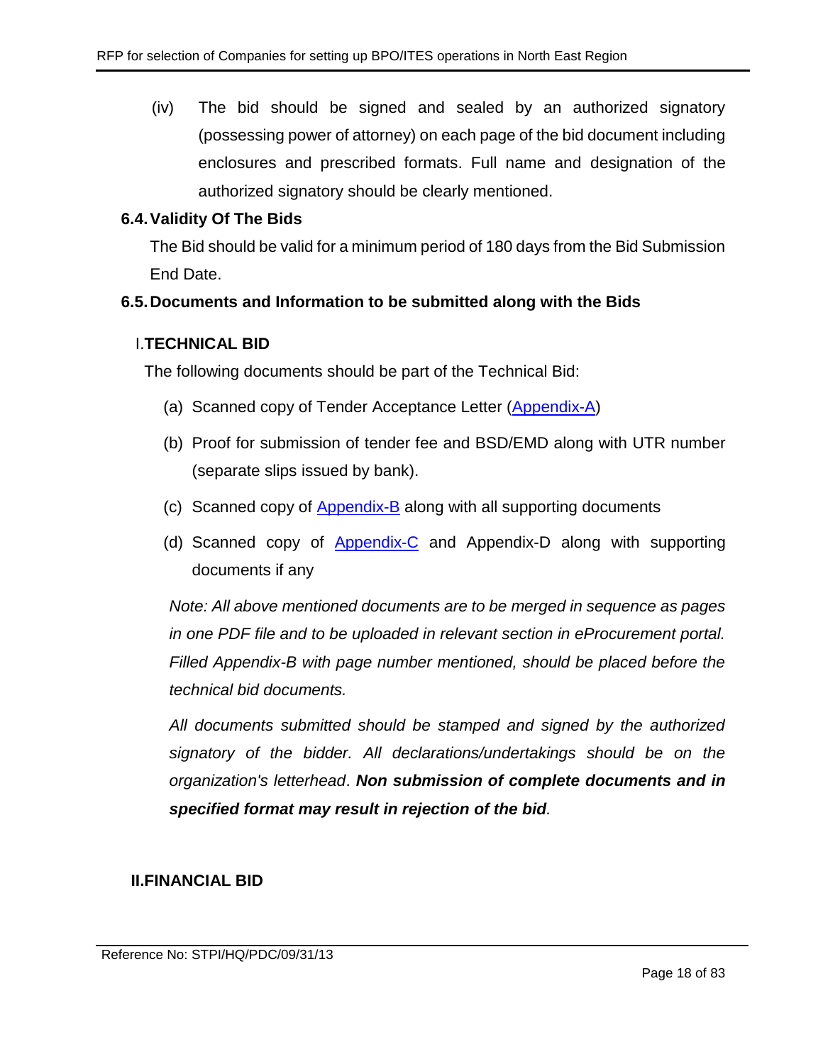(iv) The bid should be signed and sealed by an authorized signatory (possessing power of attorney) on each page of the bid document including enclosures and prescribed formats. Full name and designation of the authorized signatory should be clearly mentioned.

### 6.4. Validity Of The Bids

The Bid should be valid for a minimum period of 180 days from the Bid Submission End Date.

### 6.5. Documents and Information to be submitted along with the Bids

#### I. TECHNICAL BID

The following documents should be part of the Technical Bid:

(a) Scanned copy of Tender Acceptance Letter (Appendix-A)

(b) Proof for submission of tender fee and BSD/EMD along with UTR number (separate slips issued by bank).

(c) Scanned copy of Appendix-B along with all supporting documents

(d) Scanned copy of Appendix-C and Appendix-D along with supporting documents if any

*Note: All above mentioned documents are to be merged in sequence as pages in one PDF file and to be uploaded in relevant section in eProcurement portal. Filled Appendix-B with page number mentioned, should be placed before the technical bid documents.*

*All documents submitted should be stamped and signed by the authorized signatory of the bidder. All declarations/undertakings should be on the organization's letterhead*. ***Non submission of complete documents and in specified format may result in rejection of the bid****.*

#### II. FINANCIAL BID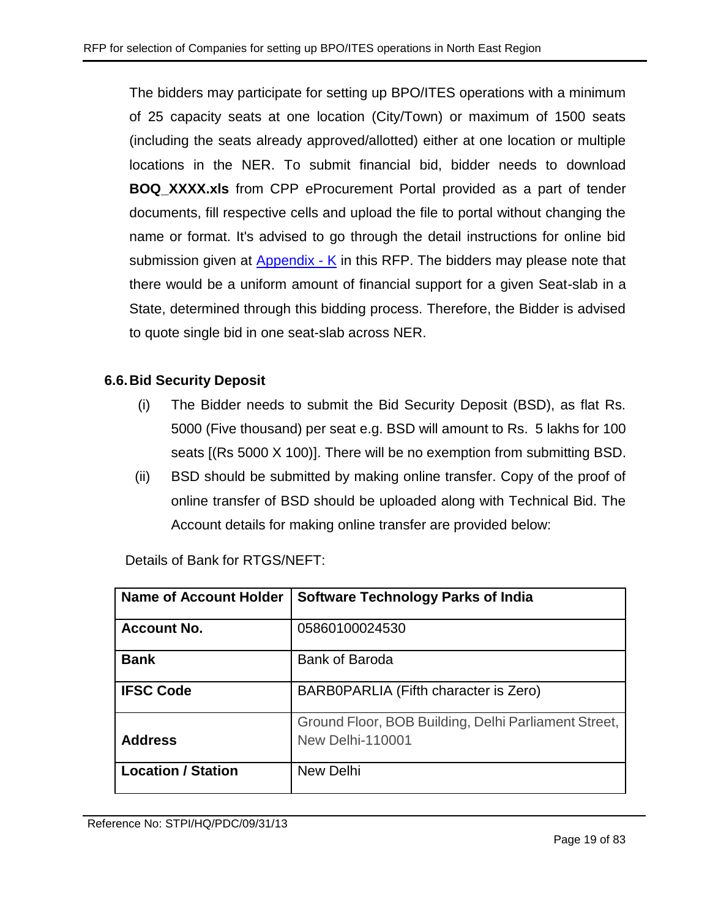The bidders may participate for setting up BPO/ITES operations with a minimum of 25 capacity seats at one location (City/Town) or maximum of 1500 seats (including the seats already approved/allotted) either at one location or multiple locations in the NER. To submit financial bid, bidder needs to download **BOQ_XXXX.xls** from CPP eProcurement Portal provided as a part of tender documents, fill respective cells and upload the file to portal without changing the name or format. It's advised to go through the detail instructions for online bid submission given at Appendix - K in this RFP. The bidders may please note that there would be a uniform amount of financial support for a given Seat-slab in a State, determined through this bidding process. Therefore, the Bidder is advised to quote single bid in one seat-slab across NER.

### 6.6. Bid Security Deposit

(i) The Bidder needs to submit the Bid Security Deposit (BSD), as flat Rs. 5000 (Five thousand) per seat e.g. BSD will amount to Rs. 5 lakhs for 100 seats [(Rs 5000 X 100)]. There will be no exemption from submitting BSD.

(ii) BSD should be submitted by making online transfer. Copy of the proof of online transfer of BSD should be uploaded along with Technical Bid. The Account details for making online transfer are provided below:

Details of Bank for RTGS/NEFT:

| **Name of Account Holder** | **Software Technology Parks of India** |
|---|---|
| **Account No.** | 05860100024530 |
| **Bank** | Bank of Baroda |
| **IFSC Code** | BARB0PARLIA (Fifth character is Zero) |
| **Address** | Ground Floor, BOB Building, Delhi Parliament Street, New Delhi-110001 |
| **Location / Station** | New Delhi |

Reference No: STPI/HQ/PDC/09/31/13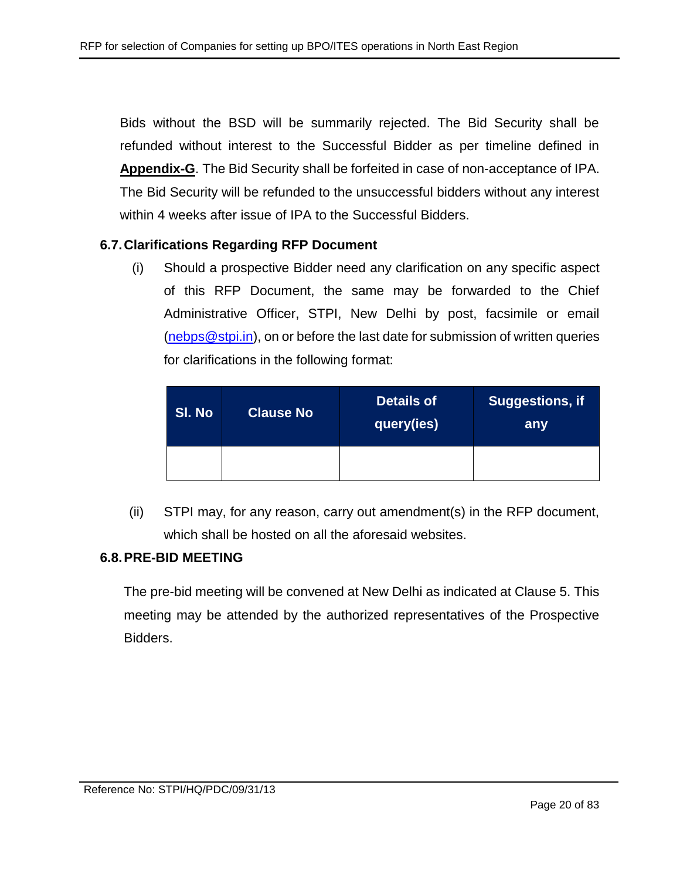Bids without the BSD will be summarily rejected. The Bid Security shall be refunded without interest to the Successful Bidder as per timeline defined in **Appendix-G**. The Bid Security shall be forfeited in case of non-acceptance of IPA. The Bid Security will be refunded to the unsuccessful bidders without any interest within 4 weeks after issue of IPA to the Successful Bidders.

### 6.7. Clarifications Regarding RFP Document

(i) Should a prospective Bidder need any clarification on any specific aspect of this RFP Document, the same may be forwarded to the Chief Administrative Officer, STPI, New Delhi by post, facsimile or email (nebps@stpi.in), on or before the last date for submission of written queries for clarifications in the following format:

| Sl. No | Clause No | Details of query(ies) | Suggestions, if any |
|---|---|---|---|
| | | | |

(ii) STPI may, for any reason, carry out amendment(s) in the RFP document, which shall be hosted on all the aforesaid websites.

### 6.8. PRE-BID MEETING

The pre-bid meeting will be convened at New Delhi as indicated at Clause 5. This meeting may be attended by the authorized representatives of the Prospective Bidders.

Reference No: STPI/HQ/PDC/09/31/13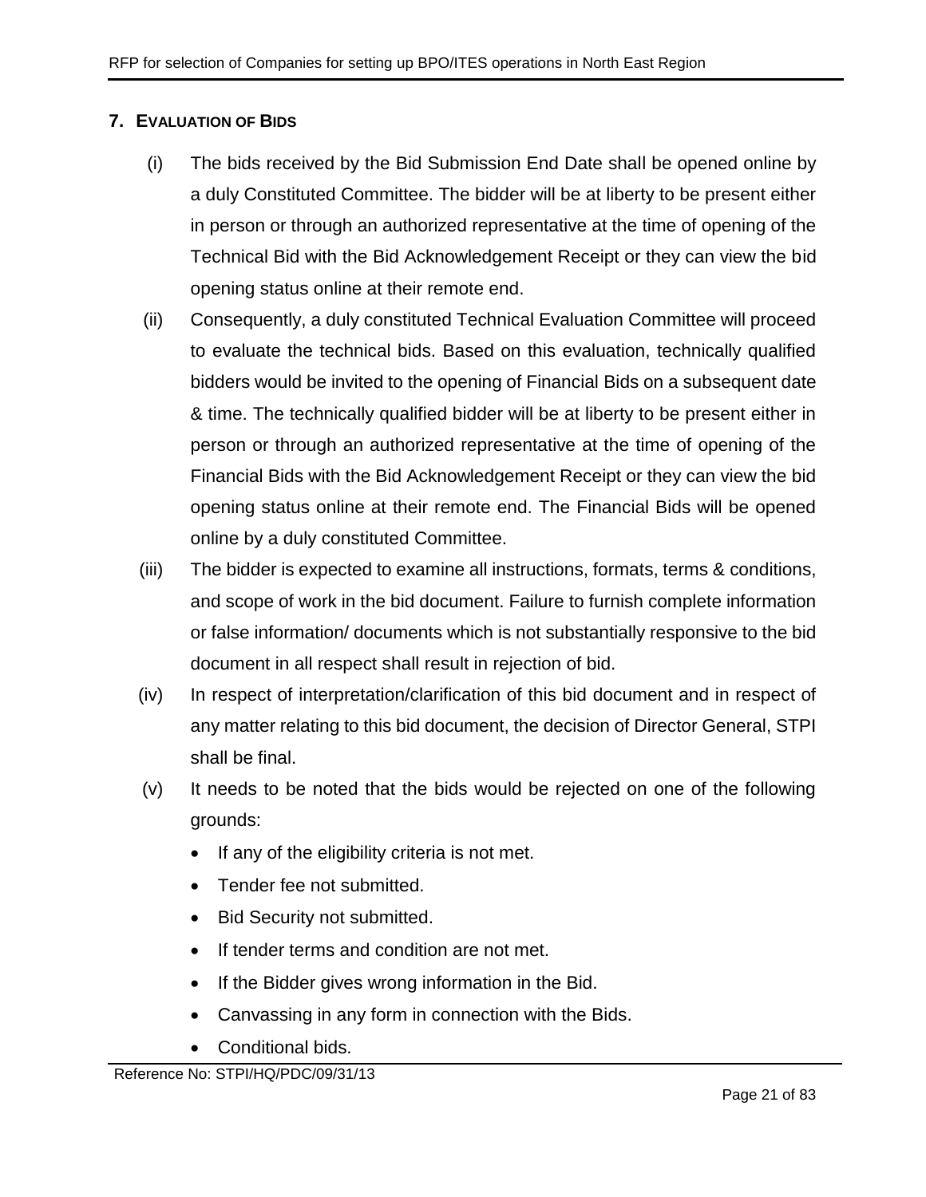## 7. EVALUATION OF BIDS

(i) The bids received by the Bid Submission End Date shall be opened online by a duly Constituted Committee. The bidder will be at liberty to be present either in person or through an authorized representative at the time of opening of the Technical Bid with the Bid Acknowledgement Receipt or they can view the bid opening status online at their remote end.

(ii) Consequently, a duly constituted Technical Evaluation Committee will proceed to evaluate the technical bids. Based on this evaluation, technically qualified bidders would be invited to the opening of Financial Bids on a subsequent date & time. The technically qualified bidder will be at liberty to be present either in person or through an authorized representative at the time of opening of the Financial Bids with the Bid Acknowledgement Receipt or they can view the bid opening status online at their remote end. The Financial Bids will be opened online by a duly constituted Committee.

(iii) The bidder is expected to examine all instructions, formats, terms & conditions, and scope of work in the bid document. Failure to furnish complete information or false information/ documents which is not substantially responsive to the bid document in all respect shall result in rejection of bid.

(iv) In respect of interpretation/clarification of this bid document and in respect of any matter relating to this bid document, the decision of Director General, STPI shall be final.

(v) It needs to be noted that the bids would be rejected on one of the following grounds:

- If any of the eligibility criteria is not met.
- Tender fee not submitted.
- Bid Security not submitted.
- If tender terms and condition are not met.
- If the Bidder gives wrong information in the Bid.
- Canvassing in any form in connection with the Bids.
- Conditional bids.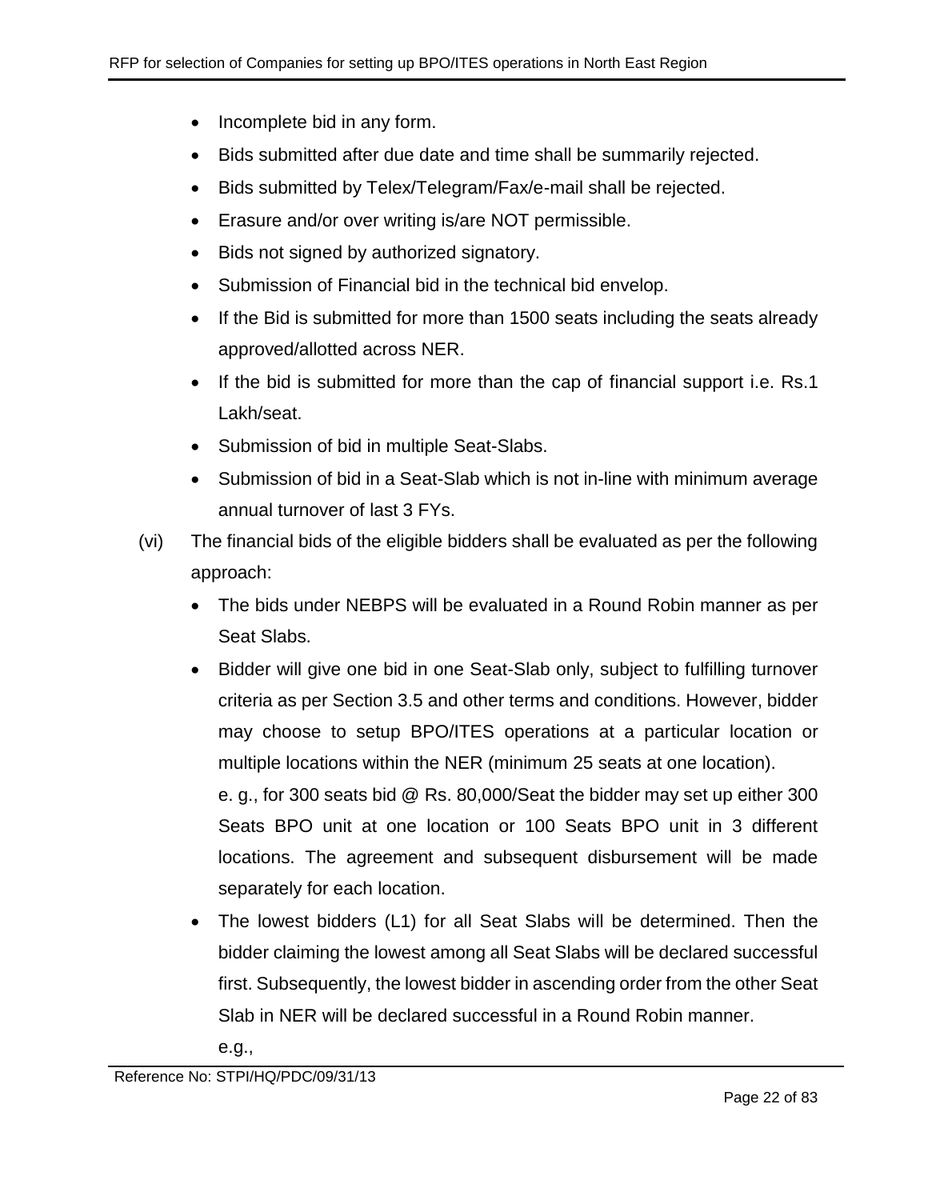- Incomplete bid in any form.
- Bids submitted after due date and time shall be summarily rejected.
- Bids submitted by Telex/Telegram/Fax/e-mail shall be rejected.
- Erasure and/or over writing is/are NOT permissible.
- Bids not signed by authorized signatory.
- Submission of Financial bid in the technical bid envelop.
- If the Bid is submitted for more than 1500 seats including the seats already approved/allotted across NER.
- If the bid is submitted for more than the cap of financial support i.e. Rs.1 Lakh/seat.
- Submission of bid in multiple Seat-Slabs.
- Submission of bid in a Seat-Slab which is not in-line with minimum average annual turnover of last 3 FYs.

(vi) The financial bids of the eligible bidders shall be evaluated as per the following approach:

- The bids under NEBPS will be evaluated in a Round Robin manner as per Seat Slabs.
- Bidder will give one bid in one Seat-Slab only, subject to fulfilling turnover criteria as per Section 3.5 and other terms and conditions. However, bidder may choose to setup BPO/ITES operations at a particular location or multiple locations within the NER (minimum 25 seats at one location).

  e. g., for 300 seats bid @ Rs. 80,000/Seat the bidder may set up either 300 Seats BPO unit at one location or 100 Seats BPO unit in 3 different locations. The agreement and subsequent disbursement will be made separately for each location.
- The lowest bidders (L1) for all Seat Slabs will be determined. Then the bidder claiming the lowest among all Seat Slabs will be declared successful first. Subsequently, the lowest bidder in ascending order from the other Seat Slab in NER will be declared successful in a Round Robin manner.

  e.g.,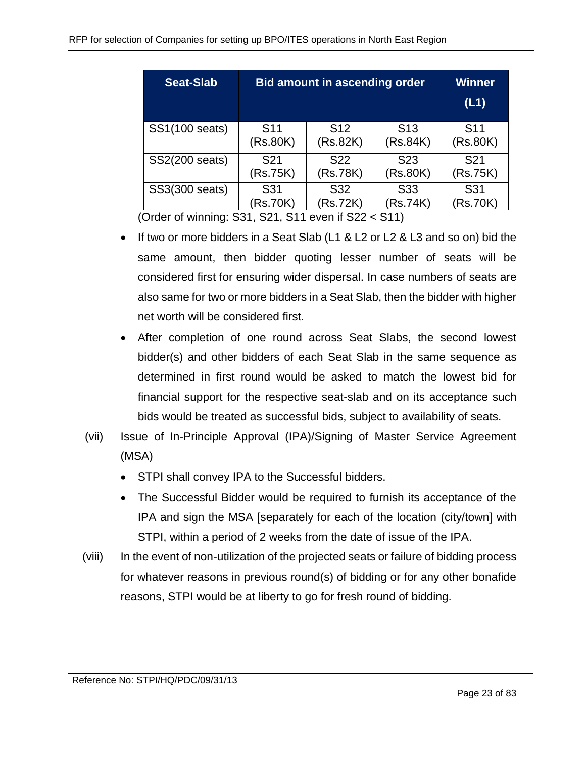| Seat-Slab | Bid amount in ascending order | | | Winner (L1) |
|---|---|---|---|---|
| SS1(100 seats) | S11 (Rs.80K) | S12 (Rs.82K) | S13 (Rs.84K) | S11 (Rs.80K) |
| SS2(200 seats) | S21 (Rs.75K) | S22 (Rs.78K) | S23 (Rs.80K) | S21 (Rs.75K) |
| SS3(300 seats) | S31 (Rs.70K) | S32 (Rs.72K) | S33 (Rs.74K) | S31 (Rs.70K) |

(Order of winning: S31, S21, S11 even if S22 < S11)

- If two or more bidders in a Seat Slab (L1 & L2 or L2 & L3 and so on) bid the same amount, then bidder quoting lesser number of seats will be considered first for ensuring wider dispersal. In case numbers of seats are also same for two or more bidders in a Seat Slab, then the bidder with higher net worth will be considered first.
- After completion of one round across Seat Slabs, the second lowest bidder(s) and other bidders of each Seat Slab in the same sequence as determined in first round would be asked to match the lowest bid for financial support for the respective seat-slab and on its acceptance such bids would be treated as successful bids, subject to availability of seats.

(vii) Issue of In-Principle Approval (IPA)/Signing of Master Service Agreement (MSA)

- STPI shall convey IPA to the Successful bidders.
- The Successful Bidder would be required to furnish its acceptance of the IPA and sign the MSA [separately for each of the location (city/town] with STPI, within a period of 2 weeks from the date of issue of the IPA.

(viii) In the event of non-utilization of the projected seats or failure of bidding process for whatever reasons in previous round(s) of bidding or for any other bonafide reasons, STPI would be at liberty to go for fresh round of bidding.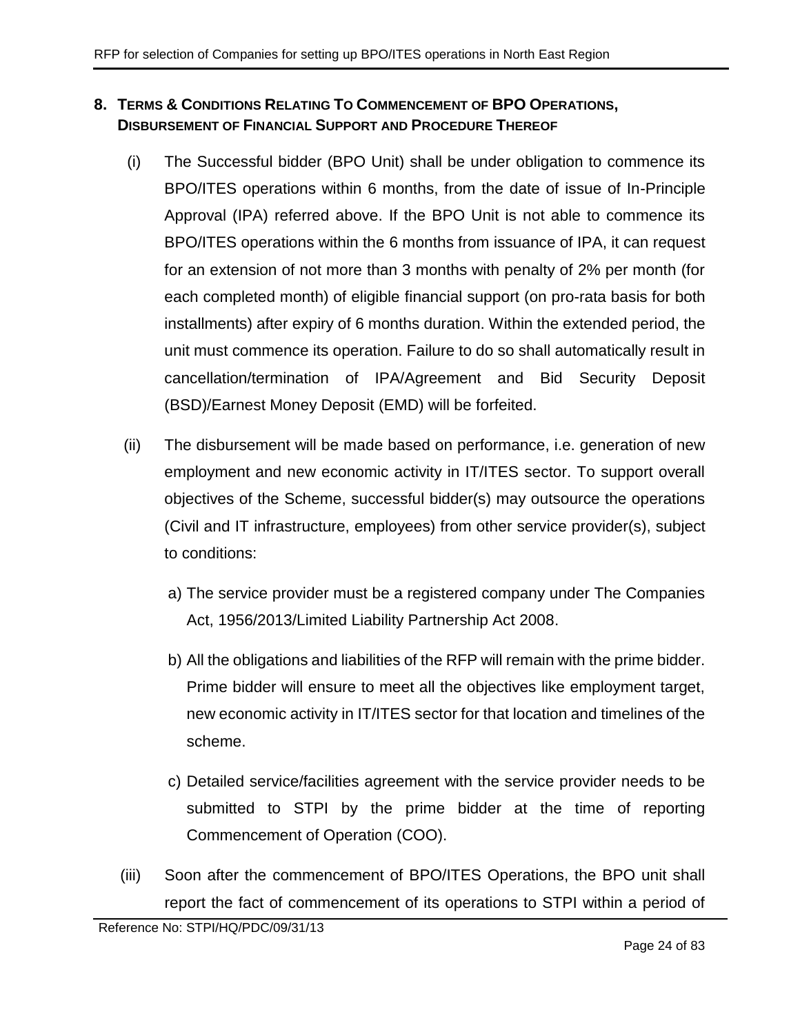## 8. Terms & Conditions Relating To Commencement of BPO Operations, Disbursement of Financial Support and Procedure Thereof

(i) The Successful bidder (BPO Unit) shall be under obligation to commence its BPO/ITES operations within 6 months, from the date of issue of In-Principle Approval (IPA) referred above. If the BPO Unit is not able to commence its BPO/ITES operations within the 6 months from issuance of IPA, it can request for an extension of not more than 3 months with penalty of 2% per month (for each completed month) of eligible financial support (on pro-rata basis for both installments) after expiry of 6 months duration. Within the extended period, the unit must commence its operation. Failure to do so shall automatically result in cancellation/termination of IPA/Agreement and Bid Security Deposit (BSD)/Earnest Money Deposit (EMD) will be forfeited.

(ii) The disbursement will be made based on performance, i.e. generation of new employment and new economic activity in IT/ITES sector. To support overall objectives of the Scheme, successful bidder(s) may outsource the operations (Civil and IT infrastructure, employees) from other service provider(s), subject to conditions:

a) The service provider must be a registered company under The Companies Act, 1956/2013/Limited Liability Partnership Act 2008.

b) All the obligations and liabilities of the RFP will remain with the prime bidder. Prime bidder will ensure to meet all the objectives like employment target, new economic activity in IT/ITES sector for that location and timelines of the scheme.

c) Detailed service/facilities agreement with the service provider needs to be submitted to STPI by the prime bidder at the time of reporting Commencement of Operation (COO).

(iii) Soon after the commencement of BPO/ITES Operations, the BPO unit shall report the fact of commencement of its operations to STPI within a period of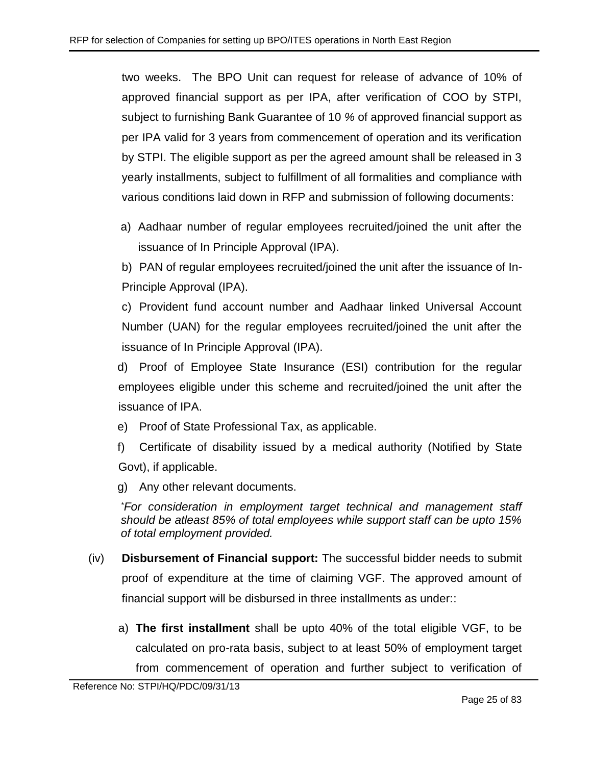two weeks. The BPO Unit can request for release of advance of 10% of approved financial support as per IPA, after verification of COO by STPI, subject to furnishing Bank Guarantee of 10 % of approved financial support as per IPA valid for 3 years from commencement of operation and its verification by STPI. The eligible support as per the agreed amount shall be released in 3 yearly installments, subject to fulfillment of all formalities and compliance with various conditions laid down in RFP and submission of following documents:

a) Aadhaar number of regular employees recruited/joined the unit after the issuance of In Principle Approval (IPA).

b) PAN of regular employees recruited/joined the unit after the issuance of In-Principle Approval (IPA).

c) Provident fund account number and Aadhaar linked Universal Account Number (UAN) for the regular employees recruited/joined the unit after the issuance of In Principle Approval (IPA).

d) Proof of Employee State Insurance (ESI) contribution for the regular employees eligible under this scheme and recruited/joined the unit after the issuance of IPA.

e) Proof of State Professional Tax, as applicable.

f) Certificate of disability issued by a medical authority (Notified by State Govt), if applicable.

g) Any other relevant documents.

*\*For consideration in employment target technical and management staff should be atleast 85% of total employees while support staff can be upto 15% of total employment provided.*

(iv) **Disbursement of Financial support:** The successful bidder needs to submit proof of expenditure at the time of claiming VGF. The approved amount of financial support will be disbursed in three installments as under::

a) **The first installment** shall be upto 40% of the total eligible VGF, to be calculated on pro-rata basis, subject to at least 50% of employment target from commencement of operation and further subject to verification of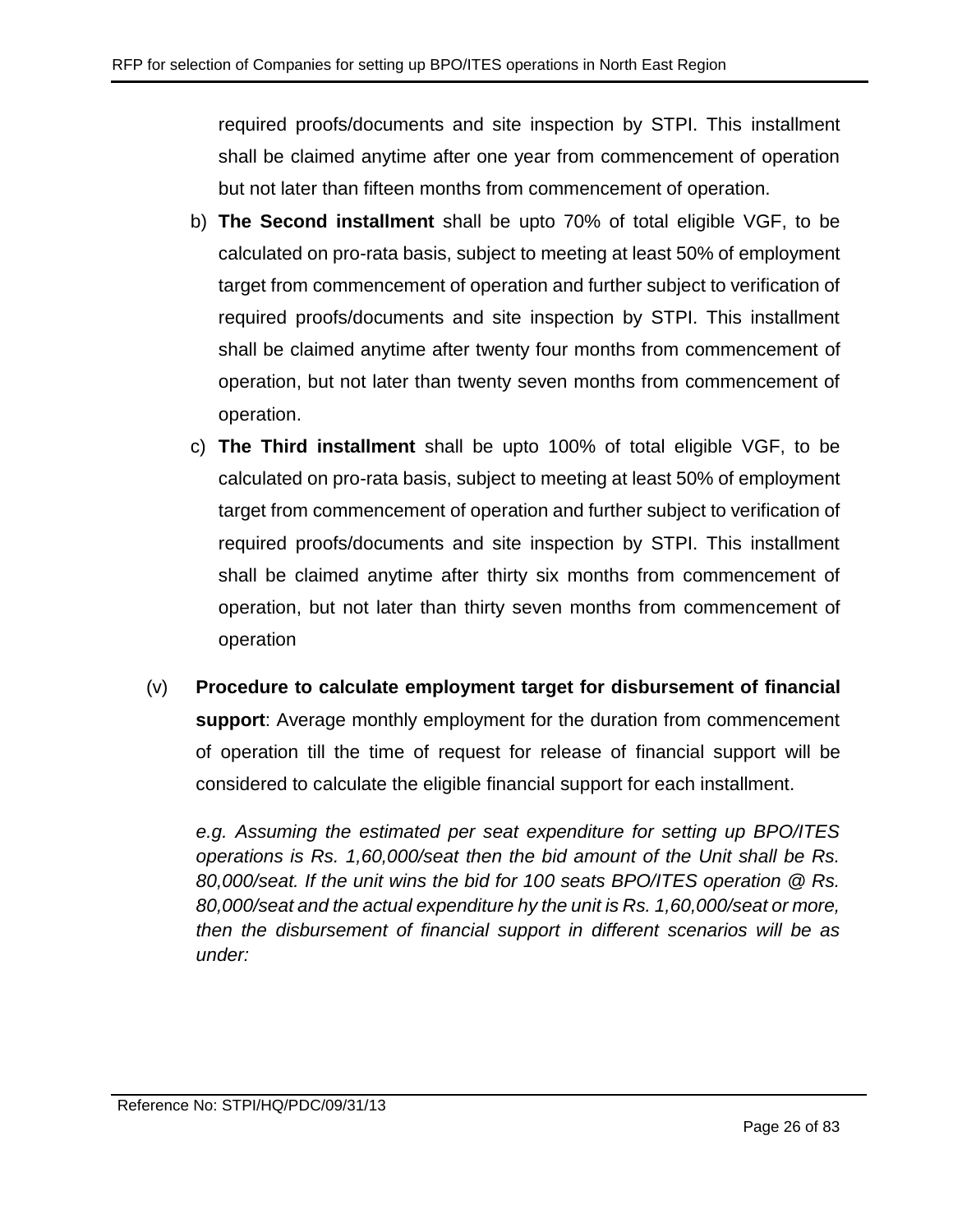required proofs/documents and site inspection by STPI. This installment shall be claimed anytime after one year from commencement of operation but not later than fifteen months from commencement of operation.

b) **The Second installment** shall be upto 70% of total eligible VGF, to be calculated on pro-rata basis, subject to meeting at least 50% of employment target from commencement of operation and further subject to verification of required proofs/documents and site inspection by STPI. This installment shall be claimed anytime after twenty four months from commencement of operation, but not later than twenty seven months from commencement of operation.

c) **The Third installment** shall be upto 100% of total eligible VGF, to be calculated on pro-rata basis, subject to meeting at least 50% of employment target from commencement of operation and further subject to verification of required proofs/documents and site inspection by STPI. This installment shall be claimed anytime after thirty six months from commencement of operation, but not later than thirty seven months from commencement of operation

(v) **Procedure to calculate employment target for disbursement of financial support**: Average monthly employment for the duration from commencement of operation till the time of request for release of financial support will be considered to calculate the eligible financial support for each installment.

*e.g. Assuming the estimated per seat expenditure for setting up BPO/ITES operations is Rs. 1,60,000/seat then the bid amount of the Unit shall be Rs. 80,000/seat. If the unit wins the bid for 100 seats BPO/ITES operation @ Rs. 80,000/seat and the actual expenditure hy the unit is Rs. 1,60,000/seat or more, then the disbursement of financial support in different scenarios will be as under:*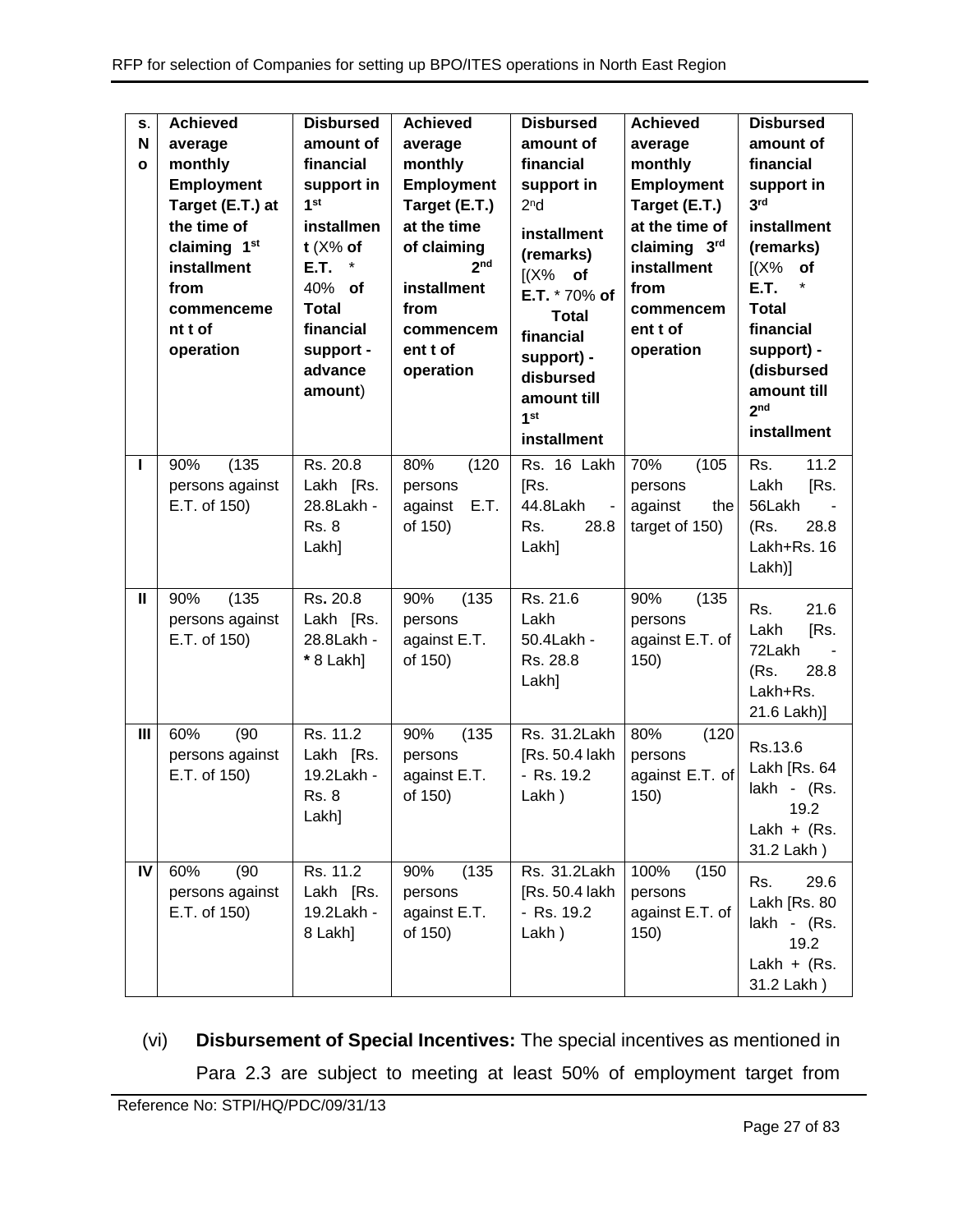| S. No | Achieved average monthly Employment Target (E.T.) at the time of claiming 1st installment from commencement t of operation | Disbursed amount of financial support in 1st installment (X% of E.T. * 40% of Total financial support - advance amount) | Achieved average monthly Employment Target (E.T.) at the time of claiming 2nd installment from commencem ent t of operation | Disbursed amount of financial support in 2nd installment (remarks) [(X% of E.T. * 70% of Total financial support) - disbursed amount till 1st installment | Achieved average monthly Employment Target (E.T.) at the time of claiming 3rd installment from commencem ent t of operation | Disbursed amount of financial support in 3rd installment (remarks) [(X% of E.T. * Total financial support) - (disbursed amount till 2nd installment |
|---|---|---|---|---|---|---|
| I | 90% (135 persons against E.T. of 150) | Rs. 20.8 Lakh [Rs. 28.8Lakh - Rs. 8 Lakh] | 80% (120 persons against E.T. of 150) | Rs. 16 Lakh [Rs. 44.8Lakh - Rs. 28.8 Lakh] | 70% (105 persons against the target of 150) | Rs. 11.2 Lakh [Rs. 56Lakh - (Rs. 28.8 Lakh+Rs. 16 Lakh)] |
| II | 90% (135 persons against E.T. of 150) | Rs. 20.8 Lakh [Rs. 28.8Lakh - * 8 Lakh] | 90% (135 persons against E.T. of 150) | Rs. 21.6 Lakh 50.4Lakh - Rs. 28.8 Lakh] | 90% (135 persons against E.T. of 150) | Rs. 21.6 Lakh [Rs. 72Lakh - (Rs. 28.8 Lakh+Rs. 21.6 Lakh)] |
| III | 60% (90 persons against E.T. of 150) | Rs. 11.2 Lakh [Rs. 19.2Lakh - Rs. 8 Lakh] | 90% (135 persons against E.T. of 150) | Rs. 31.2Lakh [Rs. 50.4 lakh - Rs. 19.2 Lakh ) | 80% (120 persons against E.T. of 150) | Rs.13.6 Lakh [Rs. 64 lakh - (Rs. 19.2 Lakh + (Rs. 31.2 Lakh ) |
| IV | 60% (90 persons against E.T. of 150) | Rs. 11.2 Lakh [Rs. 19.2Lakh - 8 Lakh] | 90% (135 persons against E.T. of 150) | Rs. 31.2Lakh [Rs. 50.4 lakh - Rs. 19.2 Lakh ) | 100% (150 persons against E.T. of 150) | Rs. 29.6 Lakh [Rs. 80 lakh - (Rs. 19.2 Lakh + (Rs. 31.2 Lakh ) |

(vi) **Disbursement of Special Incentives:** The special incentives as mentioned in Para 2.3 are subject to meeting at least 50% of employment target from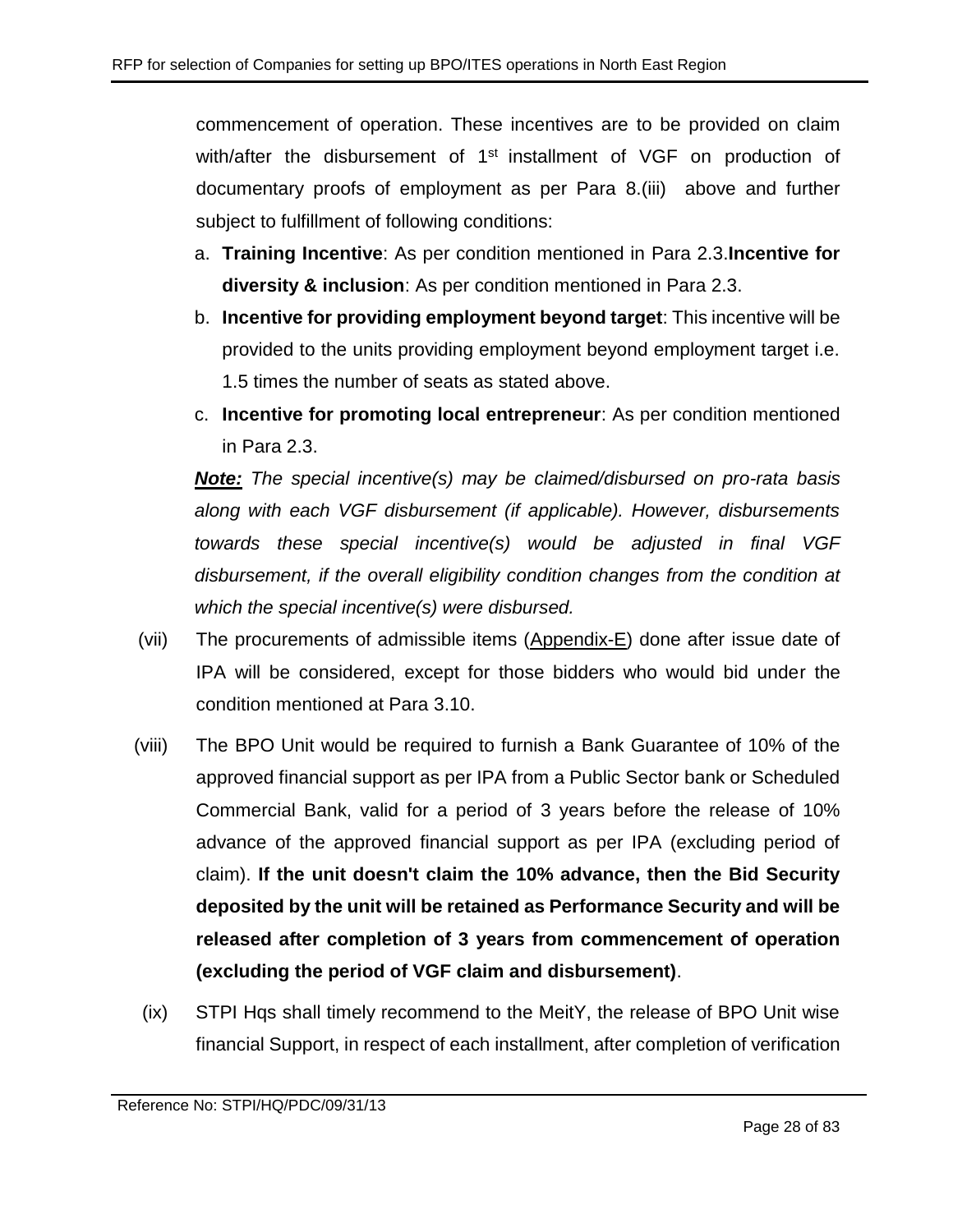commencement of operation. These incentives are to be provided on claim with/after the disbursement of 1st installment of VGF on production of documentary proofs of employment as per Para 8.(iii) above and further subject to fulfillment of following conditions:

a. **Training Incentive**: As per condition mentioned in Para 2.3.**Incentive for diversity & inclusion**: As per condition mentioned in Para 2.3.
b. **Incentive for providing employment beyond target**: This incentive will be provided to the units providing employment beyond employment target i.e. 1.5 times the number of seats as stated above.
c. **Incentive for promoting local entrepreneur**: As per condition mentioned in Para 2.3.

***Note:*** *The special incentive(s) may be claimed/disbursed on pro-rata basis along with each VGF disbursement (if applicable). However, disbursements towards these special incentive(s) would be adjusted in final VGF disbursement, if the overall eligibility condition changes from the condition at which the special incentive(s) were disbursed.*

(vii) The procurements of admissible items (Appendix-E) done after issue date of IPA will be considered, except for those bidders who would bid under the condition mentioned at Para 3.10.

(viii) The BPO Unit would be required to furnish a Bank Guarantee of 10% of the approved financial support as per IPA from a Public Sector bank or Scheduled Commercial Bank, valid for a period of 3 years before the release of 10% advance of the approved financial support as per IPA (excluding period of claim). **If the unit doesn't claim the 10% advance, then the Bid Security deposited by the unit will be retained as Performance Security and will be released after completion of 3 years from commencement of operation (excluding the period of VGF claim and disbursement)**.

(ix) STPI Hqs shall timely recommend to the MeitY, the release of BPO Unit wise financial Support, in respect of each installment, after completion of verification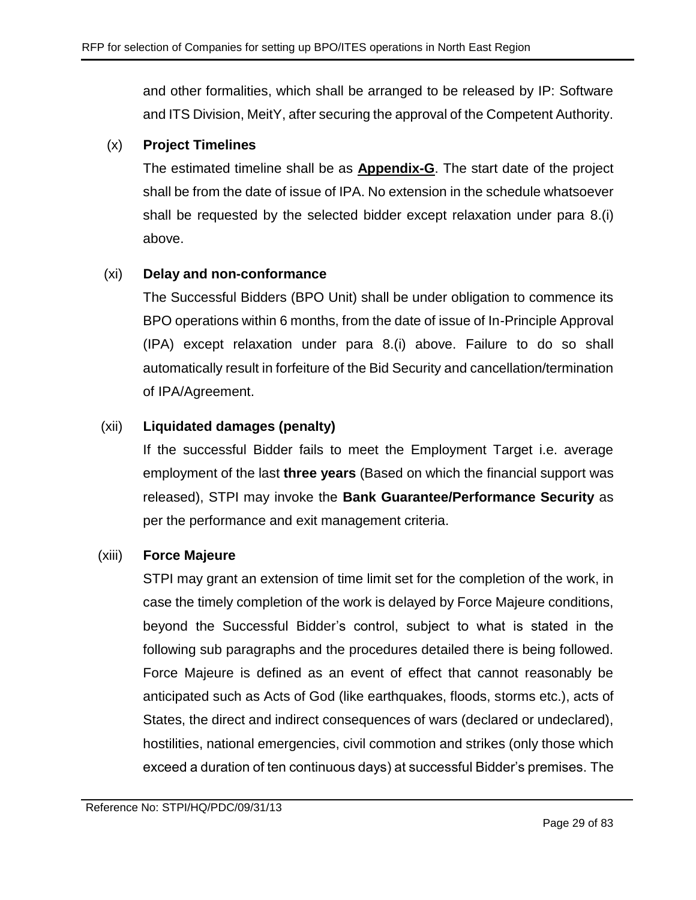and other formalities, which shall be arranged to be released by IP: Software and ITS Division, MeitY, after securing the approval of the Competent Authority.

(x) **Project Timelines**

The estimated timeline shall be as **Appendix-G**. The start date of the project shall be from the date of issue of IPA. No extension in the schedule whatsoever shall be requested by the selected bidder except relaxation under para 8.(i) above.

(xi) **Delay and non-conformance**

The Successful Bidders (BPO Unit) shall be under obligation to commence its BPO operations within 6 months, from the date of issue of In-Principle Approval (IPA) except relaxation under para 8.(i) above. Failure to do so shall automatically result in forfeiture of the Bid Security and cancellation/termination of IPA/Agreement.

(xii) **Liquidated damages (penalty)**

If the successful Bidder fails to meet the Employment Target i.e. average employment of the last **three years** (Based on which the financial support was released), STPI may invoke the **Bank Guarantee/Performance Security** as per the performance and exit management criteria.

(xiii) **Force Majeure**

STPI may grant an extension of time limit set for the completion of the work, in case the timely completion of the work is delayed by Force Majeure conditions, beyond the Successful Bidder's control, subject to what is stated in the following sub paragraphs and the procedures detailed there is being followed. Force Majeure is defined as an event of effect that cannot reasonably be anticipated such as Acts of God (like earthquakes, floods, storms etc.), acts of States, the direct and indirect consequences of wars (declared or undeclared), hostilities, national emergencies, civil commotion and strikes (only those which exceed a duration of ten continuous days) at successful Bidder's premises. The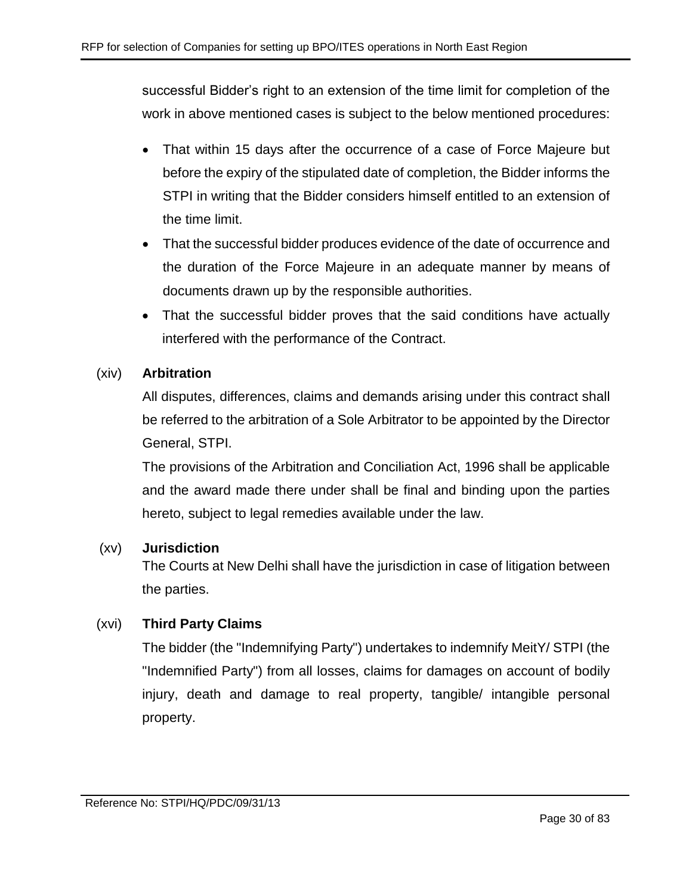successful Bidder's right to an extension of the time limit for completion of the work in above mentioned cases is subject to the below mentioned procedures:

- That within 15 days after the occurrence of a case of Force Majeure but before the expiry of the stipulated date of completion, the Bidder informs the STPI in writing that the Bidder considers himself entitled to an extension of the time limit.
- That the successful bidder produces evidence of the date of occurrence and the duration of the Force Majeure in an adequate manner by means of documents drawn up by the responsible authorities.
- That the successful bidder proves that the said conditions have actually interfered with the performance of the Contract.

(xiv) **Arbitration**

All disputes, differences, claims and demands arising under this contract shall be referred to the arbitration of a Sole Arbitrator to be appointed by the Director General, STPI.

The provisions of the Arbitration and Conciliation Act, 1996 shall be applicable and the award made there under shall be final and binding upon the parties hereto, subject to legal remedies available under the law.

(xv) **Jurisdiction**

The Courts at New Delhi shall have the jurisdiction in case of litigation between the parties.

(xvi) **Third Party Claims**

The bidder (the "Indemnifying Party") undertakes to indemnify MeitY/ STPI (the "Indemnified Party") from all losses, claims for damages on account of bodily injury, death and damage to real property, tangible/ intangible personal property.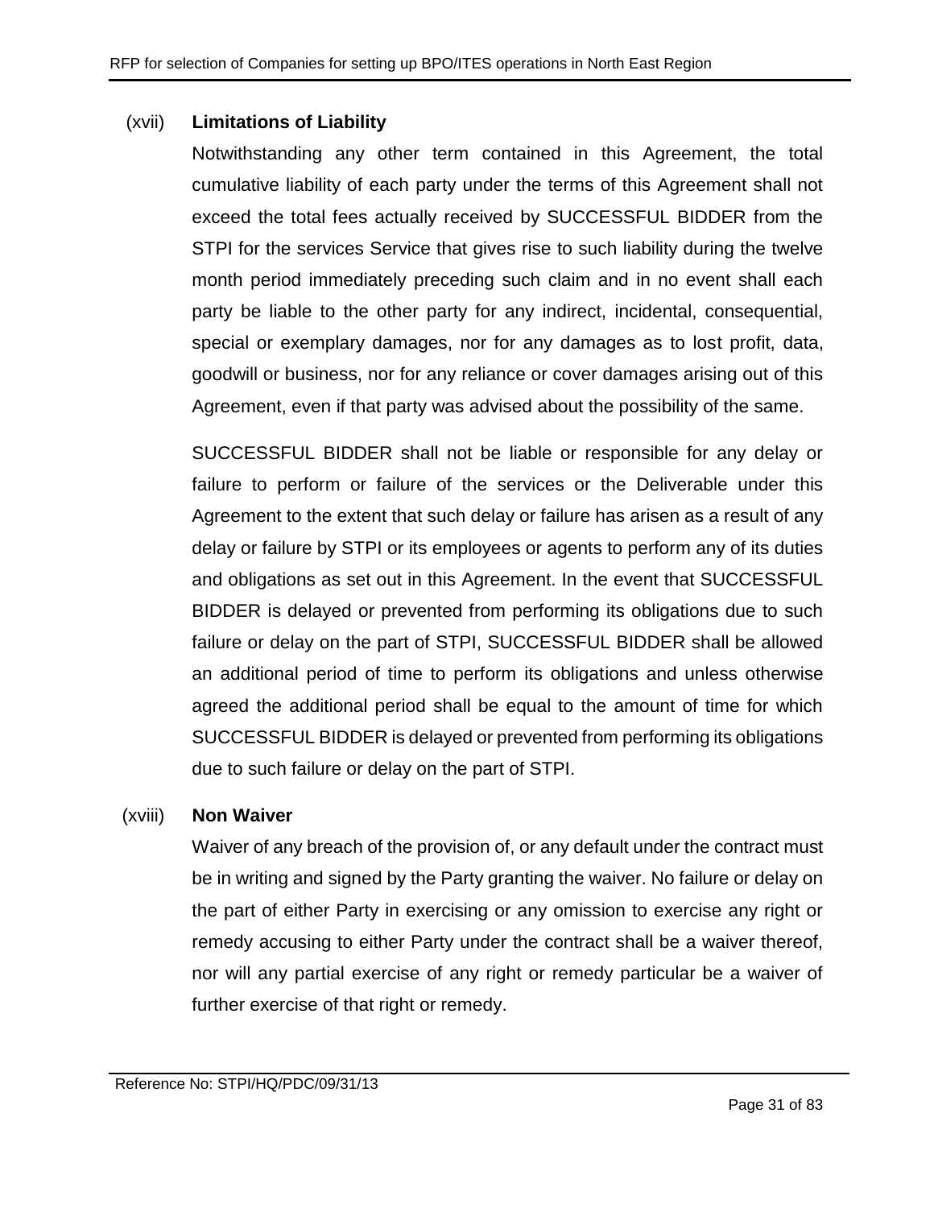(xvii) **Limitations of Liability**

Notwithstanding any other term contained in this Agreement, the total cumulative liability of each party under the terms of this Agreement shall not exceed the total fees actually received by SUCCESSFUL BIDDER from the STPI for the services Service that gives rise to such liability during the twelve month period immediately preceding such claim and in no event shall each party be liable to the other party for any indirect, incidental, consequential, special or exemplary damages, nor for any damages as to lost profit, data, goodwill or business, nor for any reliance or cover damages arising out of this Agreement, even if that party was advised about the possibility of the same.

SUCCESSFUL BIDDER shall not be liable or responsible for any delay or failure to perform or failure of the services or the Deliverable under this Agreement to the extent that such delay or failure has arisen as a result of any delay or failure by STPI or its employees or agents to perform any of its duties and obligations as set out in this Agreement. In the event that SUCCESSFUL BIDDER is delayed or prevented from performing its obligations due to such failure or delay on the part of STPI, SUCCESSFUL BIDDER shall be allowed an additional period of time to perform its obligations and unless otherwise agreed the additional period shall be equal to the amount of time for which SUCCESSFUL BIDDER is delayed or prevented from performing its obligations due to such failure or delay on the part of STPI.

(xviii) **Non Waiver**

Waiver of any breach of the provision of, or any default under the contract must be in writing and signed by the Party granting the waiver. No failure or delay on the part of either Party in exercising or any omission to exercise any right or remedy accusing to either Party under the contract shall be a waiver thereof, nor will any partial exercise of any right or remedy particular be a waiver of further exercise of that right or remedy.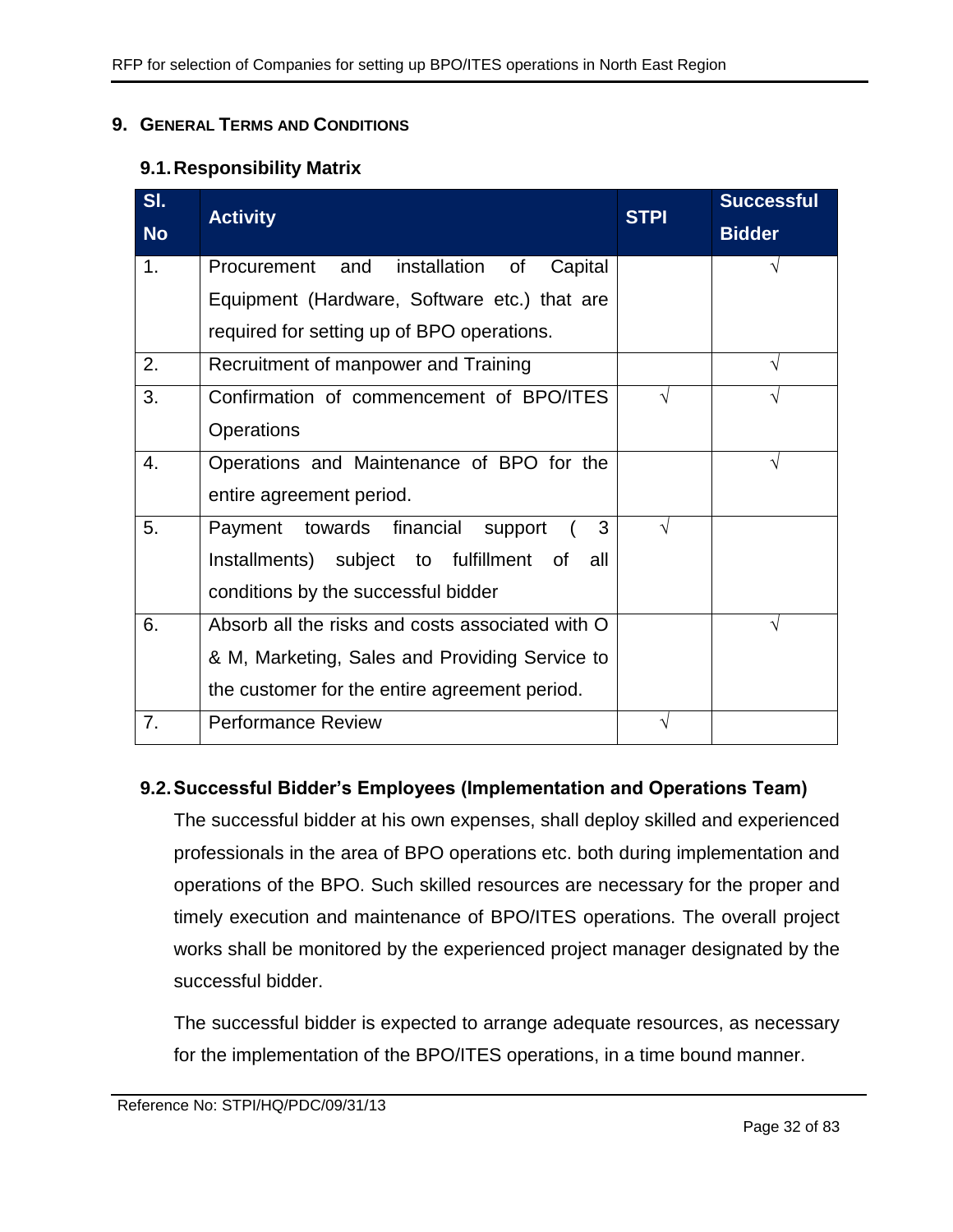## 9. General Terms and Conditions

### 9.1. Responsibility Matrix

| Sl. No | Activity | STPI | Successful Bidder |
|---|---|---|---|
| 1. | Procurement and installation of Capital Equipment (Hardware, Software etc.) that are required for setting up of BPO operations. | | √ |
| 2. | Recruitment of manpower and Training | | √ |
| 3. | Confirmation of commencement of BPO/ITES Operations | √ | √ |
| 4. | Operations and Maintenance of BPO for the entire agreement period. | | √ |
| 5. | Payment towards financial support ( 3 Installments) subject to fulfillment of all conditions by the successful bidder | √ | |
| 6. | Absorb all the risks and costs associated with O & M, Marketing, Sales and Providing Service to the customer for the entire agreement period. | | √ |
| 7. | Performance Review | √ | |

### 9.2. Successful Bidder's Employees (Implementation and Operations Team)

The successful bidder at his own expenses, shall deploy skilled and experienced professionals in the area of BPO operations etc. both during implementation and operations of the BPO. Such skilled resources are necessary for the proper and timely execution and maintenance of BPO/ITES operations. The overall project works shall be monitored by the experienced project manager designated by the successful bidder.

The successful bidder is expected to arrange adequate resources, as necessary for the implementation of the BPO/ITES operations, in a time bound manner.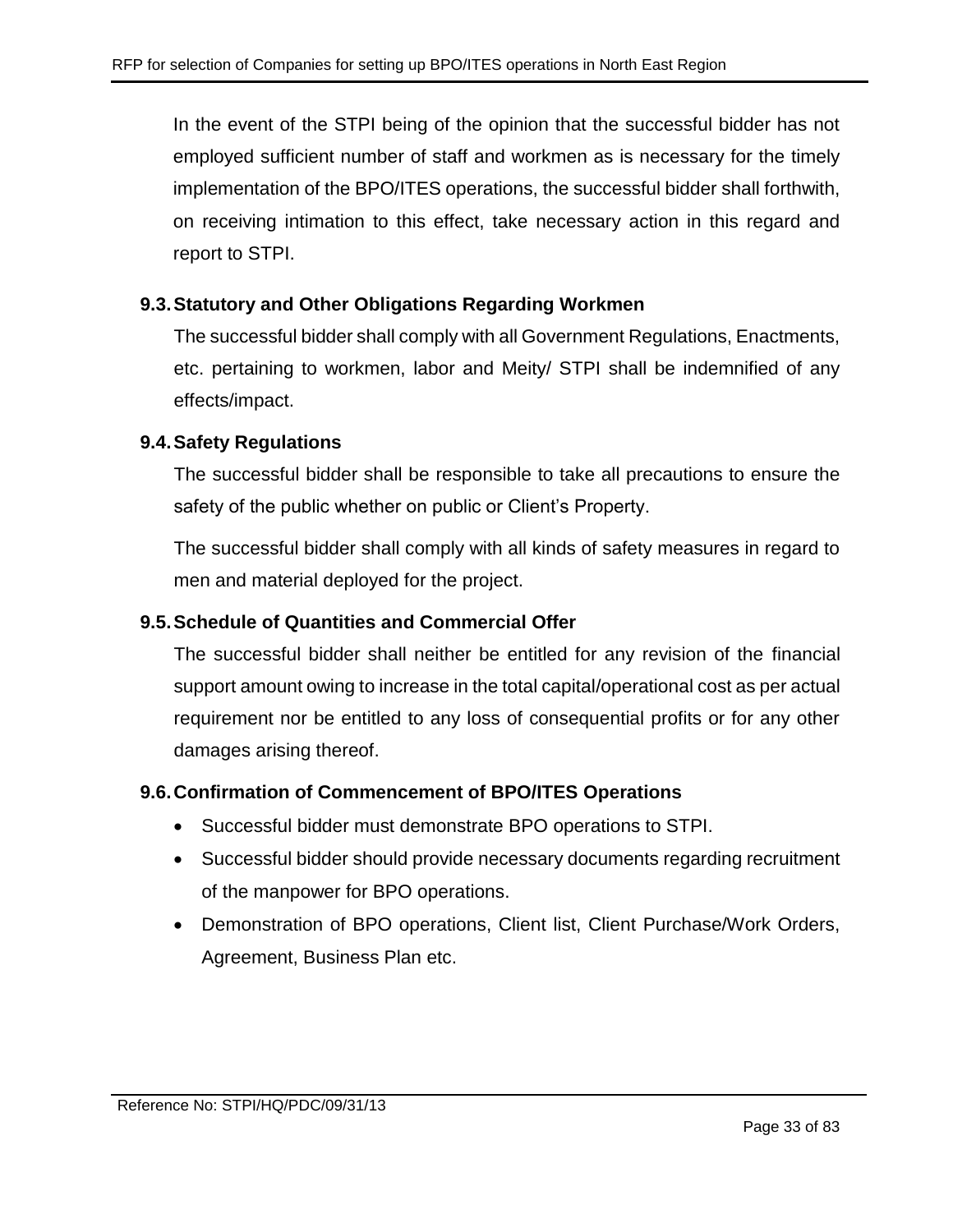In the event of the STPI being of the opinion that the successful bidder has not employed sufficient number of staff and workmen as is necessary for the timely implementation of the BPO/ITES operations, the successful bidder shall forthwith, on receiving intimation to this effect, take necessary action in this regard and report to STPI.

### 9.3. Statutory and Other Obligations Regarding Workmen

The successful bidder shall comply with all Government Regulations, Enactments, etc. pertaining to workmen, labor and Meity/ STPI shall be indemnified of any effects/impact.

### 9.4. Safety Regulations

The successful bidder shall be responsible to take all precautions to ensure the safety of the public whether on public or Client's Property.

The successful bidder shall comply with all kinds of safety measures in regard to men and material deployed for the project.

### 9.5. Schedule of Quantities and Commercial Offer

The successful bidder shall neither be entitled for any revision of the financial support amount owing to increase in the total capital/operational cost as per actual requirement nor be entitled to any loss of consequential profits or for any other damages arising thereof.

### 9.6. Confirmation of Commencement of BPO/ITES Operations

- Successful bidder must demonstrate BPO operations to STPI.
- Successful bidder should provide necessary documents regarding recruitment of the manpower for BPO operations.
- Demonstration of BPO operations, Client list, Client Purchase/Work Orders, Agreement, Business Plan etc.

Reference No: STPI/HQ/PDC/09/31/13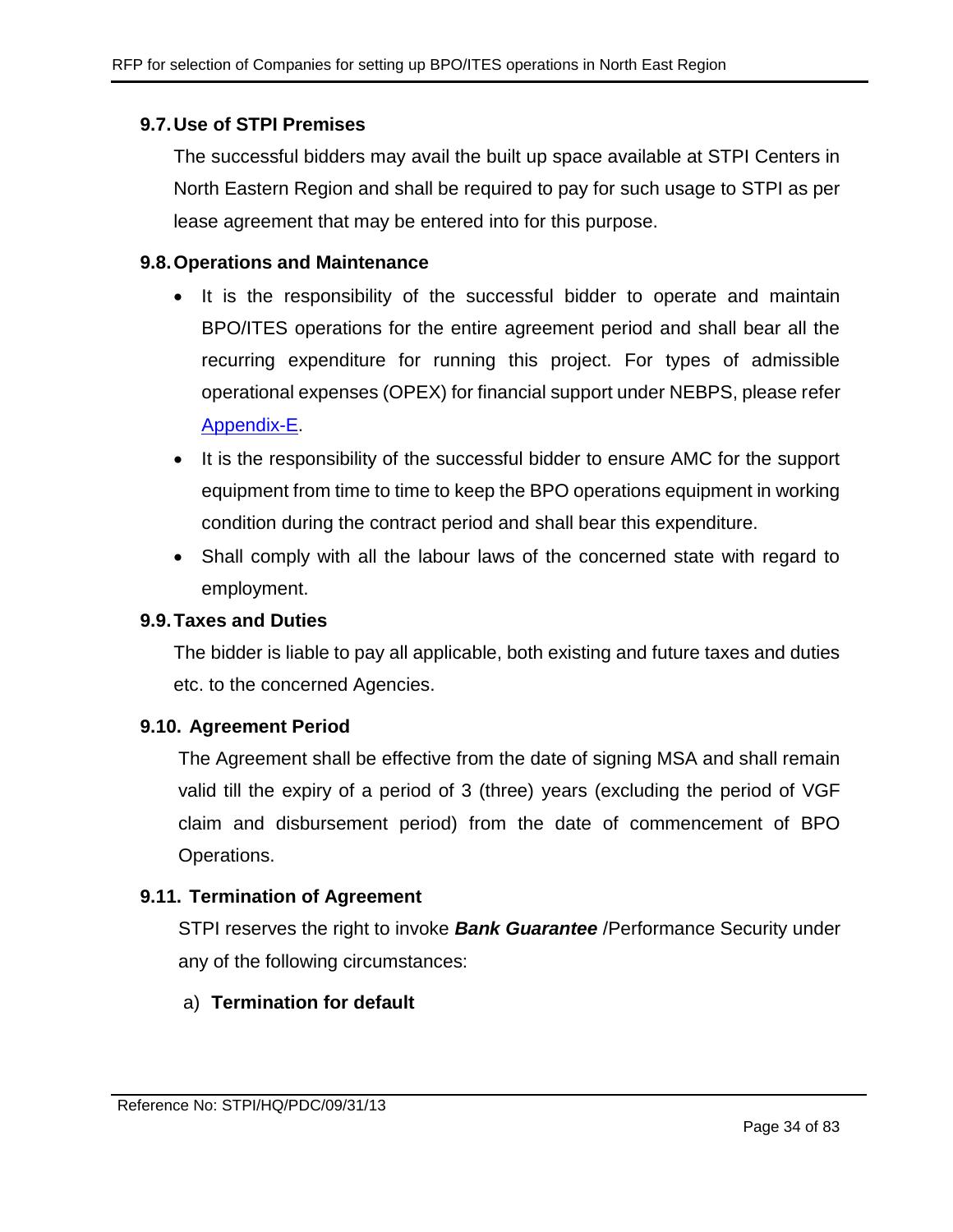### 9.7. Use of STPI Premises

The successful bidders may avail the built up space available at STPI Centers in North Eastern Region and shall be required to pay for such usage to STPI as per lease agreement that may be entered into for this purpose.

### 9.8. Operations and Maintenance

- It is the responsibility of the successful bidder to operate and maintain BPO/ITES operations for the entire agreement period and shall bear all the recurring expenditure for running this project. For types of admissible operational expenses (OPEX) for financial support under NEBPS, please refer Appendix-E.
- It is the responsibility of the successful bidder to ensure AMC for the support equipment from time to time to keep the BPO operations equipment in working condition during the contract period and shall bear this expenditure.
- Shall comply with all the labour laws of the concerned state with regard to employment.

### 9.9. Taxes and Duties

The bidder is liable to pay all applicable, both existing and future taxes and duties etc. to the concerned Agencies.

### 9.10. Agreement Period

The Agreement shall be effective from the date of signing MSA and shall remain valid till the expiry of a period of 3 (three) years (excluding the period of VGF claim and disbursement period) from the date of commencement of BPO Operations.

### 9.11. Termination of Agreement

STPI reserves the right to invoke ***Bank Guarantee*** /Performance Security under any of the following circumstances:

a) **Termination for default**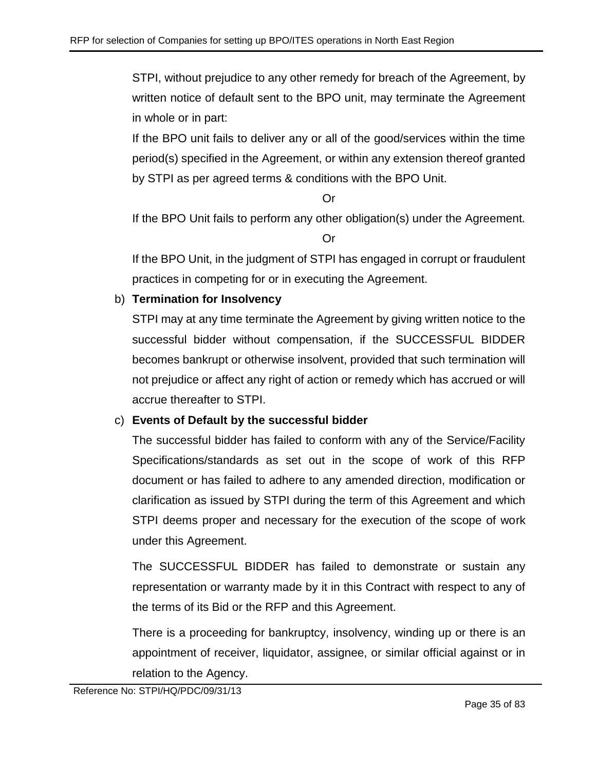STPI, without prejudice to any other remedy for breach of the Agreement, by written notice of default sent to the BPO unit, may terminate the Agreement in whole or in part:

If the BPO unit fails to deliver any or all of the good/services within the time period(s) specified in the Agreement, or within any extension thereof granted by STPI as per agreed terms & conditions with the BPO Unit.

Or

If the BPO Unit fails to perform any other obligation(s) under the Agreement.

Or

If the BPO Unit, in the judgment of STPI has engaged in corrupt or fraudulent practices in competing for or in executing the Agreement.

b) **Termination for Insolvency**

STPI may at any time terminate the Agreement by giving written notice to the successful bidder without compensation, if the SUCCESSFUL BIDDER becomes bankrupt or otherwise insolvent, provided that such termination will not prejudice or affect any right of action or remedy which has accrued or will accrue thereafter to STPI.

c) **Events of Default by the successful bidder**

The successful bidder has failed to conform with any of the Service/Facility Specifications/standards as set out in the scope of work of this RFP document or has failed to adhere to any amended direction, modification or clarification as issued by STPI during the term of this Agreement and which STPI deems proper and necessary for the execution of the scope of work under this Agreement.

The SUCCESSFUL BIDDER has failed to demonstrate or sustain any representation or warranty made by it in this Contract with respect to any of the terms of its Bid or the RFP and this Agreement.

There is a proceeding for bankruptcy, insolvency, winding up or there is an appointment of receiver, liquidator, assignee, or similar official against or in relation to the Agency.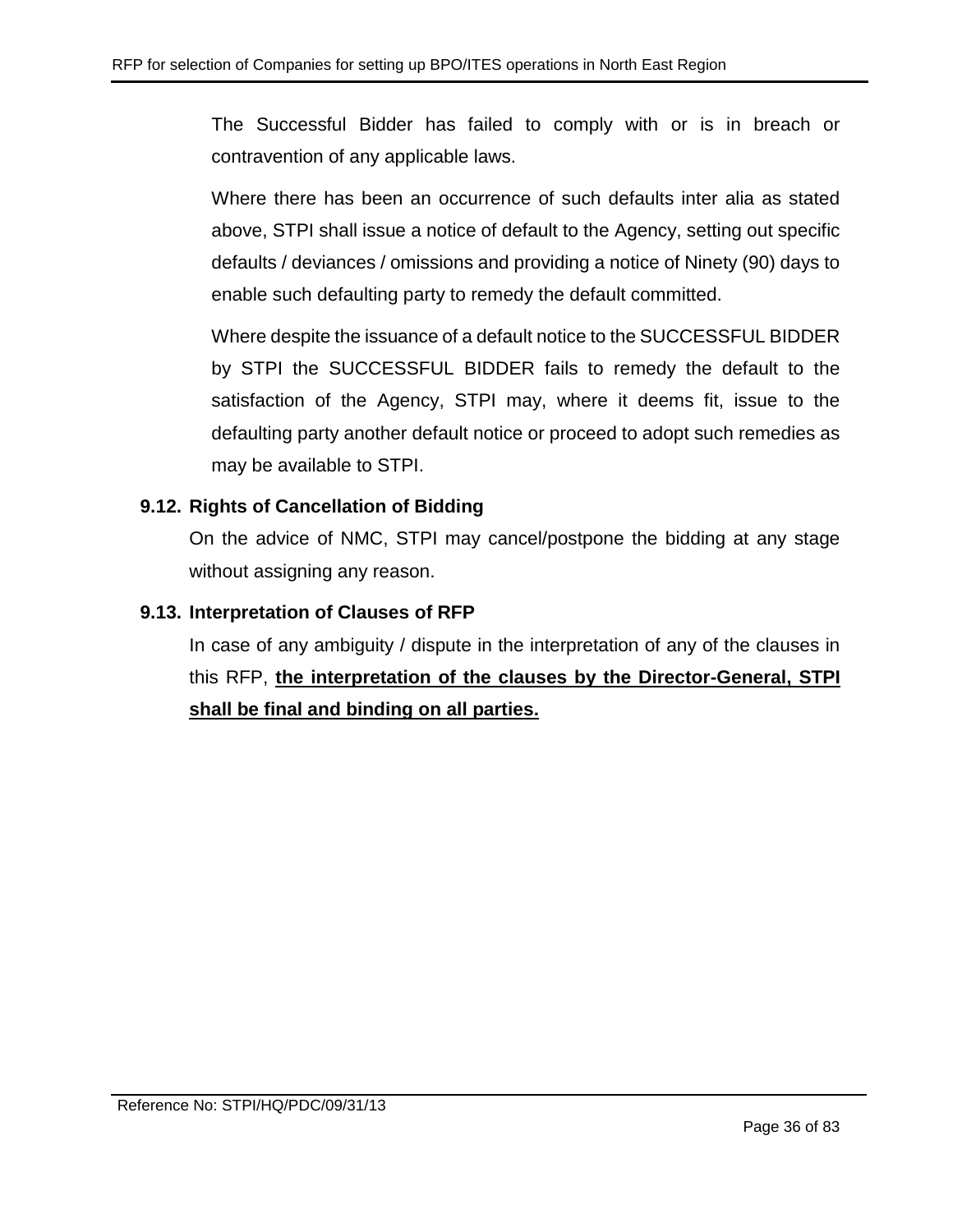The Successful Bidder has failed to comply with or is in breach or contravention of any applicable laws.

Where there has been an occurrence of such defaults inter alia as stated above, STPI shall issue a notice of default to the Agency, setting out specific defaults / deviances / omissions and providing a notice of Ninety (90) days to enable such defaulting party to remedy the default committed.

Where despite the issuance of a default notice to the SUCCESSFUL BIDDER by STPI the SUCCESSFUL BIDDER fails to remedy the default to the satisfaction of the Agency, STPI may, where it deems fit, issue to the defaulting party another default notice or proceed to adopt such remedies as may be available to STPI.

**9.12. Rights of Cancellation of Bidding**

On the advice of NMC, STPI may cancel/postpone the bidding at any stage without assigning any reason.

**9.13. Interpretation of Clauses of RFP**

In case of any ambiguity / dispute in the interpretation of any of the clauses in this RFP, **<u>the interpretation of the clauses by the Director-General, STPI shall be final and binding on all parties.</u>**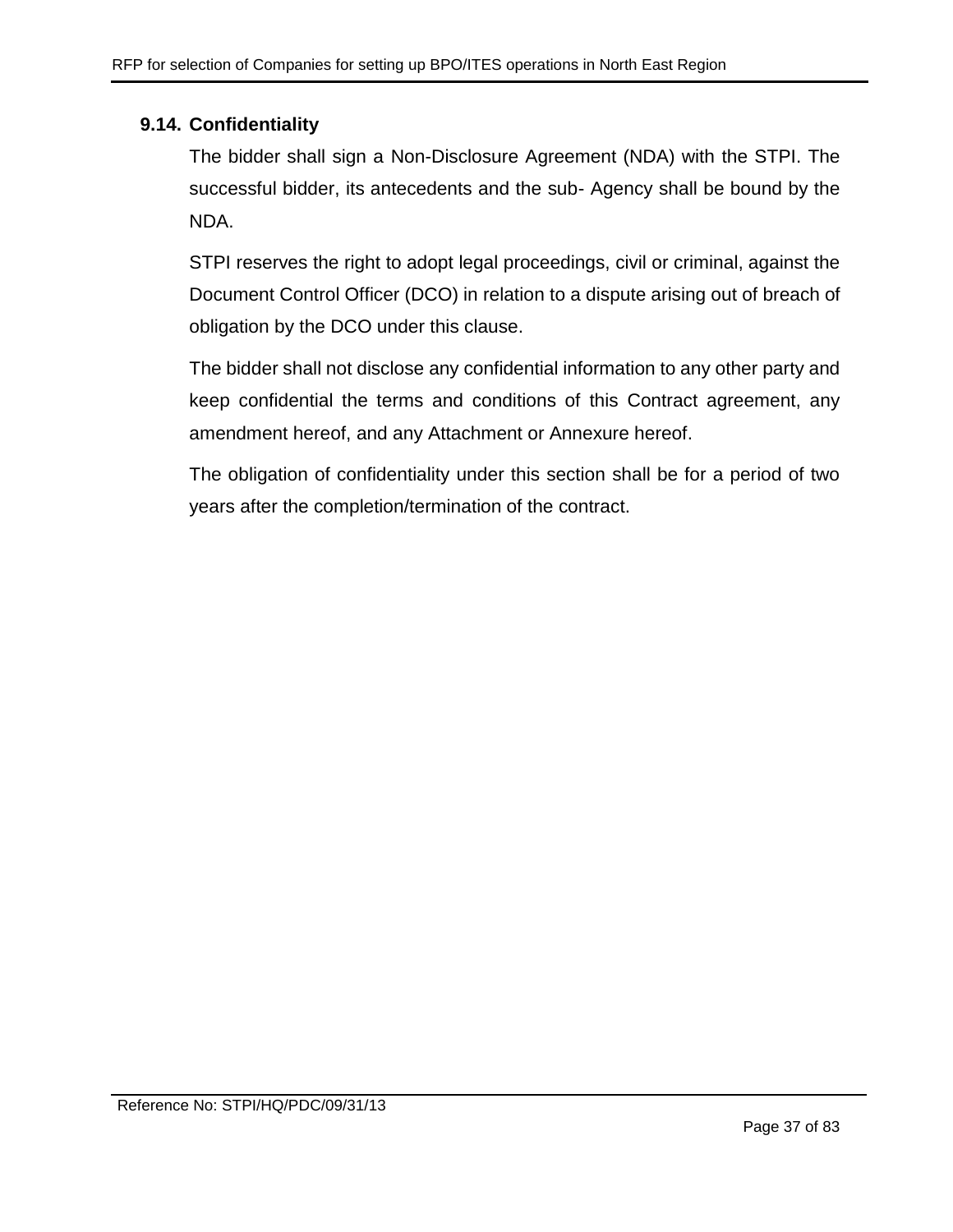### 9.14. Confidentiality

The bidder shall sign a Non-Disclosure Agreement (NDA) with the STPI. The successful bidder, its antecedents and the sub- Agency shall be bound by the NDA.

STPI reserves the right to adopt legal proceedings, civil or criminal, against the Document Control Officer (DCO) in relation to a dispute arising out of breach of obligation by the DCO under this clause.

The bidder shall not disclose any confidential information to any other party and keep confidential the terms and conditions of this Contract agreement, any amendment hereof, and any Attachment or Annexure hereof.

The obligation of confidentiality under this section shall be for a period of two years after the completion/termination of the contract.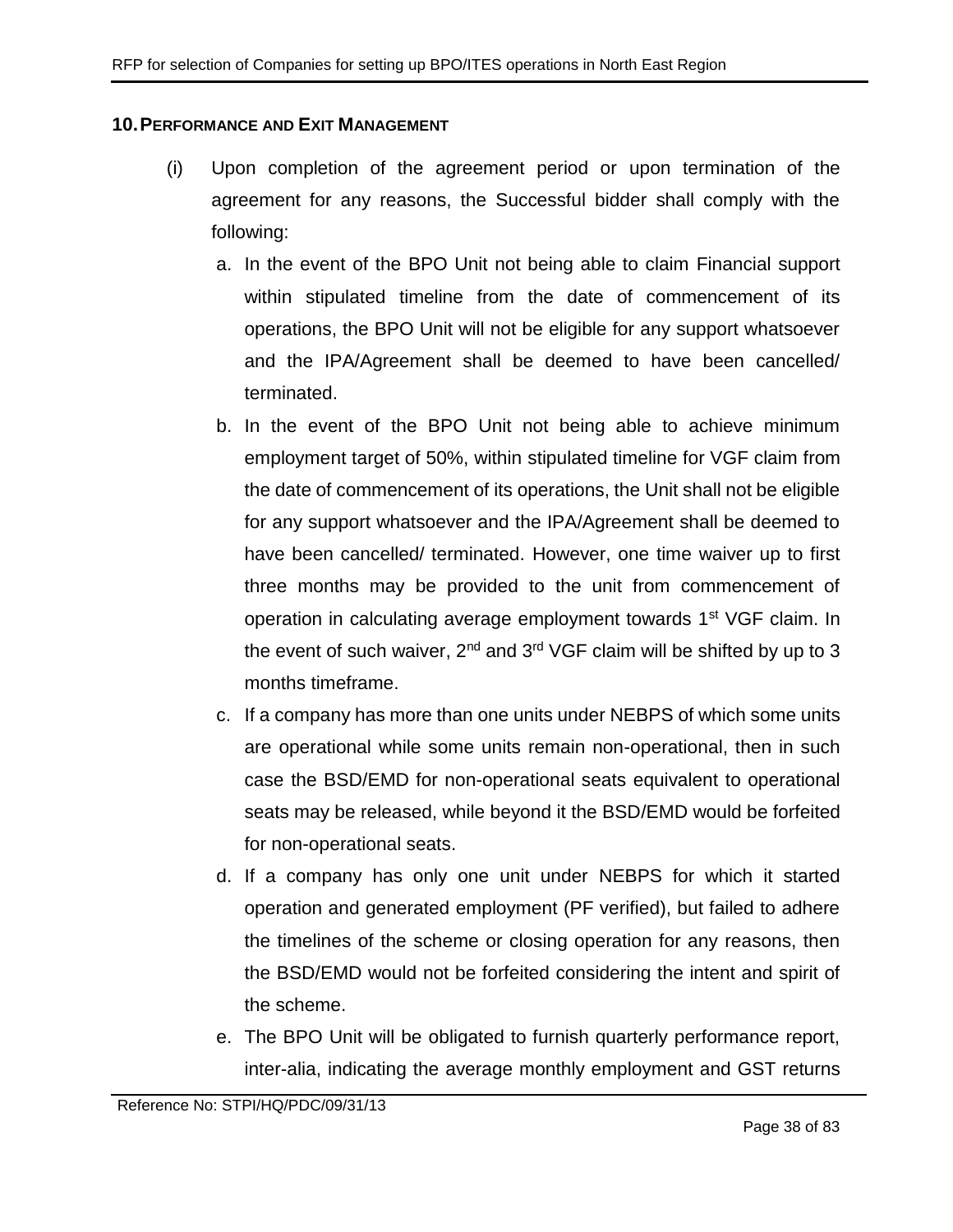## 10. PERFORMANCE AND EXIT MANAGEMENT

(i) Upon completion of the agreement period or upon termination of the agreement for any reasons, the Successful bidder shall comply with the following:

a. In the event of the BPO Unit not being able to claim Financial support within stipulated timeline from the date of commencement of its operations, the BPO Unit will not be eligible for any support whatsoever and the IPA/Agreement shall be deemed to have been cancelled/ terminated.

b. In the event of the BPO Unit not being able to achieve minimum employment target of 50%, within stipulated timeline for VGF claim from the date of commencement of its operations, the Unit shall not be eligible for any support whatsoever and the IPA/Agreement shall be deemed to have been cancelled/ terminated. However, one time waiver up to first three months may be provided to the unit from commencement of operation in calculating average employment towards 1st VGF claim. In the event of such waiver, 2nd and 3rd VGF claim will be shifted by up to 3 months timeframe.

c. If a company has more than one units under NEBPS of which some units are operational while some units remain non-operational, then in such case the BSD/EMD for non-operational seats equivalent to operational seats may be released, while beyond it the BSD/EMD would be forfeited for non-operational seats.

d. If a company has only one unit under NEBPS for which it started operation and generated employment (PF verified), but failed to adhere the timelines of the scheme or closing operation for any reasons, then the BSD/EMD would not be forfeited considering the intent and spirit of the scheme.

e. The BPO Unit will be obligated to furnish quarterly performance report, inter-alia, indicating the average monthly employment and GST returns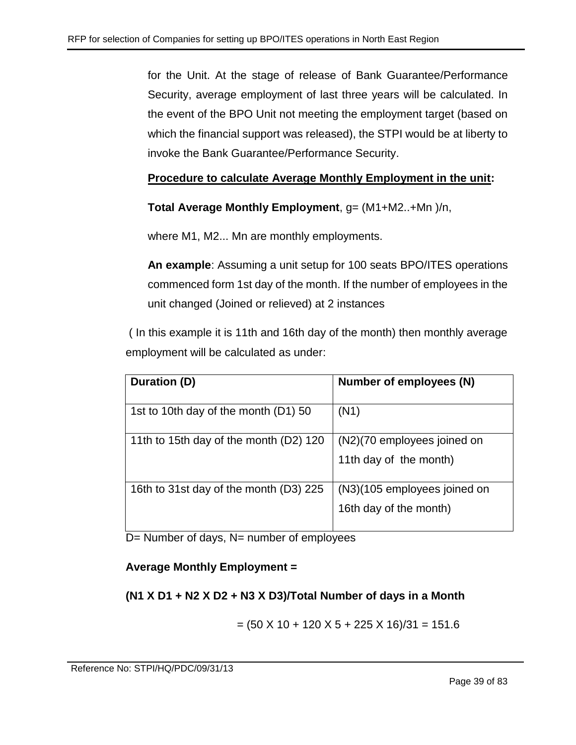for the Unit. At the stage of release of Bank Guarantee/Performance Security, average employment of last three years will be calculated. In the event of the BPO Unit not meeting the employment target (based on which the financial support was released), the STPI would be at liberty to invoke the Bank Guarantee/Performance Security.

**Procedure to calculate Average Monthly Employment in the unit:**

**Total Average Monthly Employment**, g= (M1+M2..+Mn )/n,

where M1, M2... Mn are monthly employments.

**An example**: Assuming a unit setup for 100 seats BPO/ITES operations commenced form 1st day of the month. If the number of employees in the unit changed (Joined or relieved) at 2 instances

( In this example it is 11th and 16th day of the month) then monthly average employment will be calculated as under:

| Duration (D) | Number of employees (N) |
|---|---|
| 1st to 10th day of the month (D1) 50 | (N1) |
| 11th to 15th day of the month (D2) 120 | (N2)(70 employees joined on 11th day of the month) |
| 16th to 31st day of the month (D3) 225 | (N3)(105 employees joined on 16th day of the month) |

D= Number of days, N= number of employees

**Average Monthly Employment =**

**(N1 X D1 + N2 X D2 + N3 X D3)/Total Number of days in a Month**

= (50 X 10 + 120 X 5 + 225 X 16)/31 = 151.6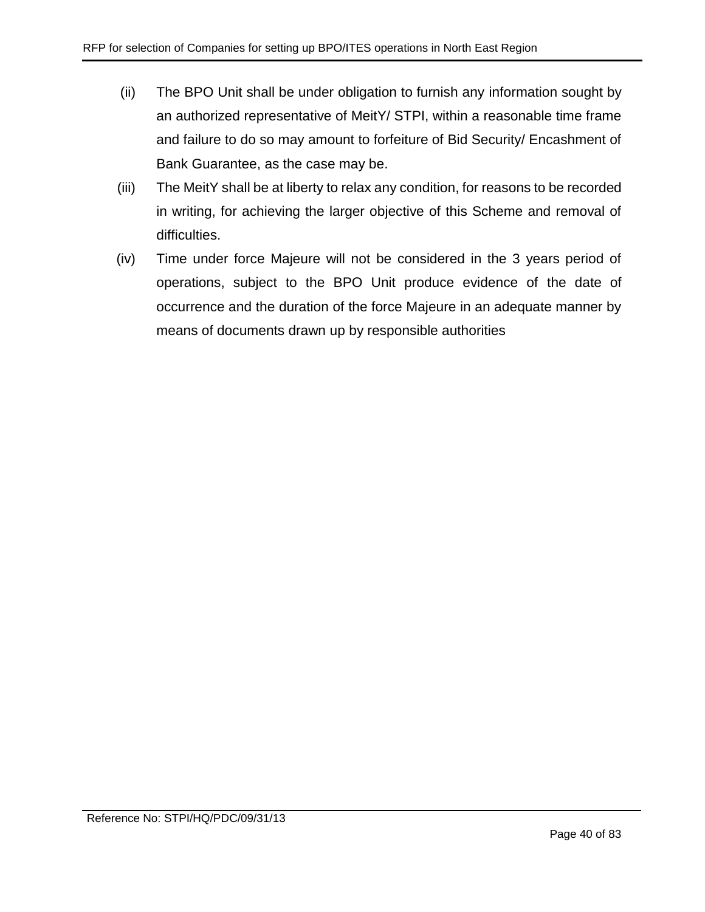(ii) The BPO Unit shall be under obligation to furnish any information sought by an authorized representative of MeitY/ STPI, within a reasonable time frame and failure to do so may amount to forfeiture of Bid Security/ Encashment of Bank Guarantee, as the case may be.

(iii) The MeitY shall be at liberty to relax any condition, for reasons to be recorded in writing, for achieving the larger objective of this Scheme and removal of difficulties.

(iv) Time under force Majeure will not be considered in the 3 years period of operations, subject to the BPO Unit produce evidence of the date of occurrence and the duration of the force Majeure in an adequate manner by means of documents drawn up by responsible authorities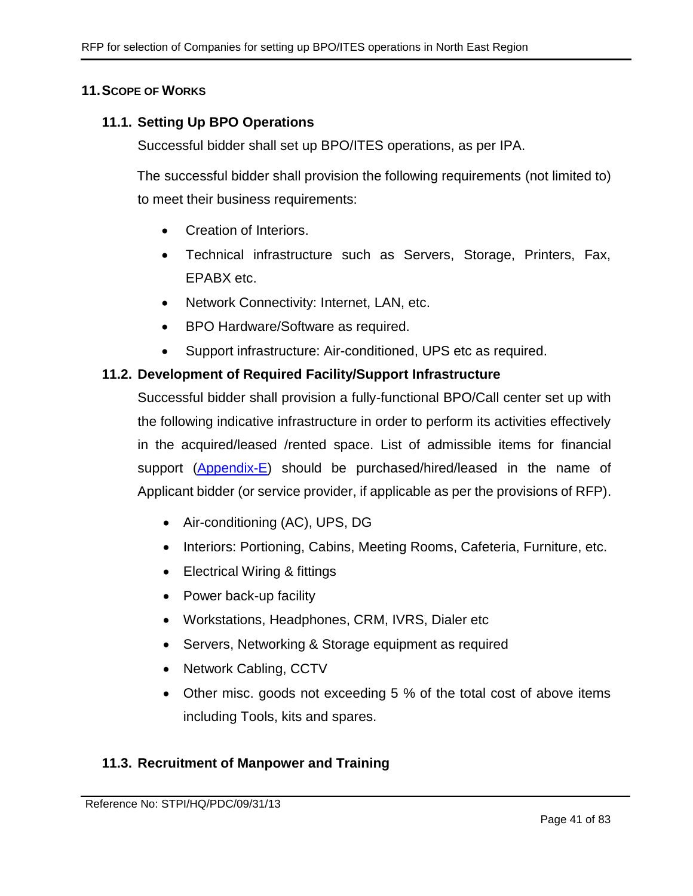## 11. Scope of Works

### 11.1. Setting Up BPO Operations

Successful bidder shall set up BPO/ITES operations, as per IPA.

The successful bidder shall provision the following requirements (not limited to) to meet their business requirements:

- Creation of Interiors.
- Technical infrastructure such as Servers, Storage, Printers, Fax, EPABX etc.
- Network Connectivity: Internet, LAN, etc.
- BPO Hardware/Software as required.
- Support infrastructure: Air-conditioned, UPS etc as required.

### 11.2. Development of Required Facility/Support Infrastructure

Successful bidder shall provision a fully-functional BPO/Call center set up with the following indicative infrastructure in order to perform its activities effectively in the acquired/leased /rented space. List of admissible items for financial support (Appendix-E) should be purchased/hired/leased in the name of Applicant bidder (or service provider, if applicable as per the provisions of RFP).

- Air-conditioning (AC), UPS, DG
- Interiors: Portioning, Cabins, Meeting Rooms, Cafeteria, Furniture, etc.
- Electrical Wiring & fittings
- Power back-up facility
- Workstations, Headphones, CRM, IVRS, Dialer etc
- Servers, Networking & Storage equipment as required
- Network Cabling, CCTV
- Other misc. goods not exceeding 5 % of the total cost of above items including Tools, kits and spares.

### 11.3. Recruitment of Manpower and Training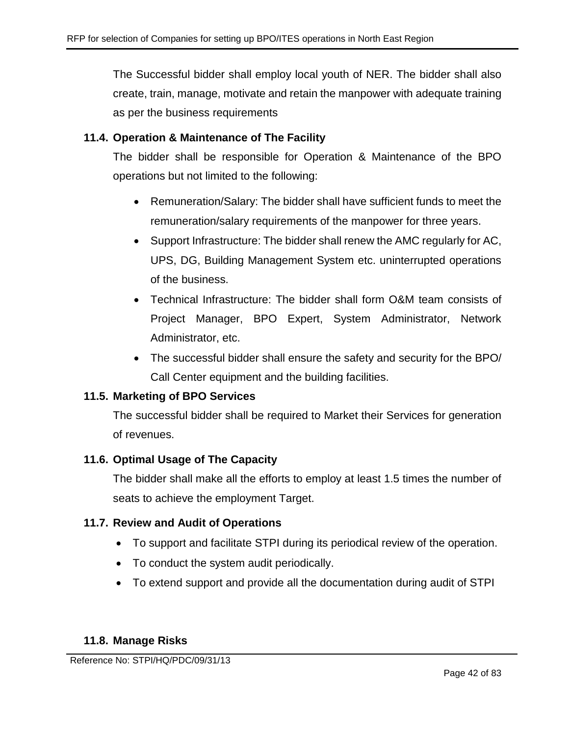The Successful bidder shall employ local youth of NER. The bidder shall also create, train, manage, motivate and retain the manpower with adequate training as per the business requirements

### 11.4. Operation & Maintenance of The Facility

The bidder shall be responsible for Operation & Maintenance of the BPO operations but not limited to the following:

- Remuneration/Salary: The bidder shall have sufficient funds to meet the remuneration/salary requirements of the manpower for three years.
- Support Infrastructure: The bidder shall renew the AMC regularly for AC, UPS, DG, Building Management System etc. uninterrupted operations of the business.
- Technical Infrastructure: The bidder shall form O&M team consists of Project Manager, BPO Expert, System Administrator, Network Administrator, etc.
- The successful bidder shall ensure the safety and security for the BPO/ Call Center equipment and the building facilities.

### 11.5. Marketing of BPO Services

The successful bidder shall be required to Market their Services for generation of revenues.

### 11.6. Optimal Usage of The Capacity

The bidder shall make all the efforts to employ at least 1.5 times the number of seats to achieve the employment Target.

### 11.7. Review and Audit of Operations

- To support and facilitate STPI during its periodical review of the operation.
- To conduct the system audit periodically.
- To extend support and provide all the documentation during audit of STPI

### 11.8. Manage Risks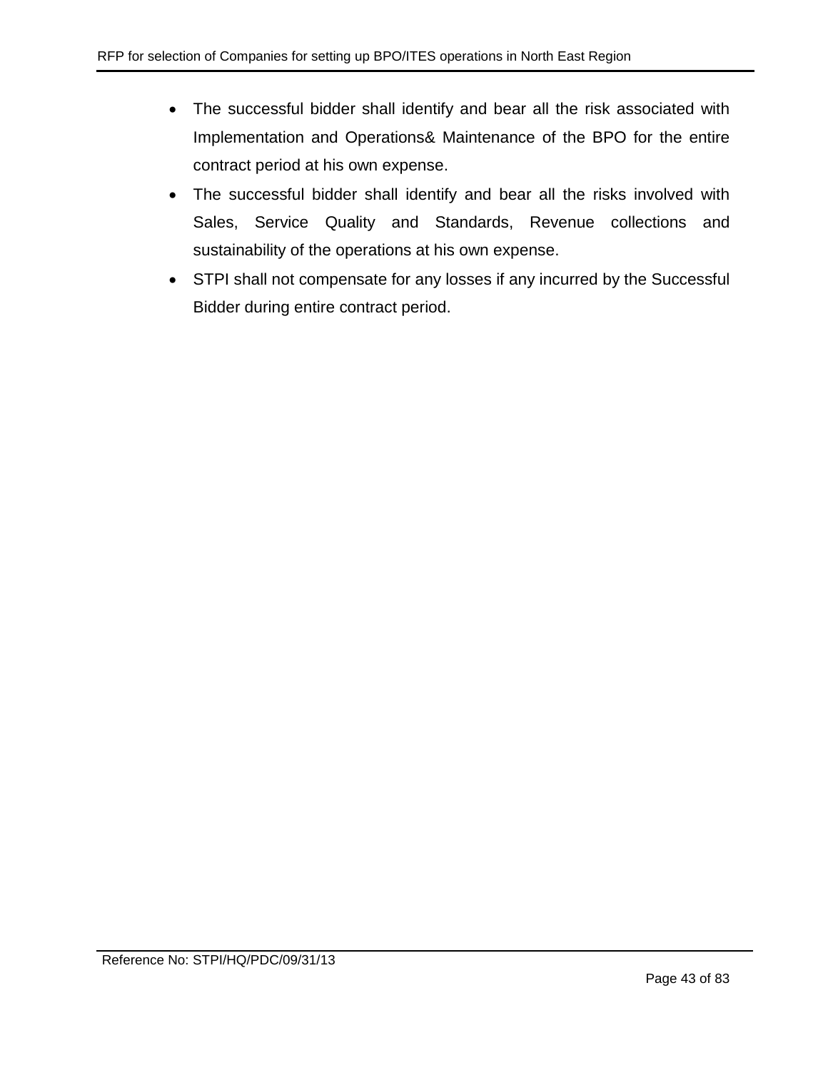- The successful bidder shall identify and bear all the risk associated with Implementation and Operations& Maintenance of the BPO for the entire contract period at his own expense.
- The successful bidder shall identify and bear all the risks involved with Sales, Service Quality and Standards, Revenue collections and sustainability of the operations at his own expense.
- STPI shall not compensate for any losses if any incurred by the Successful Bidder during entire contract period.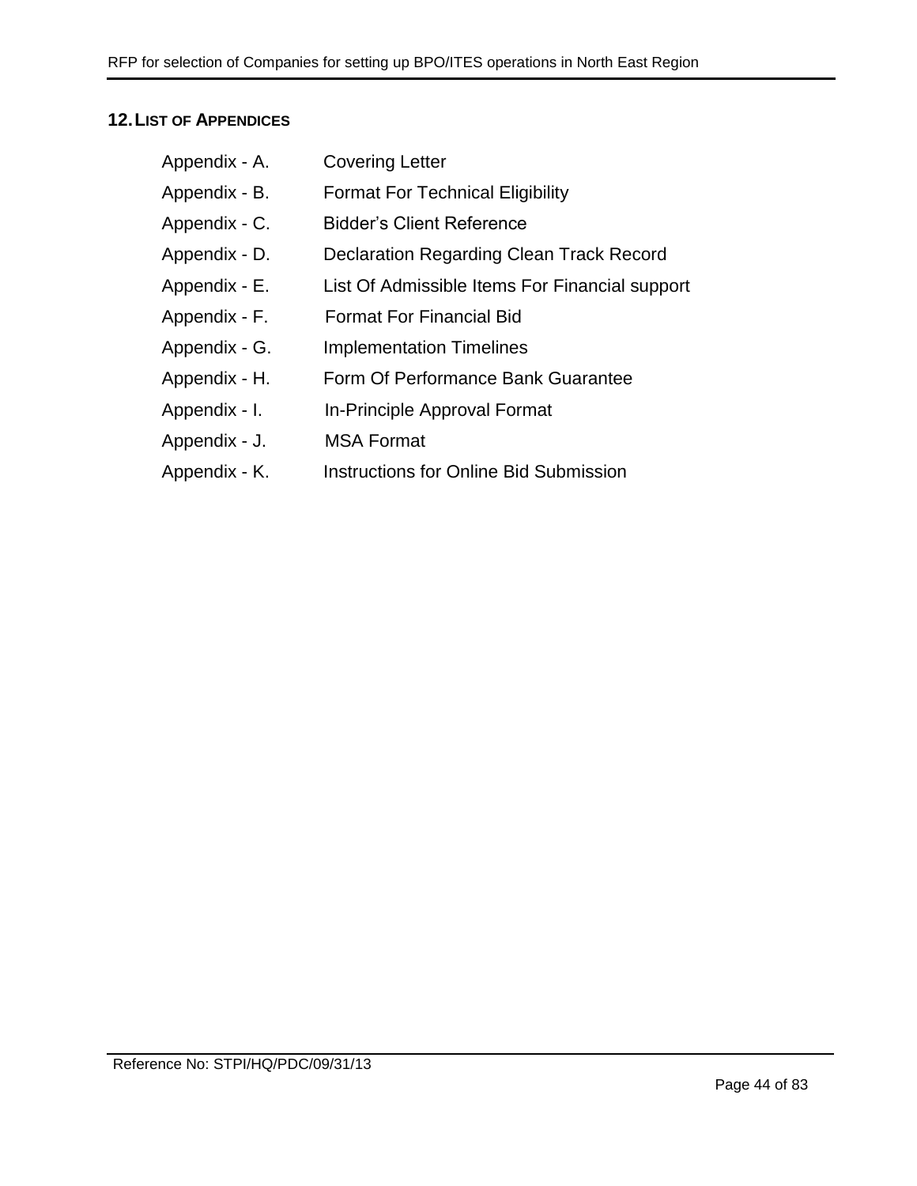## 12. List of Appendices

| | |
|---|---|
| Appendix - A. | Covering Letter |
| Appendix - B. | Format For Technical Eligibility |
| Appendix - C. | Bidder's Client Reference |
| Appendix - D. | Declaration Regarding Clean Track Record |
| Appendix - E. | List Of Admissible Items For Financial support |
| Appendix - F. | Format For Financial Bid |
| Appendix - G. | Implementation Timelines |
| Appendix - H. | Form Of Performance Bank Guarantee |
| Appendix - I. | In-Principle Approval Format |
| Appendix - J. | MSA Format |
| Appendix - K. | Instructions for Online Bid Submission |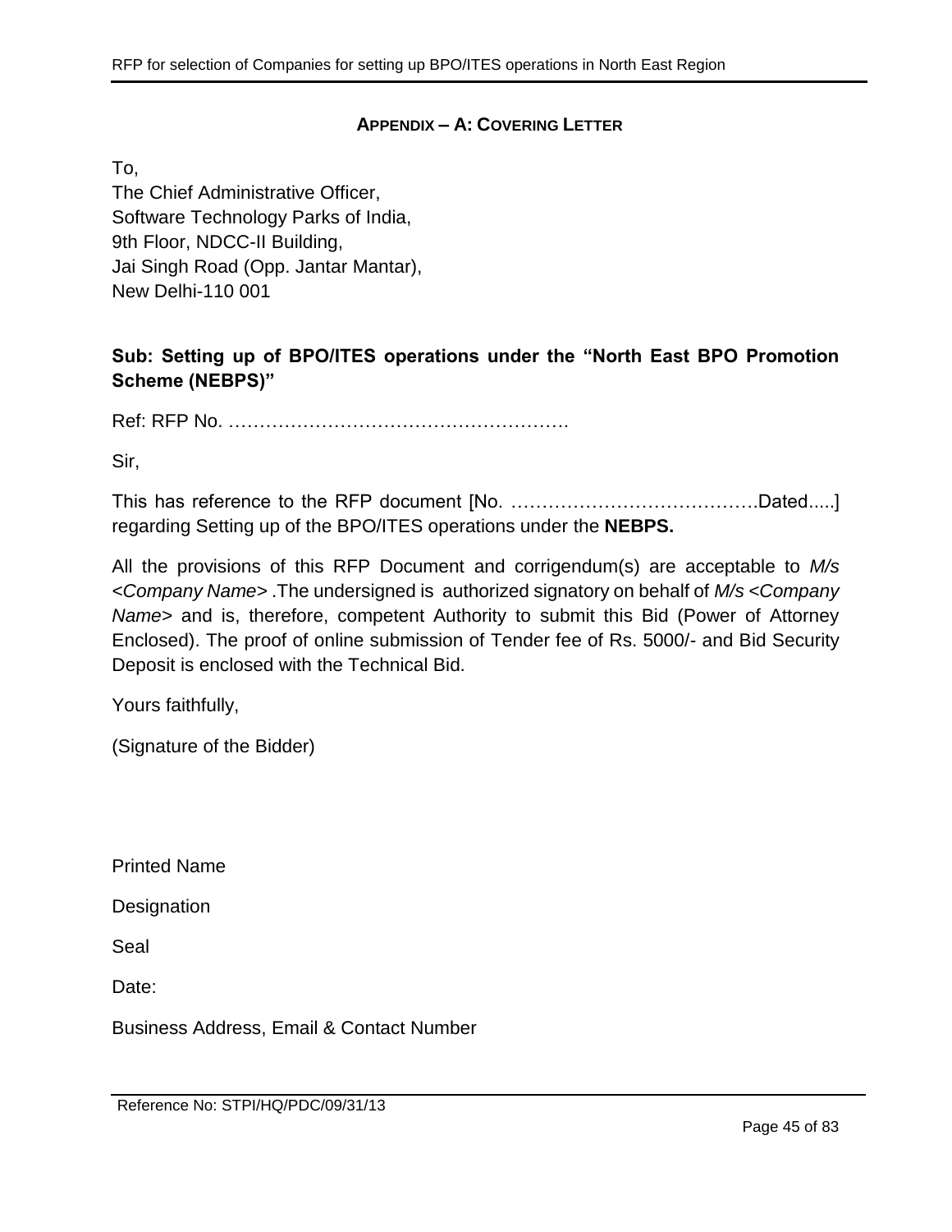## APPENDIX – A: COVERING LETTER

To,
The Chief Administrative Officer,
Software Technology Parks of India,
9th Floor, NDCC-II Building,
Jai Singh Road (Opp. Jantar Mantar),
New Delhi-110 001

**Sub: Setting up of BPO/ITES operations under the “North East BPO Promotion Scheme (NEBPS)”**

Ref: RFP No. ………………………………………………

Sir,

This has reference to the RFP document [No. ………………………………….Dated.....] regarding Setting up of the BPO/ITES operations under the **NEBPS.**

All the provisions of this RFP Document and corrigendum(s) are acceptable to *M/s <Company Name>* .The undersigned is authorized signatory on behalf of *M/s <Company Name>* and is, therefore, competent Authority to submit this Bid (Power of Attorney Enclosed). The proof of online submission of Tender fee of Rs. 5000/- and Bid Security Deposit is enclosed with the Technical Bid.

Yours faithfully,

(Signature of the Bidder)

Printed Name

Designation

Seal

Date:

Business Address, Email & Contact Number

Reference No: STPI/HQ/PDC/09/31/13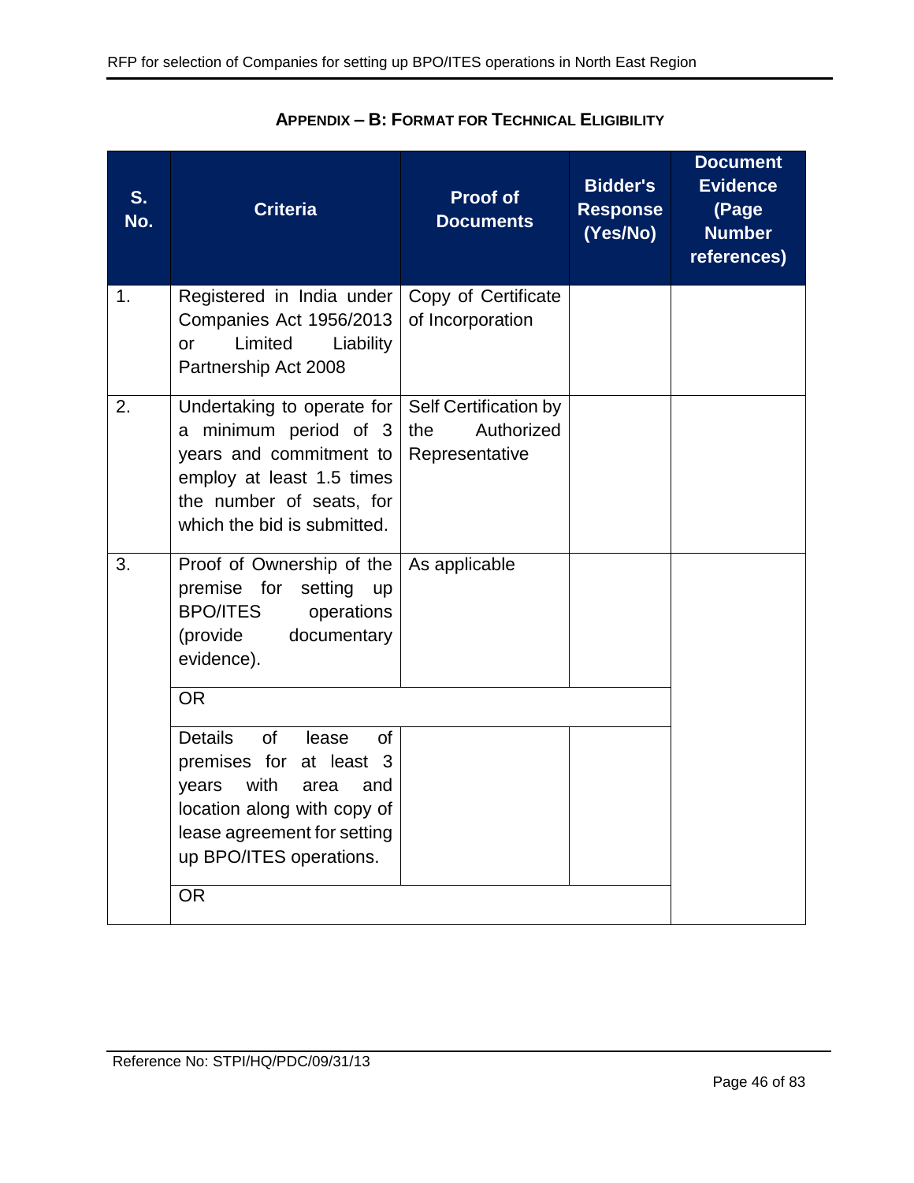## APPENDIX – B: FORMAT FOR TECHNICAL ELIGIBILITY

| S. No. | Criteria | Proof of Documents | Bidder's Response (Yes/No) | Document Evidence (Page Number references) |
|---|---|---|---|---|
| 1. | Registered in India under Companies Act 1956/2013 or Limited Liability Partnership Act 2008 | Copy of Certificate of Incorporation | | |
| 2. | Undertaking to operate for a minimum period of 3 years and commitment to employ at least 1.5 times the number of seats, for which the bid is submitted. | Self Certification by the Authorized Representative | | |
| 3. | Proof of Ownership of the premise for setting up BPO/ITES operations (provide documentary evidence). | As applicable | | |
| | OR | | | |
| | Details of lease of premises for at least 3 years with area and location along with copy of lease agreement for setting up BPO/ITES operations. | | | |
| | OR | | | |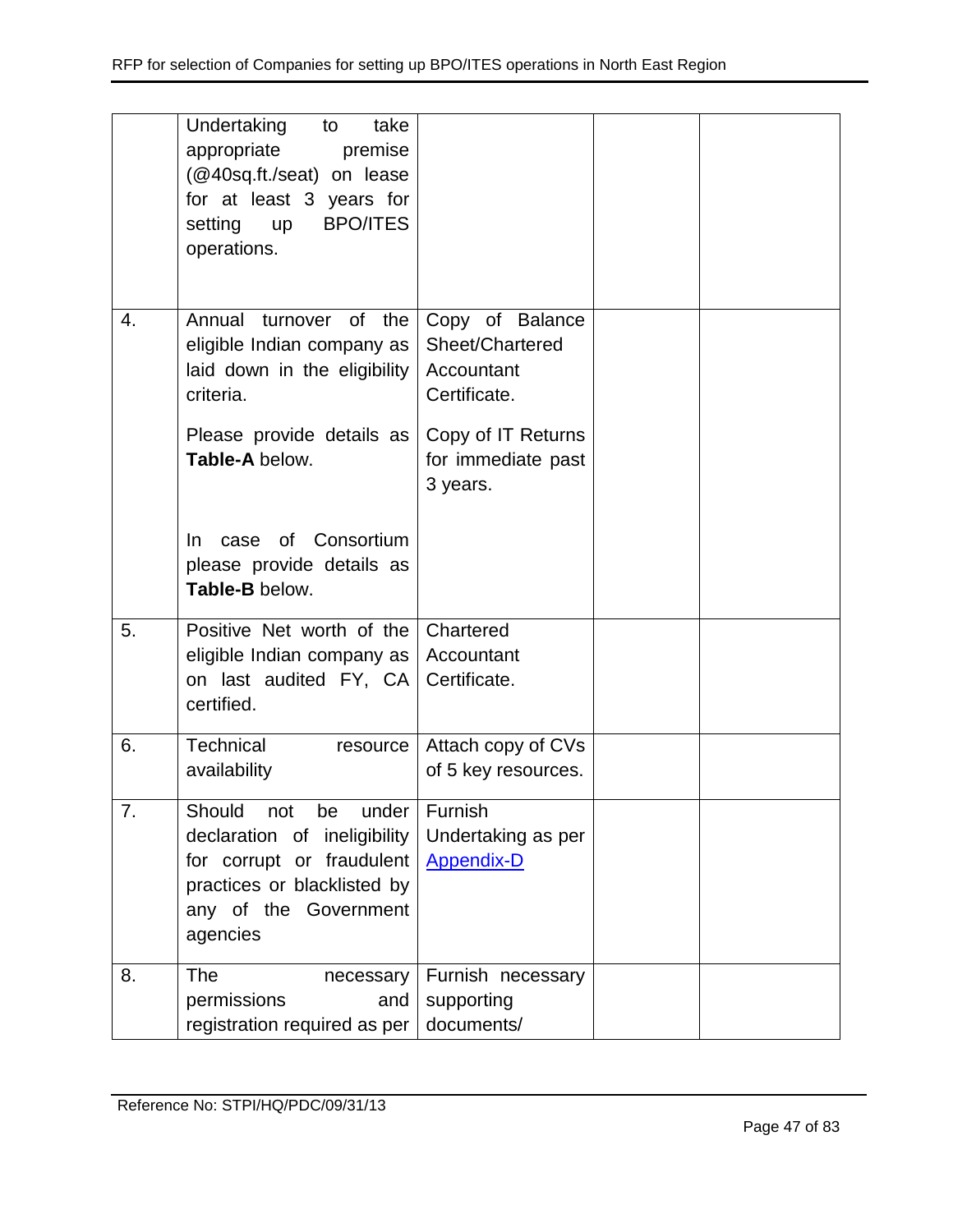| | | | | |
|---|---|---|---|---|
| | Undertaking to take appropriate premise (@40sq.ft./seat) on lease for at least 3 years for setting up BPO/ITES operations. | | | |
| 4. | Annual turnover of the eligible Indian company as laid down in the eligibility criteria.<br><br>Please provide details as **Table-A** below.<br><br>In case of Consortium please provide details as **Table-B** below. | Copy of Balance Sheet/Chartered Accountant Certificate.<br><br>Copy of IT Returns for immediate past 3 years. | | |
| 5. | Positive Net worth of the eligible Indian company as on last audited FY, CA certified. | Chartered Accountant Certificate. | | |
| 6. | Technical resource availability | Attach copy of CVs of 5 key resources. | | |
| 7. | Should not be under declaration of ineligibility for corrupt or fraudulent practices or blacklisted by any of the Government agencies | Furnish Undertaking as per Appendix-D | | |
| 8. | The necessary permissions and registration required as per | Furnish necessary supporting documents/ | | |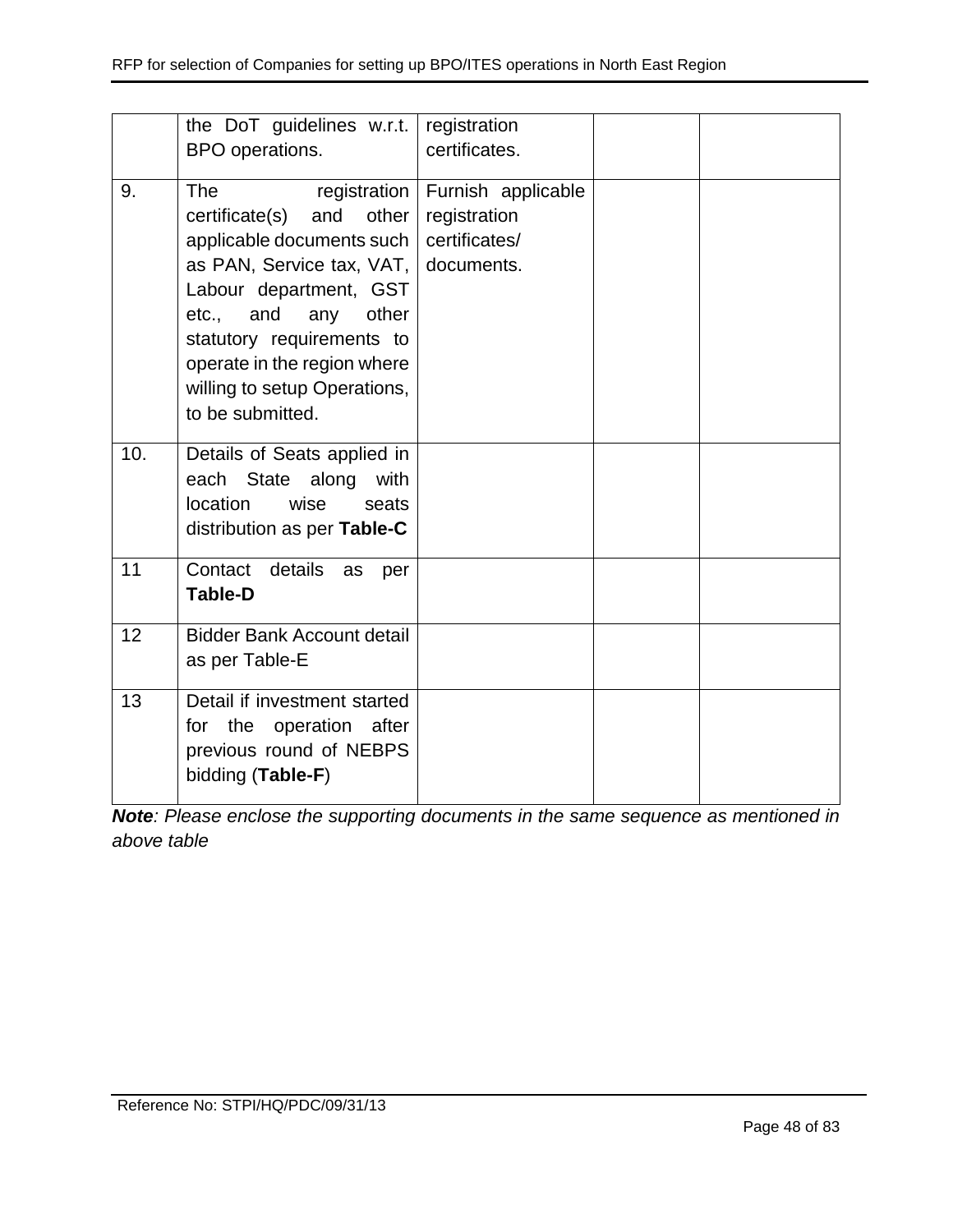| | | | | |
|---|---|---|---|---|
| | the DoT guidelines w.r.t. BPO operations. | registration certificates. | | |
| 9. | The registration certificate(s) and other applicable documents such as PAN, Service tax, VAT, Labour department, GST etc., and any other statutory requirements to operate in the region where willing to setup Operations, to be submitted. | Furnish applicable registration certificates/ documents. | | |
| 10. | Details of Seats applied in each State along with location wise seats distribution as per **Table-C** | | | |
| 11 | Contact details as per **Table-D** | | | |
| 12 | Bidder Bank Account detail as per Table-E | | | |
| 13 | Detail if investment started for the operation after previous round of NEBPS bidding (**Table-F**) | | | |

***Note**: Please enclose the supporting documents in the same sequence as mentioned in above table*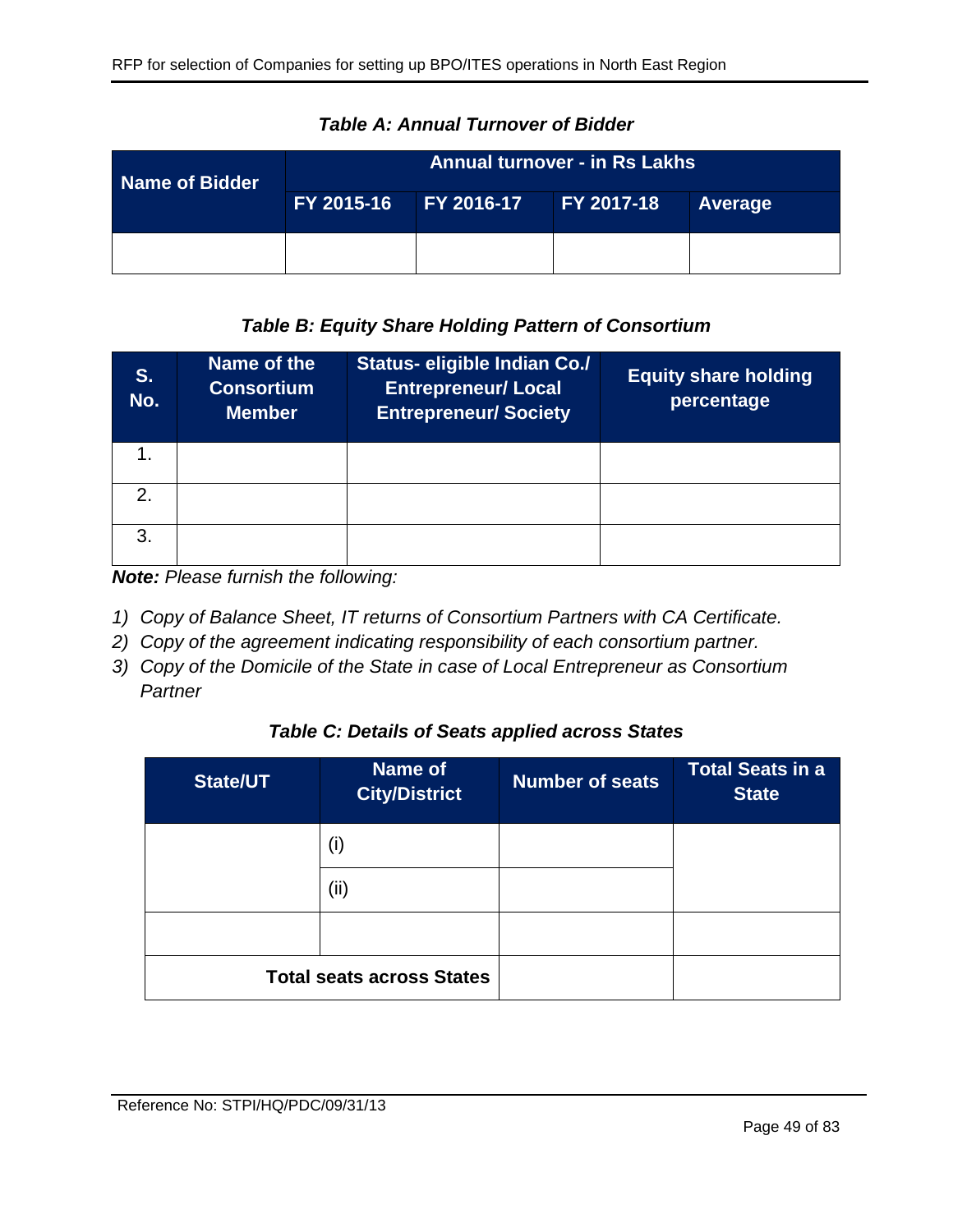***Table A: Annual Turnover of Bidder***

| Name of Bidder | Annual turnover - in Rs Lakhs | | | |
|---|---|---|---|---|
| | FY 2015-16 | FY 2016-17 | FY 2017-18 | Average |
| | | | | |

***Table B: Equity Share Holding Pattern of Consortium***

| S. No. | Name of the Consortium Member | Status- eligible Indian Co./ Entrepreneur/ Local Entrepreneur/ Society | Equity share holding percentage |
|---|---|---|---|
| 1. | | | |
| 2. | | | |
| 3. | | | |

***Note:*** *Please furnish the following:*

1) *Copy of Balance Sheet, IT returns of Consortium Partners with CA Certificate.*
2) *Copy of the agreement indicating responsibility of each consortium partner.*
3) *Copy of the Domicile of the State in case of Local Entrepreneur as Consortium Partner*

***Table C: Details of Seats applied across States***

| State/UT | Name of City/District | Number of seats | Total Seats in a State |
|---|---|---|---|
| | (i) | | |
| | (ii) | | |
| | | | |
| **Total seats across States** | | | |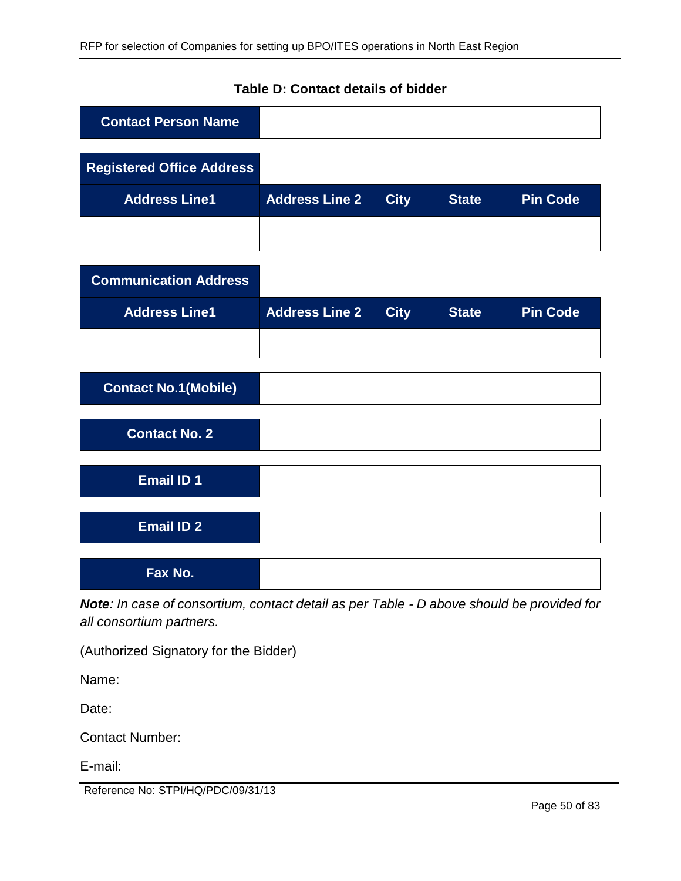**Table D: Contact details of bidder**

| Contact Person Name | |
|---|---|

| Registered Office Address | | | | |
|---|---|---|---|---|
| **Address Line1** | **Address Line 2** | **City** | **State** | **Pin Code** |
| | | | | |

| Communication Address | | | | |
|---|---|---|---|---|
| **Address Line1** | **Address Line 2** | **City** | **State** | **Pin Code** |
| | | | | |

| Contact No.1(Mobile) | |
|---|---|

| Contact No. 2 | |
|---|---|

| Email ID 1 | |
|---|---|

| Email ID 2 | |
|---|---|

| Fax No. | |
|---|---|

***Note**: In case of consortium, contact detail as per Table - D above should be provided for all consortium partners.*

(Authorized Signatory for the Bidder)

Name:

Date:

Contact Number:

E-mail:

Reference No: STPI/HQ/PDC/09/31/13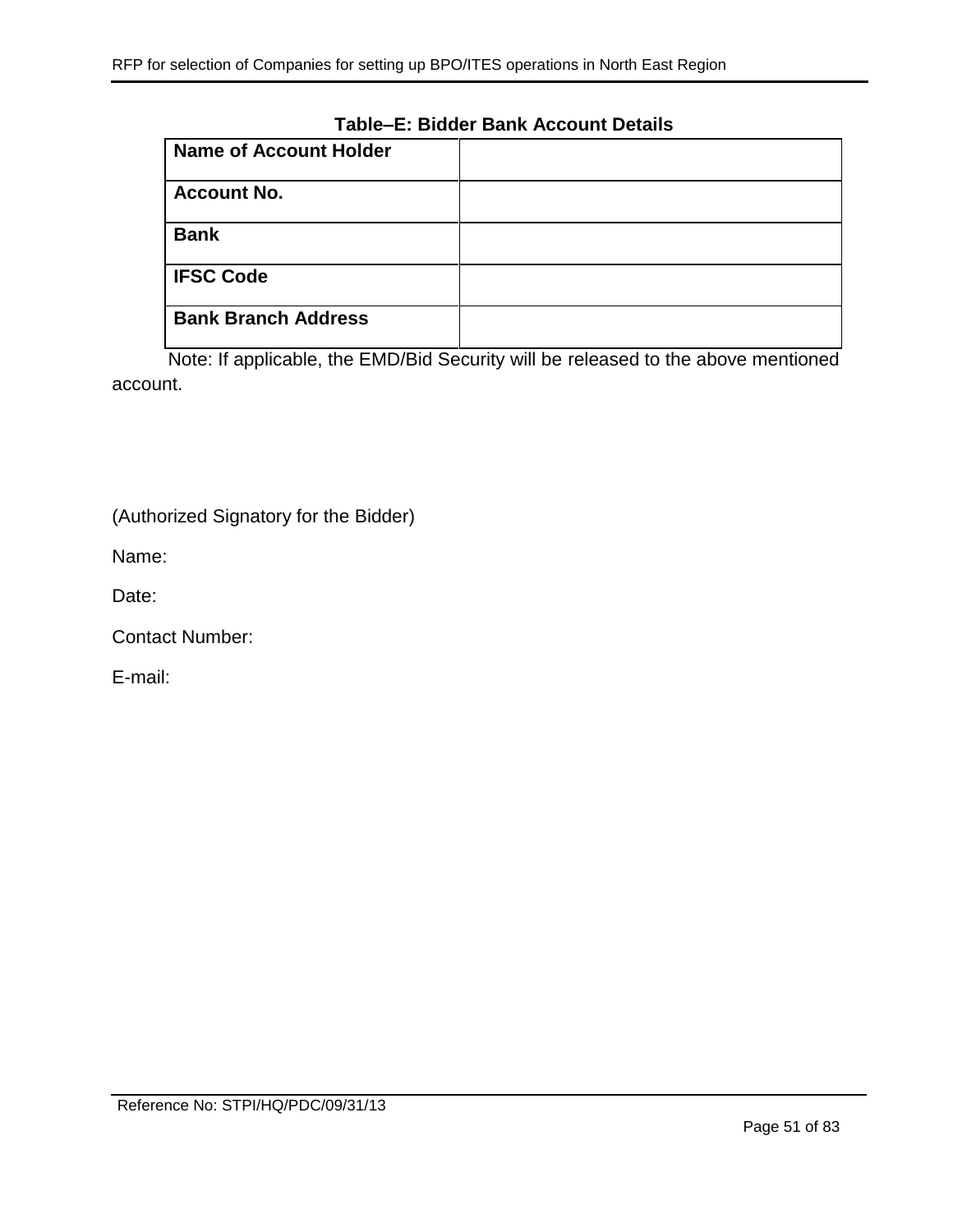**Table–E: Bidder Bank Account Details**

| **Name of Account Holder** | |
|---|---|
| **Account No.** | |
| **Bank** | |
| **IFSC Code** | |
| **Bank Branch Address** | |

Note: If applicable, the EMD/Bid Security will be released to the above mentioned account.

(Authorized Signatory for the Bidder)

Name:

Date:

Contact Number:

E-mail: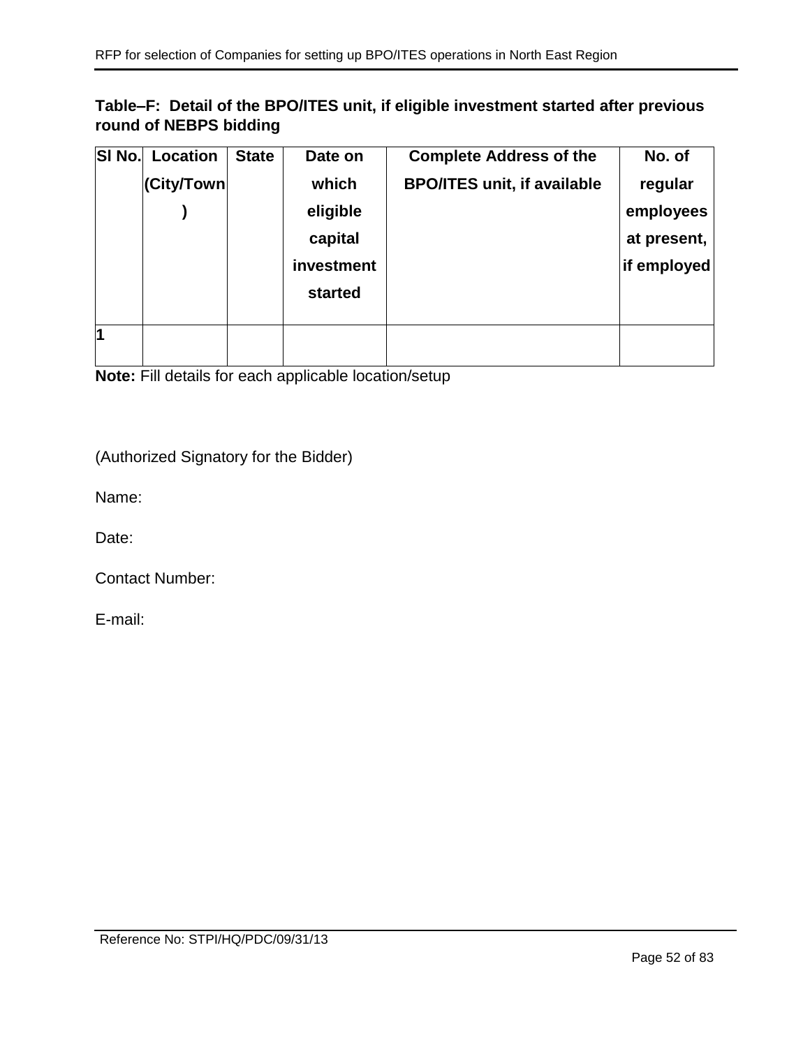**Table–F: Detail of the BPO/ITES unit, if eligible investment started after previous round of NEBPS bidding**

| Sl No. | Location (City/Town) | State | Date on which eligible capital investment started | Complete Address of the BPO/ITES unit, if available | No. of regular employees at present, if employed |
|---|---|---|---|---|---|
| 1 | | | | | |

**Note:** Fill details for each applicable location/setup

(Authorized Signatory for the Bidder)

Name:

Date:

Contact Number:

E-mail:

Reference No: STPI/HQ/PDC/09/31/13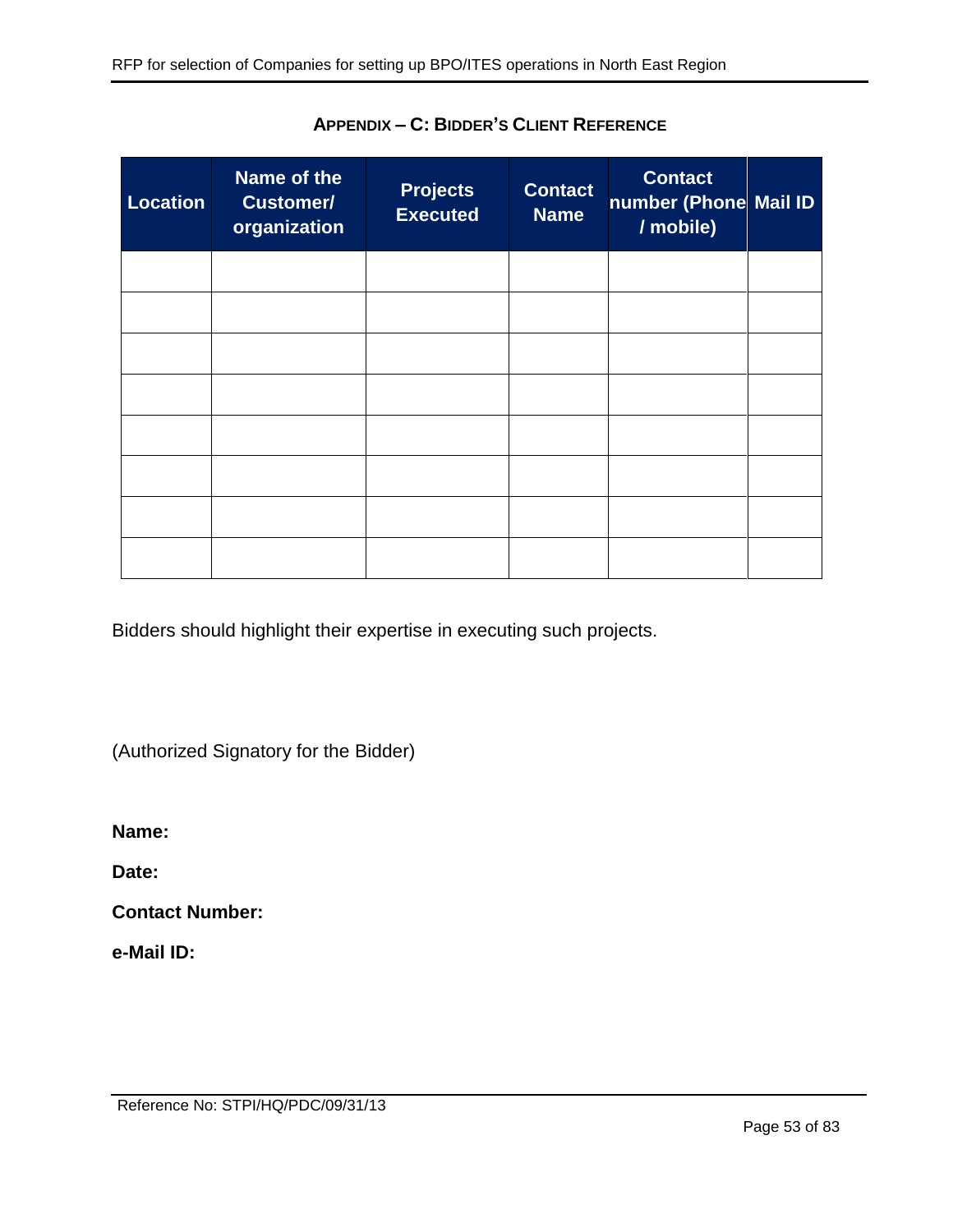## APPENDIX – C: BIDDER'S CLIENT REFERENCE

| Location | Name of the Customer/ organization | Projects Executed | Contact Name | Contact number (Phone / mobile) | Mail ID |
|---|---|---|---|---|---|
| | | | | | |
| | | | | | |
| | | | | | |
| | | | | | |
| | | | | | |
| | | | | | |
| | | | | | |
| | | | | | |

Bidders should highlight their expertise in executing such projects.

(Authorized Signatory for the Bidder)

**Name:**

**Date:**

**Contact Number:**

**e-Mail ID:**

Reference No: STPI/HQ/PDC/09/31/13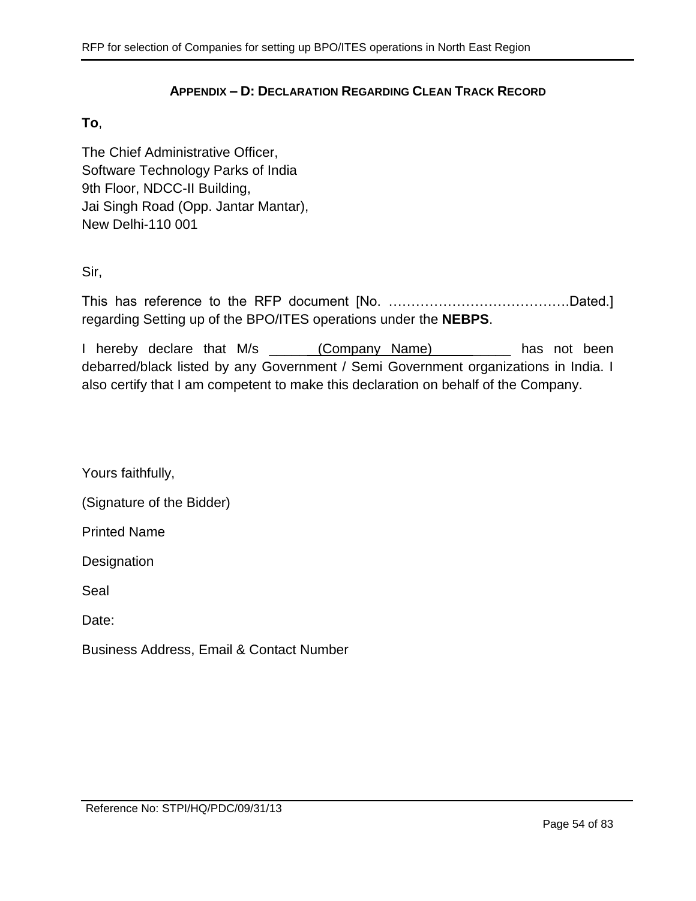## APPENDIX – D: DECLARATION REGARDING CLEAN TRACK RECORD

**To**,

The Chief Administrative Officer,
Software Technology Parks of India
9th Floor, NDCC-II Building,
Jai Singh Road (Opp. Jantar Mantar),
New Delhi-110 001

Sir,

This has reference to the RFP document [No. ………………………………….Dated.] regarding Setting up of the BPO/ITES operations under the **NEBPS**.

I hereby declare that M/s ______(Company Name)__________ has not been debarred/black listed by any Government / Semi Government organizations in India. I also certify that I am competent to make this declaration on behalf of the Company.

Yours faithfully,

(Signature of the Bidder)

Printed Name

Designation

Seal

Date:

Business Address, Email & Contact Number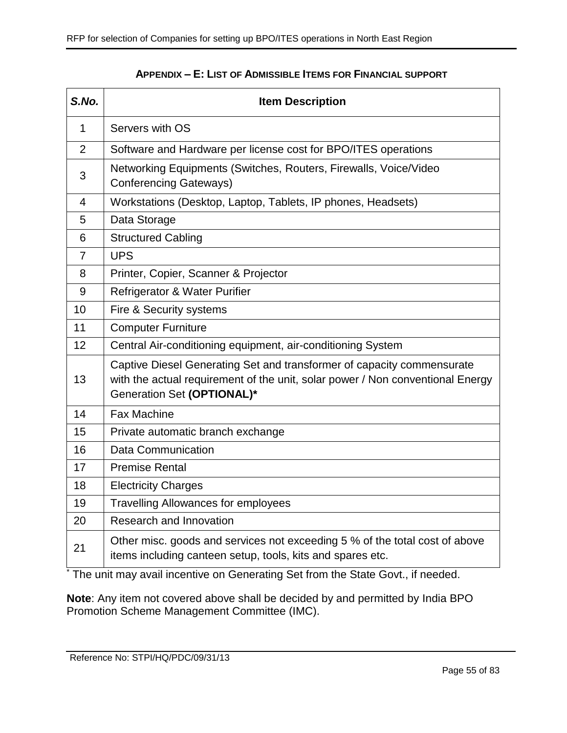## APPENDIX – E: LIST OF ADMISSIBLE ITEMS FOR FINANCIAL SUPPORT

| *S.No.* | Item Description |
|---|---|
| 1 | Servers with OS |
| 2 | Software and Hardware per license cost for BPO/ITES operations |
| 3 | Networking Equipments (Switches, Routers, Firewalls, Voice/Video Conferencing Gateways) |
| 4 | Workstations (Desktop, Laptop, Tablets, IP phones, Headsets) |
| 5 | Data Storage |
| 6 | Structured Cabling |
| 7 | UPS |
| 8 | Printer, Copier, Scanner & Projector |
| 9 | Refrigerator & Water Purifier |
| 10 | Fire & Security systems |
| 11 | Computer Furniture |
| 12 | Central Air-conditioning equipment, air-conditioning System |
| 13 | Captive Diesel Generating Set and transformer of capacity commensurate with the actual requirement of the unit, solar power / Non conventional Energy Generation Set **(OPTIONAL)*** |
| 14 | Fax Machine |
| 15 | Private automatic branch exchange |
| 16 | Data Communication |
| 17 | Premise Rental |
| 18 | Electricity Charges |
| 19 | Travelling Allowances for employees |
| 20 | Research and Innovation |
| 21 | Other misc. goods and services not exceeding 5 % of the total cost of above items including canteen setup, tools, kits and spares etc. |

* The unit may avail incentive on Generating Set from the State Govt., if needed.

**Note**: Any item not covered above shall be decided by and permitted by India BPO Promotion Scheme Management Committee (IMC).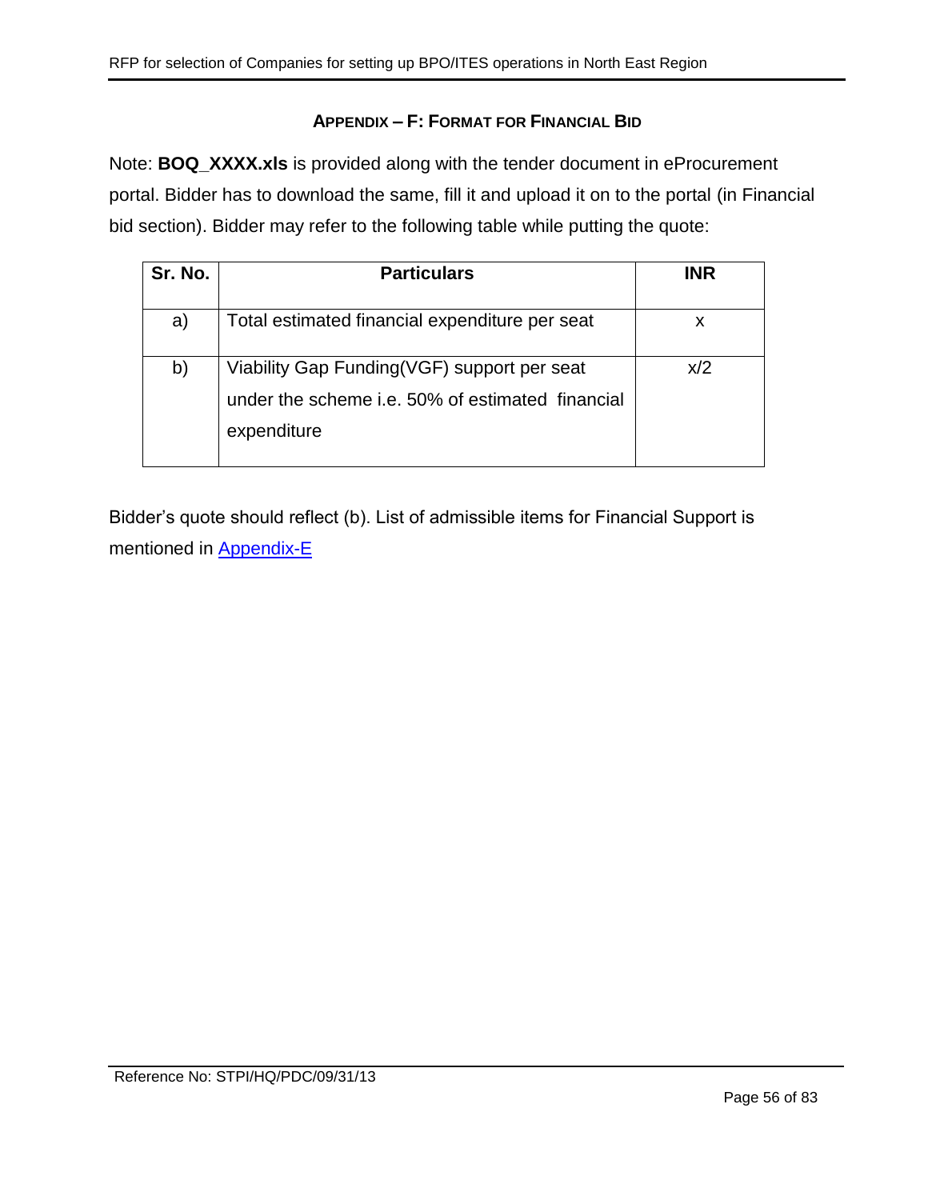## APPENDIX – F: FORMAT FOR FINANCIAL BID

Note: **BOQ_XXXX.xls** is provided along with the tender document in eProcurement portal. Bidder has to download the same, fill it and upload it on to the portal (in Financial bid section). Bidder may refer to the following table while putting the quote:

| Sr. No. | Particulars | INR |
|---|---|---|
| a) | Total estimated financial expenditure per seat | x |
| b) | Viability Gap Funding(VGF) support per seat under the scheme i.e. 50% of estimated financial expenditure | x/2 |

Bidder's quote should reflect (b). List of admissible items for Financial Support is mentioned in Appendix-E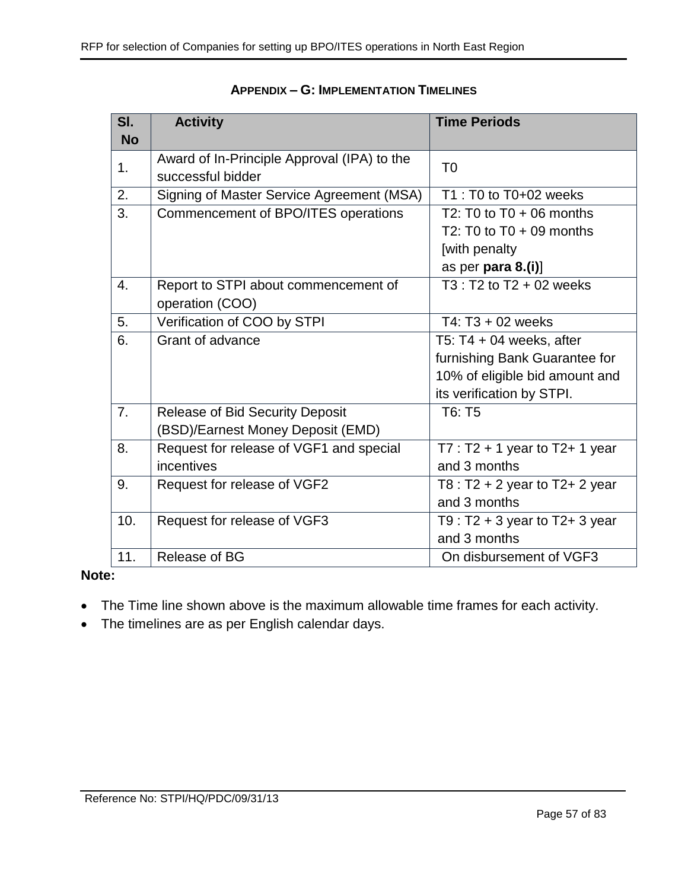## APPENDIX – G: IMPLEMENTATION TIMELINES

| Sl. No | Activity | Time Periods |
|---|---|---|
| 1. | Award of In-Principle Approval (IPA) to the successful bidder | T0 |
| 2. | Signing of Master Service Agreement (MSA) | T1 : T0 to T0+02 weeks |
| 3. | Commencement of BPO/ITES operations | T2: T0 to T0 + 06 months<br>T2: T0 to T0 + 09 months [with penalty as per **para 8.(i)**] |
| 4. | Report to STPI about commencement of operation (COO) | T3 : T2 to T2 + 02 weeks |
| 5. | Verification of COO by STPI | T4: T3 + 02 weeks |
| 6. | Grant of advance | T5: T4 + 04 weeks, after furnishing Bank Guarantee for 10% of eligible bid amount and its verification by STPI. |
| 7. | Release of Bid Security Deposit (BSD)/Earnest Money Deposit (EMD) | T6: T5 |
| 8. | Request for release of VGF1 and special incentives | T7 : T2 + 1 year to T2+ 1 year and 3 months |
| 9. | Request for release of VGF2 | T8 : T2 + 2 year to T2+ 2 year and 3 months |
| 10. | Request for release of VGF3 | T9 : T2 + 3 year to T2+ 3 year and 3 months |
| 11. | Release of BG | On disbursement of VGF3 |

**Note:**

- The Time line shown above is the maximum allowable time frames for each activity.
- The timelines are as per English calendar days.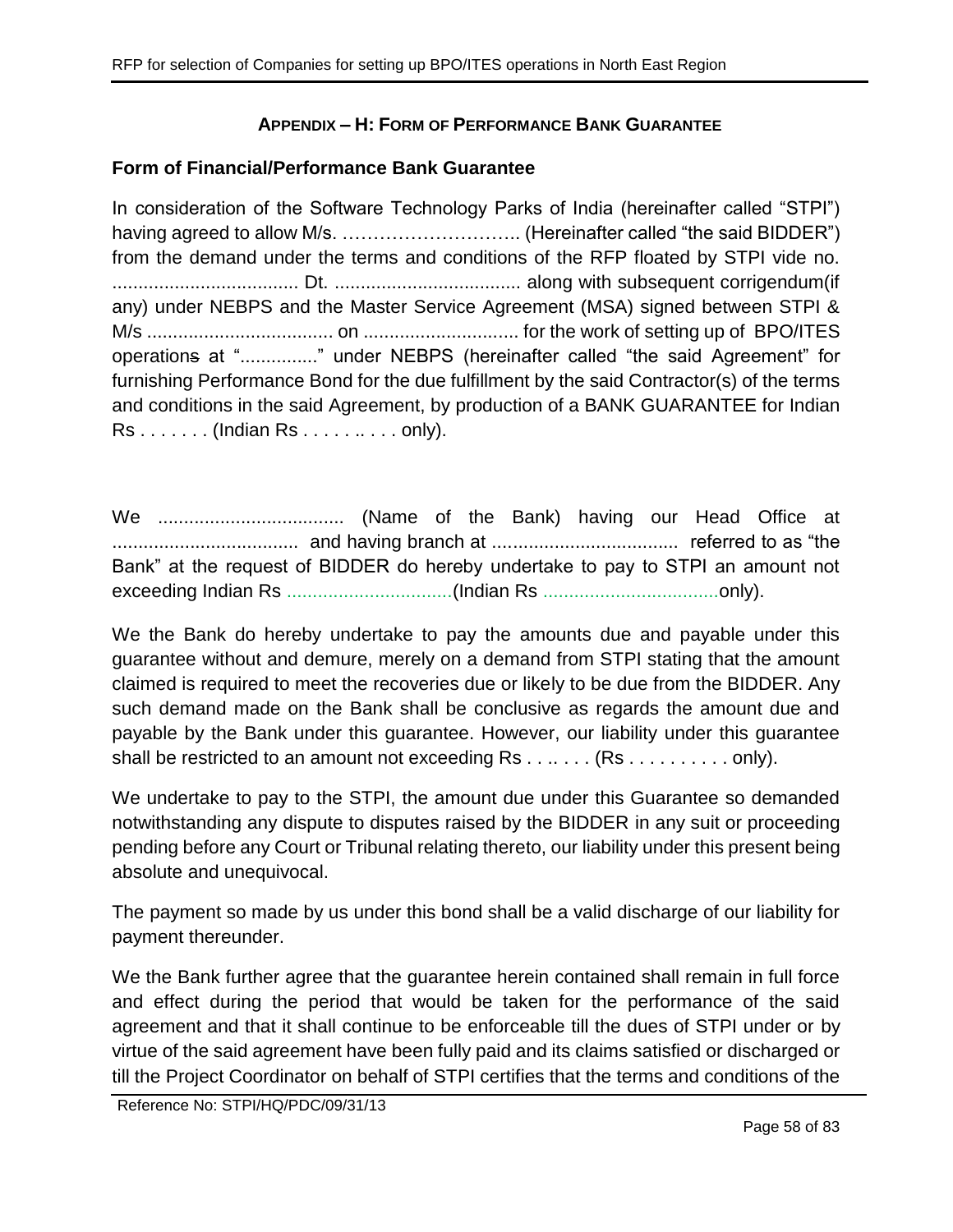## APPENDIX – H: FORM OF PERFORMANCE BANK GUARANTEE

### Form of Financial/Performance Bank Guarantee

In consideration of the Software Technology Parks of India (hereinafter called "STPI") having agreed to allow M/s. ……………………….. (Hereinafter called "the said BIDDER") from the demand under the terms and conditions of the RFP floated by STPI vide no. .................................... Dt. .................................... along with subsequent corrigendum(if any) under NEBPS and the Master Service Agreement (MSA) signed between STPI & M/s .................................... on .............................. for the work of setting up of BPO/ITES operations at "..............." under NEBPS (hereinafter called "the said Agreement" for furnishing Performance Bond for the due fulfillment by the said Contractor(s) of the terms and conditions in the said Agreement, by production of a BANK GUARANTEE for Indian Rs . . . . . . . (Indian Rs . . . . . .. . . . only).

We .................................... (Name of the Bank) having our Head Office at .................................... and having branch at .................................... referred to as "the Bank" at the request of BIDDER do hereby undertake to pay to STPI an amount not exceeding Indian Rs ................................(Indian Rs ..................................only).

We the Bank do hereby undertake to pay the amounts due and payable under this guarantee without and demure, merely on a demand from STPI stating that the amount claimed is required to meet the recoveries due or likely to be due from the BIDDER. Any such demand made on the Bank shall be conclusive as regards the amount due and payable by the Bank under this guarantee. However, our liability under this guarantee shall be restricted to an amount not exceeding Rs . . .. . . . (Rs . . . . . . . . . . only).

We undertake to pay to the STPI, the amount due under this Guarantee so demanded notwithstanding any dispute to disputes raised by the BIDDER in any suit or proceeding pending before any Court or Tribunal relating thereto, our liability under this present being absolute and unequivocal.

The payment so made by us under this bond shall be a valid discharge of our liability for payment thereunder.

We the Bank further agree that the guarantee herein contained shall remain in full force and effect during the period that would be taken for the performance of the said agreement and that it shall continue to be enforceable till the dues of STPI under or by virtue of the said agreement have been fully paid and its claims satisfied or discharged or till the Project Coordinator on behalf of STPI certifies that the terms and conditions of the

Reference No: STPI/HQ/PDC/09/31/13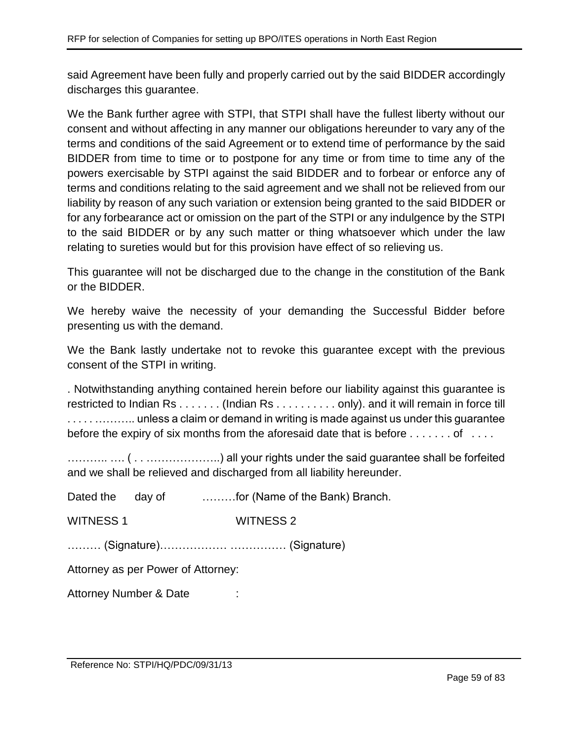said Agreement have been fully and properly carried out by the said BIDDER accordingly discharges this guarantee.

We the Bank further agree with STPI, that STPI shall have the fullest liberty without our consent and without affecting in any manner our obligations hereunder to vary any of the terms and conditions of the said Agreement or to extend time of performance by the said BIDDER from time to time or to postpone for any time or from time to time any of the powers exercisable by STPI against the said BIDDER and to forbear or enforce any of terms and conditions relating to the said agreement and we shall not be relieved from our liability by reason of any such variation or extension being granted to the said BIDDER or for any forbearance act or omission on the part of the STPI or any indulgence by the STPI to the said BIDDER or by any such matter or thing whatsoever which under the law relating to sureties would but for this provision have effect of so relieving us.

This guarantee will not be discharged due to the change in the constitution of the Bank or the BIDDER.

We hereby waive the necessity of your demanding the Successful Bidder before presenting us with the demand.

We the Bank lastly undertake not to revoke this guarantee except with the previous consent of the STPI in writing.

. Notwithstanding anything contained herein before our liability against this guarantee is restricted to Indian Rs . . . . . . . (Indian Rs . . . . . . . . . . only). and it will remain in force till . . . . ……….. unless a claim or demand in writing is made against us under this guarantee before the expiry of six months from the aforesaid date that is before . . . . . . . of . . . .

……….. …. ( . . ………………..) all your rights under the said guarantee shall be forfeited and we shall be relieved and discharged from all liability hereunder.

Dated the day of ………for (Name of the Bank) Branch.

WITNESS 1 WITNESS 2

……… (Signature)……………… …………… (Signature)

Attorney as per Power of Attorney:

Attorney Number & Date :

Reference No: STPI/HQ/PDC/09/31/13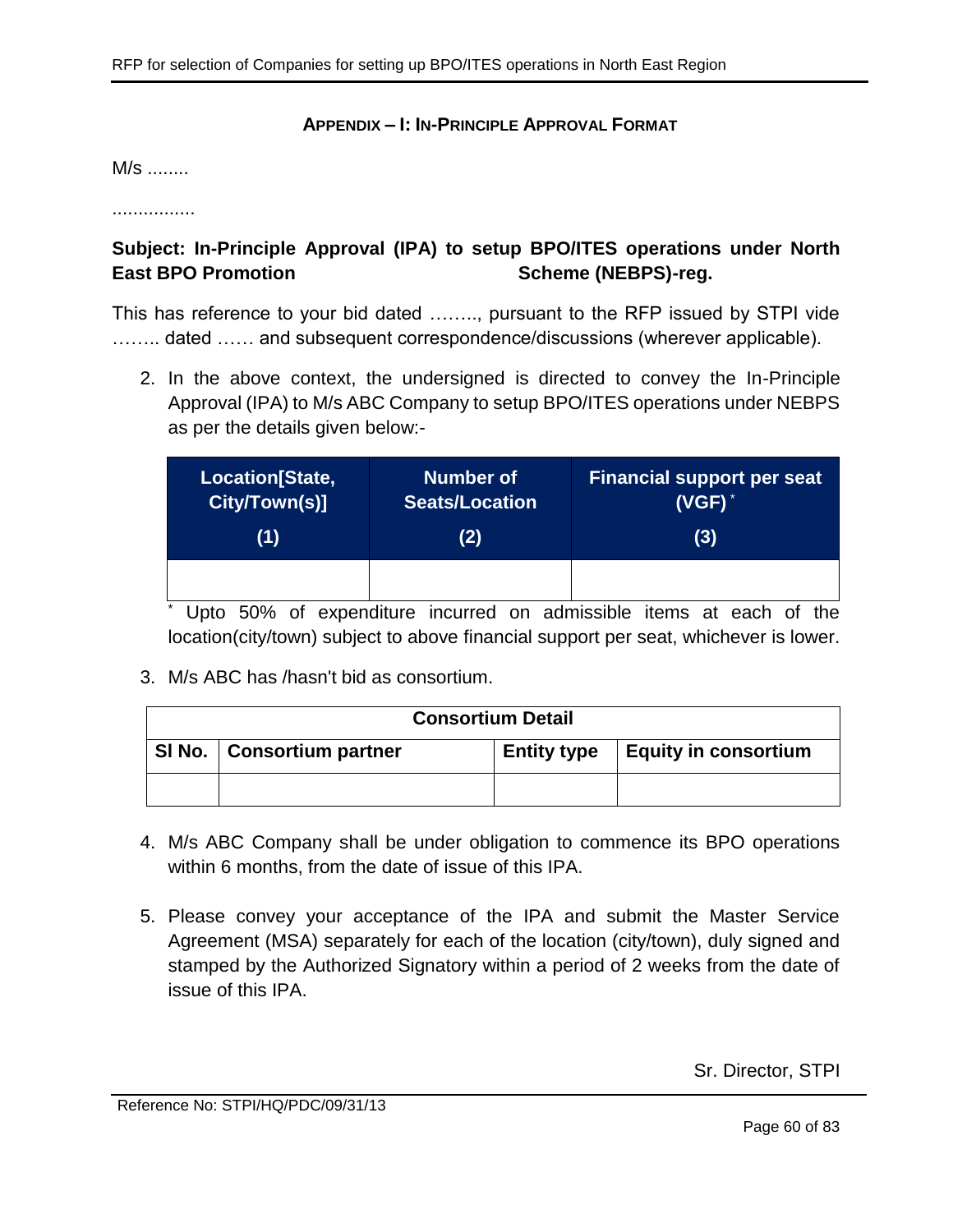## APPENDIX – I: IN-PRINCIPLE APPROVAL FORMAT

M/s ........

................

**Subject: In-Principle Approval (IPA) to setup BPO/ITES operations under North East BPO Promotion Scheme (NEBPS)-reg.**

This has reference to your bid dated …….., pursuant to the RFP issued by STPI vide …….. dated …… and subsequent correspondence/discussions (wherever applicable).

2. In the above context, the undersigned is directed to convey the In-Principle Approval (IPA) to M/s ABC Company to setup BPO/ITES operations under NEBPS as per the details given below:-

| Location[State, City/Town(s)] (1) | Number of Seats/Location (2) | Financial support per seat (VGF) * (3) |
|---|---|---|
| | | |

\* Upto 50% of expenditure incurred on admissible items at each of the location(city/town) subject to above financial support per seat, whichever is lower.

3. M/s ABC has /hasn't bid as consortium.

| Consortium Detail | | | |
|---|---|---|---|
| Sl No. | Consortium partner | Entity type | Equity in consortium |
| | | | |

4. M/s ABC Company shall be under obligation to commence its BPO operations within 6 months, from the date of issue of this IPA.

5. Please convey your acceptance of the IPA and submit the Master Service Agreement (MSA) separately for each of the location (city/town), duly signed and stamped by the Authorized Signatory within a period of 2 weeks from the date of issue of this IPA.

Sr. Director, STPI

Reference No: STPI/HQ/PDC/09/31/13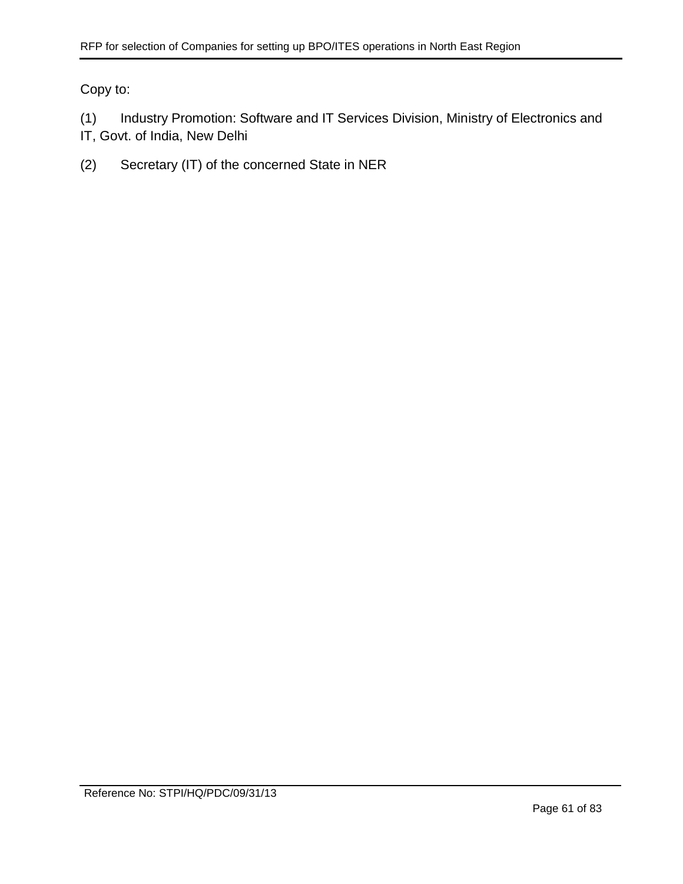Copy to:

(1) Industry Promotion: Software and IT Services Division, Ministry of Electronics and IT, Govt. of India, New Delhi

(2) Secretary (IT) of the concerned State in NER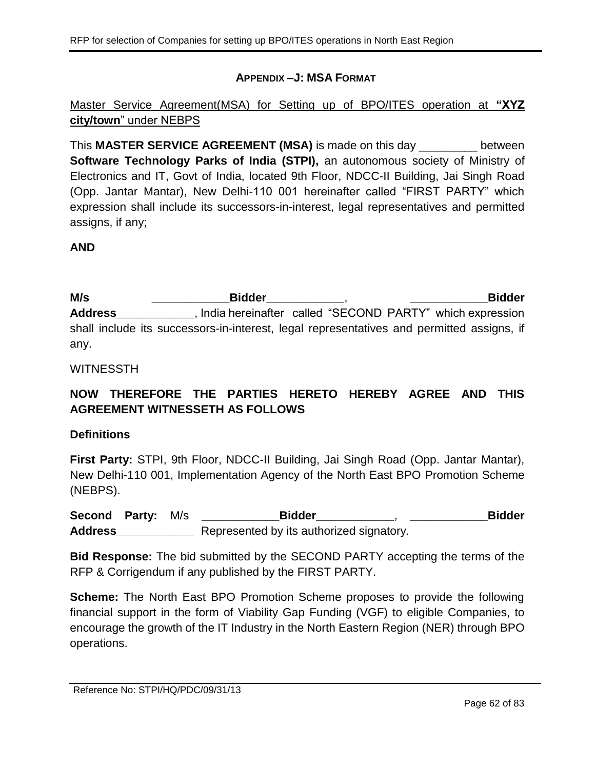## APPENDIX –J: MSA FORMAT

Master Service Agreement(MSA) for Setting up of BPO/ITES operation at **"XYZ city/town"** under NEBPS

This **MASTER SERVICE AGREEMENT (MSA)** is made on this day _________ between **Software Technology Parks of India (STPI),** an autonomous society of Ministry of Electronics and IT, Govt of India, located 9th Floor, NDCC-II Building, Jai Singh Road (Opp. Jantar Mantar), New Delhi-110 001 hereinafter called "FIRST PARTY" which expression shall include its successors-in-interest, legal representatives and permitted assigns, if any;

**AND**

**M/s ____________Bidder____________, ____________Bidder Address____________**, India hereinafter called "SECOND PARTY" which expression shall include its successors-in-interest, legal representatives and permitted assigns, if any.

WITNESSTH

**NOW THEREFORE THE PARTIES HERETO HEREBY AGREE AND THIS AGREEMENT WITNESSETH AS FOLLOWS**

**Definitions**

**First Party:** STPI, 9th Floor, NDCC-II Building, Jai Singh Road (Opp. Jantar Mantar), New Delhi-110 001, Implementation Agency of the North East BPO Promotion Scheme (NEBPS).

**Second Party:** M/s **____________Bidder____________, ____________Bidder Address____________** Represented by its authorized signatory.

**Bid Response:** The bid submitted by the SECOND PARTY accepting the terms of the RFP & Corrigendum if any published by the FIRST PARTY.

**Scheme:** The North East BPO Promotion Scheme proposes to provide the following financial support in the form of Viability Gap Funding (VGF) to eligible Companies, to encourage the growth of the IT Industry in the North Eastern Region (NER) through BPO operations.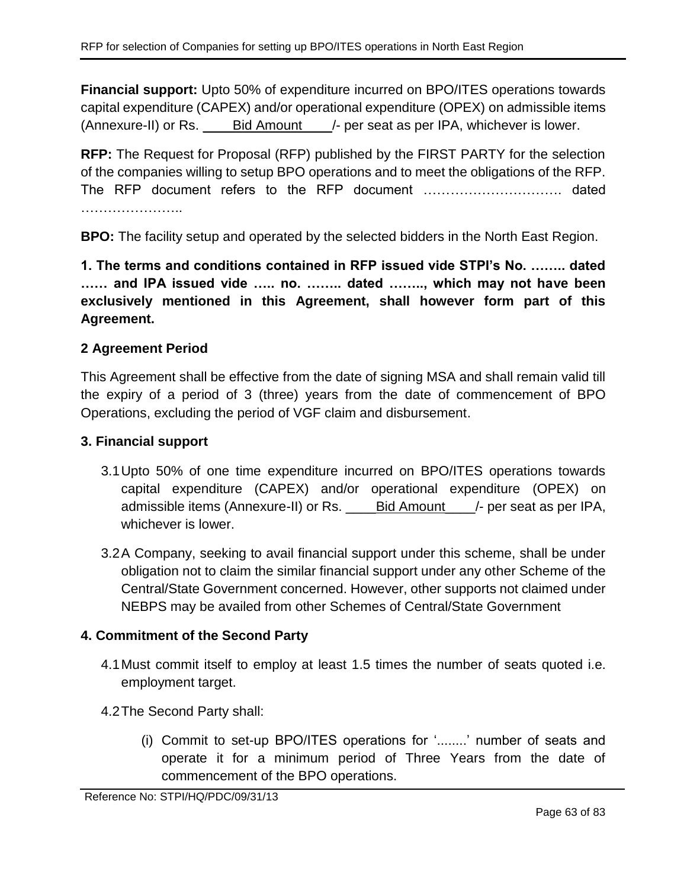**Financial support:** Upto 50% of expenditure incurred on BPO/ITES operations towards capital expenditure (CAPEX) and/or operational expenditure (OPEX) on admissible items (Annexure-II) or Rs. ____Bid Amount____/- per seat as per IPA, whichever is lower.

**RFP:** The Request for Proposal (RFP) published by the FIRST PARTY for the selection of the companies willing to setup BPO operations and to meet the obligations of the RFP. The RFP document refers to the RFP document …………………………. dated …………………..

**BPO:** The facility setup and operated by the selected bidders in the North East Region.

**1. The terms and conditions contained in RFP issued vide STPI's No. …….. dated …… and IPA issued vide ….. no. …….. dated …….., which may not have been exclusively mentioned in this Agreement, shall however form part of this Agreement.**

**2 Agreement Period**

This Agreement shall be effective from the date of signing MSA and shall remain valid till the expiry of a period of 3 (three) years from the date of commencement of BPO Operations, excluding the period of VGF claim and disbursement.

**3. Financial support**

3.1 Upto 50% of one time expenditure incurred on BPO/ITES operations towards capital expenditure (CAPEX) and/or operational expenditure (OPEX) on admissible items (Annexure-II) or Rs. ____Bid Amount____/- per seat as per IPA, whichever is lower.

3.2 A Company, seeking to avail financial support under this scheme, shall be under obligation not to claim the similar financial support under any other Scheme of the Central/State Government concerned. However, other supports not claimed under NEBPS may be availed from other Schemes of Central/State Government

**4. Commitment of the Second Party**

4.1 Must commit itself to employ at least 1.5 times the number of seats quoted i.e. employment target.

4.2 The Second Party shall:

(i) Commit to set-up BPO/ITES operations for '........' number of seats and operate it for a minimum period of Three Years from the date of commencement of the BPO operations.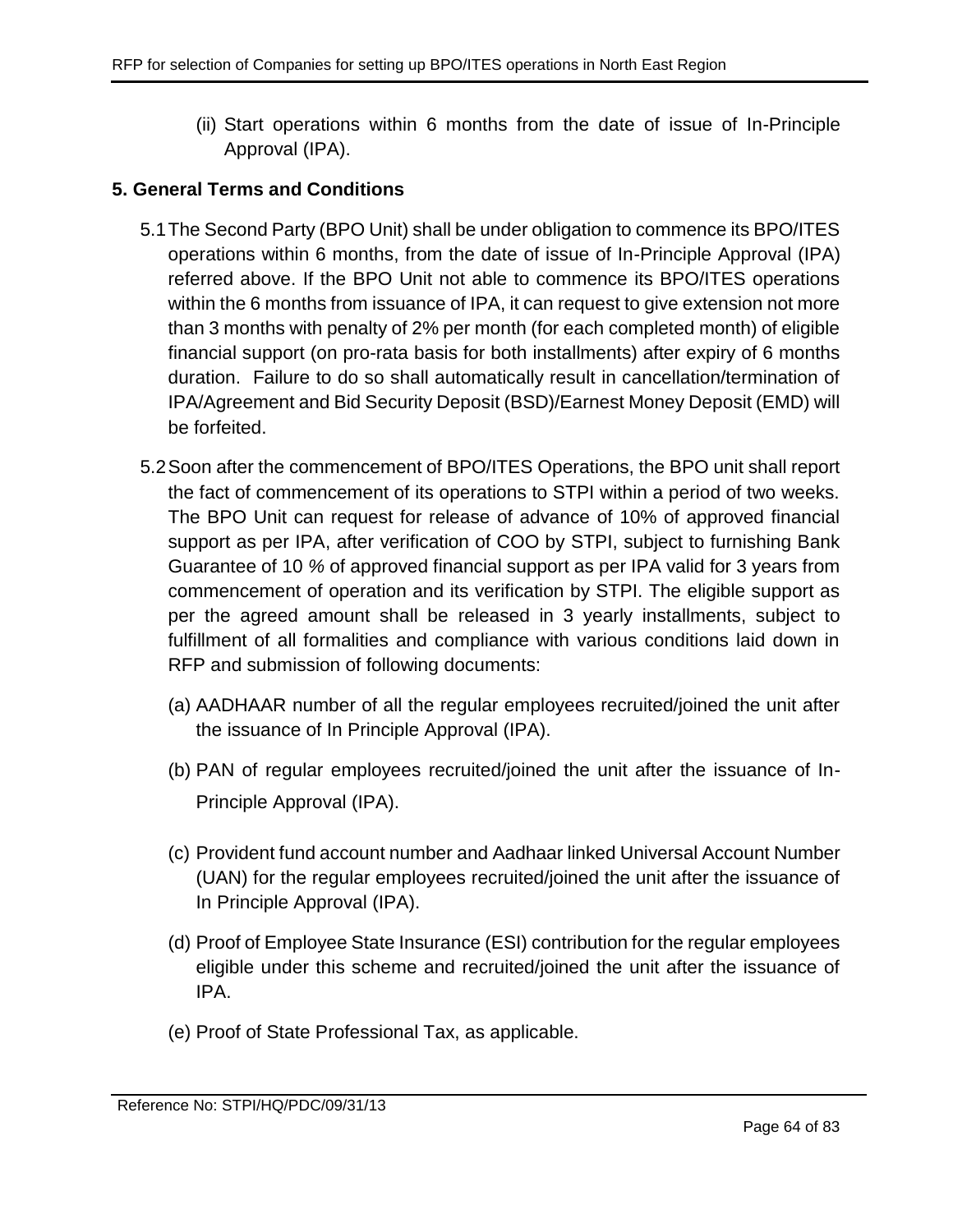(ii) Start operations within 6 months from the date of issue of In-Principle Approval (IPA).

## 5. General Terms and Conditions

5.1 The Second Party (BPO Unit) shall be under obligation to commence its BPO/ITES operations within 6 months, from the date of issue of In-Principle Approval (IPA) referred above. If the BPO Unit not able to commence its BPO/ITES operations within the 6 months from issuance of IPA, it can request to give extension not more than 3 months with penalty of 2% per month (for each completed month) of eligible financial support (on pro-rata basis for both installments) after expiry of 6 months duration. Failure to do so shall automatically result in cancellation/termination of IPA/Agreement and Bid Security Deposit (BSD)/Earnest Money Deposit (EMD) will be forfeited.

5.2 Soon after the commencement of BPO/ITES Operations, the BPO unit shall report the fact of commencement of its operations to STPI within a period of two weeks. The BPO Unit can request for release of advance of 10% of approved financial support as per IPA, after verification of COO by STPI, subject to furnishing Bank Guarantee of 10 % of approved financial support as per IPA valid for 3 years from commencement of operation and its verification by STPI. The eligible support as per the agreed amount shall be released in 3 yearly installments, subject to fulfillment of all formalities and compliance with various conditions laid down in RFP and submission of following documents:

(a) AADHAAR number of all the regular employees recruited/joined the unit after the issuance of In Principle Approval (IPA).

(b) PAN of regular employees recruited/joined the unit after the issuance of In-Principle Approval (IPA).

(c) Provident fund account number and Aadhaar linked Universal Account Number (UAN) for the regular employees recruited/joined the unit after the issuance of In Principle Approval (IPA).

(d) Proof of Employee State Insurance (ESI) contribution for the regular employees eligible under this scheme and recruited/joined the unit after the issuance of IPA.

(e) Proof of State Professional Tax, as applicable.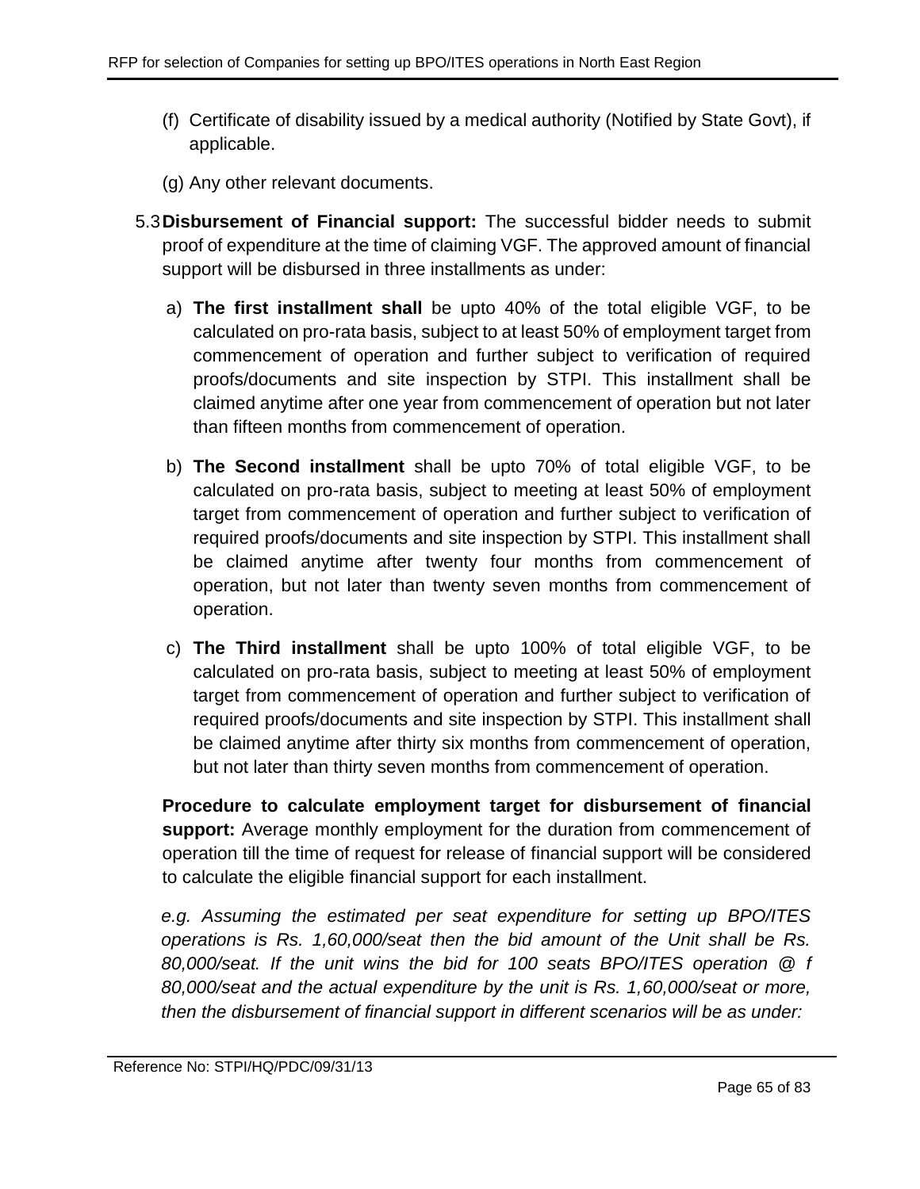(f) Certificate of disability issued by a medical authority (Notified by State Govt), if applicable.

(g) Any other relevant documents.

5.3 **Disbursement of Financial support:** The successful bidder needs to submit proof of expenditure at the time of claiming VGF. The approved amount of financial support will be disbursed in three installments as under:

a) **The first installment shall** be upto 40% of the total eligible VGF, to be calculated on pro-rata basis, subject to at least 50% of employment target from commencement of operation and further subject to verification of required proofs/documents and site inspection by STPI. This installment shall be claimed anytime after one year from commencement of operation but not later than fifteen months from commencement of operation.

b) **The Second installment** shall be upto 70% of total eligible VGF, to be calculated on pro-rata basis, subject to meeting at least 50% of employment target from commencement of operation and further subject to verification of required proofs/documents and site inspection by STPI. This installment shall be claimed anytime after twenty four months from commencement of operation, but not later than twenty seven months from commencement of operation.

c) **The Third installment** shall be upto 100% of total eligible VGF, to be calculated on pro-rata basis, subject to meeting at least 50% of employment target from commencement of operation and further subject to verification of required proofs/documents and site inspection by STPI. This installment shall be claimed anytime after thirty six months from commencement of operation, but not later than thirty seven months from commencement of operation.

**Procedure to calculate employment target for disbursement of financial support:** Average monthly employment for the duration from commencement of operation till the time of request for release of financial support will be considered to calculate the eligible financial support for each installment.

*e.g. Assuming the estimated per seat expenditure for setting up BPO/ITES operations is Rs. 1,60,000/seat then the bid amount of the Unit shall be Rs. 80,000/seat. If the unit wins the bid for 100 seats BPO/ITES operation @ f 80,000/seat and the actual expenditure by the unit is Rs. 1,60,000/seat or more, then the disbursement of financial support in different scenarios will be as under:*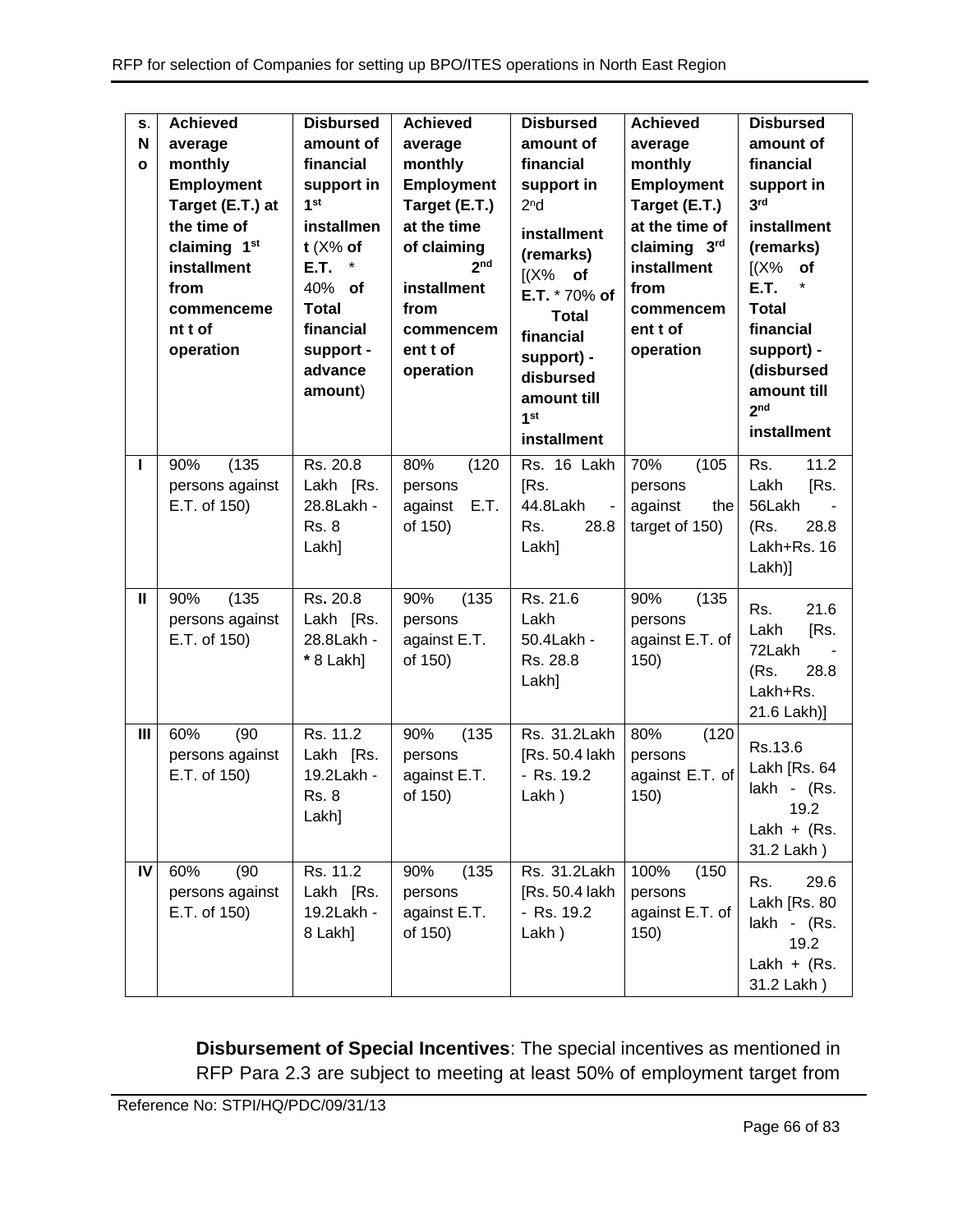| S. No | Achieved average monthly Employment Target (E.T.) at the time of claiming 1st installment from commencement of operation | Disbursed amount of financial support in 1st installment (X% of E.T. * 40% of Total financial support - advance amount) | Achieved average monthly Employment Target (E.T.) at the time of claiming 2nd installment from commencement of operation | Disbursed amount of financial support in 2nd installment (remarks) [(X% of E.T. * 70% of Total financial support) - disbursed amount till 1st installment | Achieved average monthly Employment Target (E.T.) at the time of claiming 3rd installment from commencement of operation | Disbursed amount of financial support in 3rd installment (remarks) [(X% of E.T. * Total financial support) - (disbursed amount till 2nd installment |
|---|---|---|---|---|---|---|
| I | 90% (135 persons against E.T. of 150) | Rs. 20.8 Lakh [Rs. 28.8Lakh - Rs. 8 Lakh] | 80% (120 persons against E.T. of 150) | Rs. 16 Lakh [Rs. 44.8Lakh - Rs. 28.8 Lakh] | 70% (105 persons against the target of 150) | Rs. 11.2 Lakh [Rs. 56Lakh - (Rs. 28.8 Lakh+Rs. 16 Lakh)] |
| II | 90% (135 persons against E.T. of 150) | Rs. 20.8 Lakh [Rs. 28.8Lakh - * 8 Lakh] | 90% (135 persons against E.T. of 150) | Rs. 21.6 Lakh 50.4Lakh - Rs. 28.8 Lakh] | 90% (135 persons against E.T. of 150) | Rs. 21.6 Lakh [Rs. 72Lakh - (Rs. 28.8 Lakh+Rs. 21.6 Lakh)] |
| III | 60% (90 persons against E.T. of 150) | Rs. 11.2 Lakh [Rs. 19.2Lakh - Rs. 8 Lakh] | 90% (135 persons against E.T. of 150) | Rs. 31.2Lakh [Rs. 50.4 lakh - Rs. 19.2 Lakh ) | 80% (120 persons against E.T. of 150) | Rs.13.6 Lakh [Rs. 64 lakh - (Rs. 19.2 Lakh + (Rs. 31.2 Lakh ) |
| IV | 60% (90 persons against E.T. of 150) | Rs. 11.2 Lakh [Rs. 19.2Lakh - 8 Lakh] | 90% (135 persons against E.T. of 150) | Rs. 31.2Lakh [Rs. 50.4 lakh - Rs. 19.2 Lakh ) | 100% (150 persons against E.T. of 150) | Rs. 29.6 Lakh [Rs. 80 lakh - (Rs. 19.2 Lakh + (Rs. 31.2 Lakh ) |

**Disbursement of Special Incentives**: The special incentives as mentioned in RFP Para 2.3 are subject to meeting at least 50% of employment target from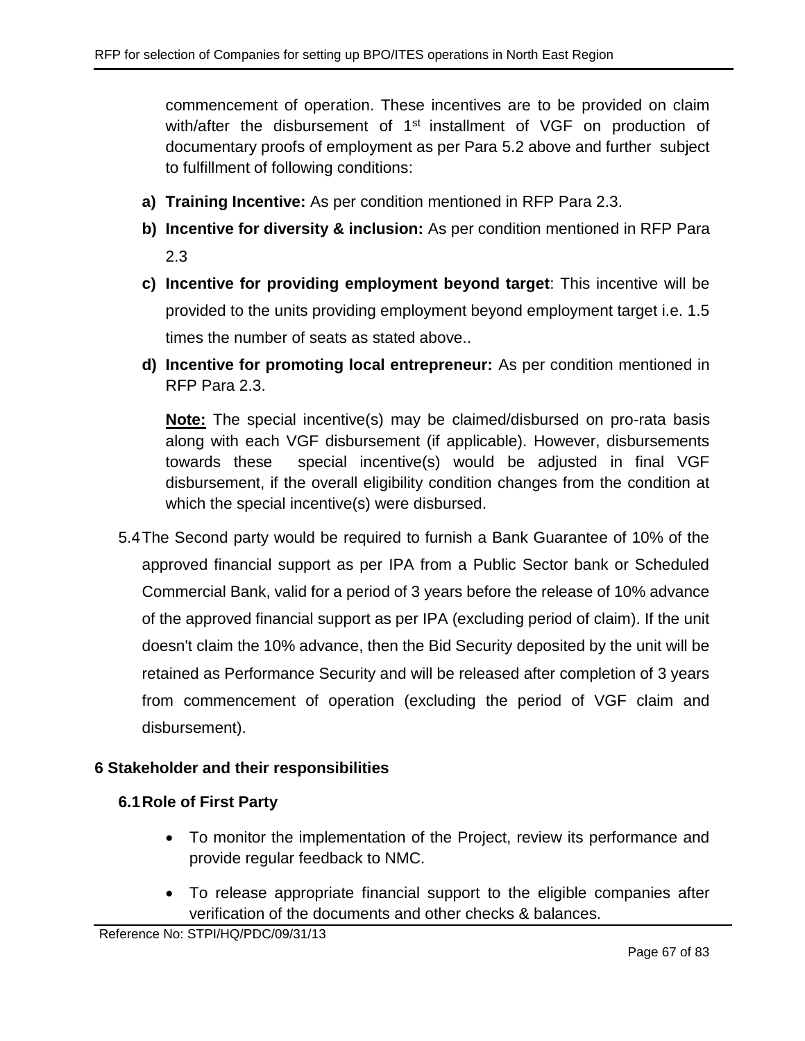commencement of operation. These incentives are to be provided on claim with/after the disbursement of 1st installment of VGF on production of documentary proofs of employment as per Para 5.2 above and further subject to fulfillment of following conditions:

a) **Training Incentive:** As per condition mentioned in RFP Para 2.3.

b) **Incentive for diversity & inclusion:** As per condition mentioned in RFP Para 2.3

c) **Incentive for providing employment beyond target**: This incentive will be provided to the units providing employment beyond employment target i.e. 1.5 times the number of seats as stated above..

d) **Incentive for promoting local entrepreneur:** As per condition mentioned in RFP Para 2.3.

**Note:** The special incentive(s) may be claimed/disbursed on pro-rata basis along with each VGF disbursement (if applicable). However, disbursements towards these special incentive(s) would be adjusted in final VGF disbursement, if the overall eligibility condition changes from the condition at which the special incentive(s) were disbursed.

5.4 The Second party would be required to furnish a Bank Guarantee of 10% of the approved financial support as per IPA from a Public Sector bank or Scheduled Commercial Bank, valid for a period of 3 years before the release of 10% advance of the approved financial support as per IPA (excluding period of claim). If the unit doesn't claim the 10% advance, then the Bid Security deposited by the unit will be retained as Performance Security and will be released after completion of 3 years from commencement of operation (excluding the period of VGF claim and disbursement).

## 6 Stakeholder and their responsibilities

### 6.1 Role of First Party

- To monitor the implementation of the Project, review its performance and provide regular feedback to NMC.
- To release appropriate financial support to the eligible companies after verification of the documents and other checks & balances.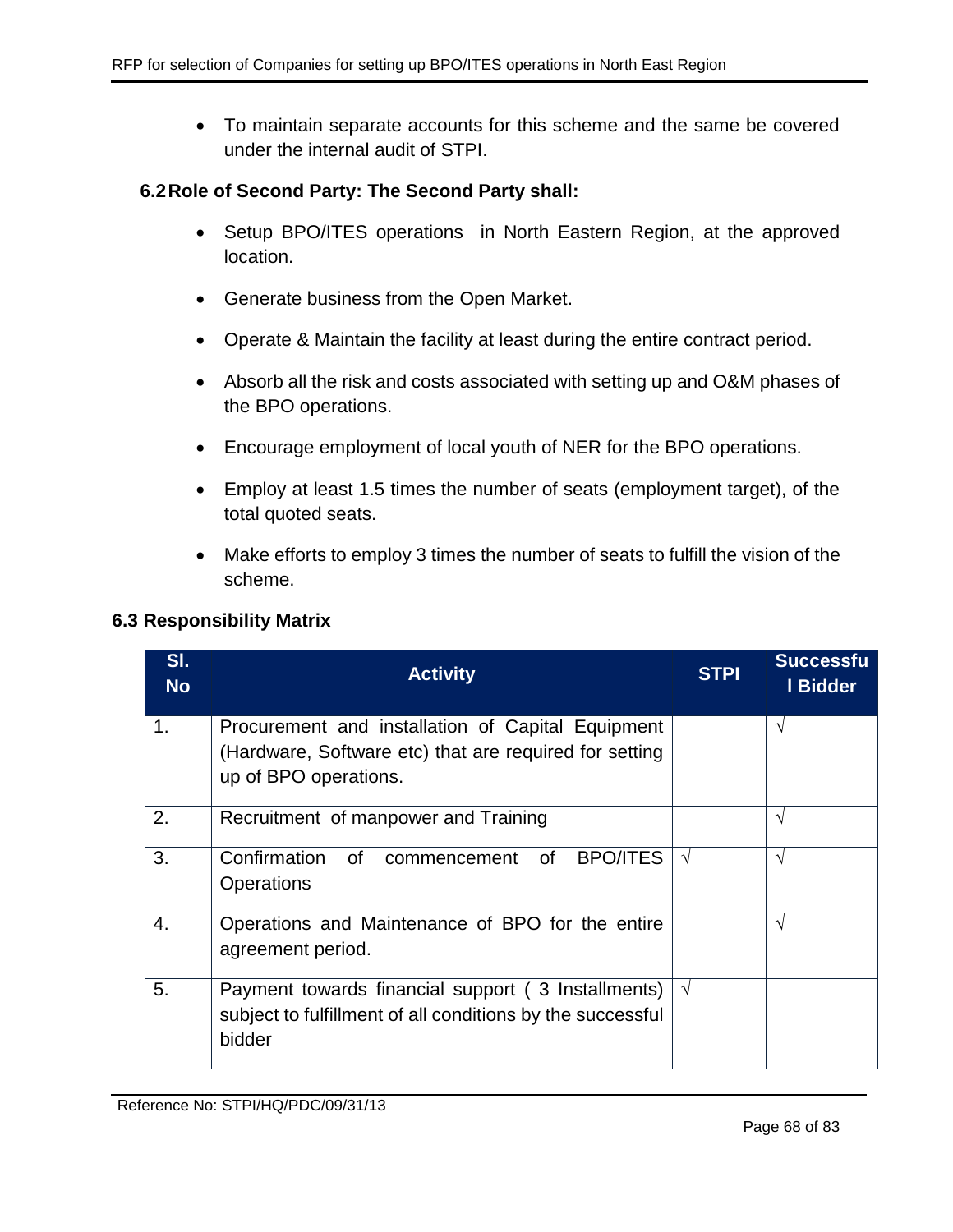- To maintain separate accounts for this scheme and the same be covered under the internal audit of STPI.

### 6.2 Role of Second Party: The Second Party shall:

- Setup BPO/ITES operations in North Eastern Region, at the approved location.
- Generate business from the Open Market.
- Operate & Maintain the facility at least during the entire contract period.
- Absorb all the risk and costs associated with setting up and O&M phases of the BPO operations.
- Encourage employment of local youth of NER for the BPO operations.
- Employ at least 1.5 times the number of seats (employment target), of the total quoted seats.
- Make efforts to employ 3 times the number of seats to fulfill the vision of the scheme.

### 6.3 Responsibility Matrix

| Sl. No | Activity | STPI | Successful Bidder |
|---|---|---|---|
| 1. | Procurement and installation of Capital Equipment (Hardware, Software etc) that are required for setting up of BPO operations. | | √ |
| 2. | Recruitment of manpower and Training | | √ |
| 3. | Confirmation of commencement of BPO/ITES Operations | √ | √ |
| 4. | Operations and Maintenance of BPO for the entire agreement period. | | √ |
| 5. | Payment towards financial support ( 3 Installments) subject to fulfillment of all conditions by the successful bidder | √ | |

Reference No: STPI/HQ/PDC/09/31/13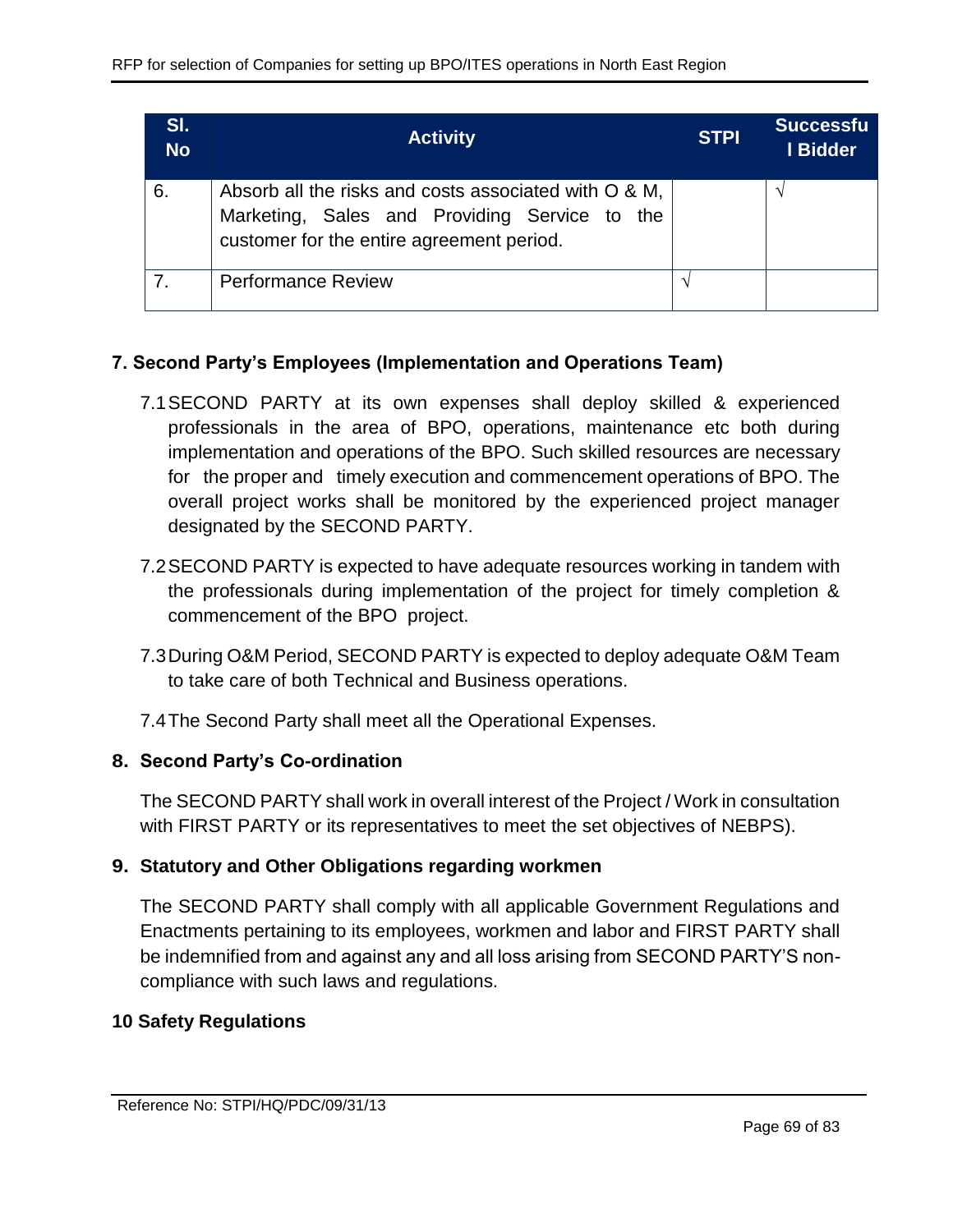| Sl. No | Activity | STPI | Successful Bidder |
|---|---|---|---|
| 6. | Absorb all the risks and costs associated with O & M, Marketing, Sales and Providing Service to the customer for the entire agreement period. | | √ |
| 7. | Performance Review | √ | |

## 7. Second Party's Employees (Implementation and Operations Team)

7.1 SECOND PARTY at its own expenses shall deploy skilled & experienced professionals in the area of BPO, operations, maintenance etc both during implementation and operations of the BPO. Such skilled resources are necessary for the proper and timely execution and commencement operations of BPO. The overall project works shall be monitored by the experienced project manager designated by the SECOND PARTY.

7.2 SECOND PARTY is expected to have adequate resources working in tandem with the professionals during implementation of the project for timely completion & commencement of the BPO project.

7.3 During O&M Period, SECOND PARTY is expected to deploy adequate O&M Team to take care of both Technical and Business operations.

7.4 The Second Party shall meet all the Operational Expenses.

## 8. Second Party's Co-ordination

The SECOND PARTY shall work in overall interest of the Project / Work in consultation with FIRST PARTY or its representatives to meet the set objectives of NEBPS).

## 9. Statutory and Other Obligations regarding workmen

The SECOND PARTY shall comply with all applicable Government Regulations and Enactments pertaining to its employees, workmen and labor and FIRST PARTY shall be indemnified from and against any and all loss arising from SECOND PARTY'S non-compliance with such laws and regulations.

## 10 Safety Regulations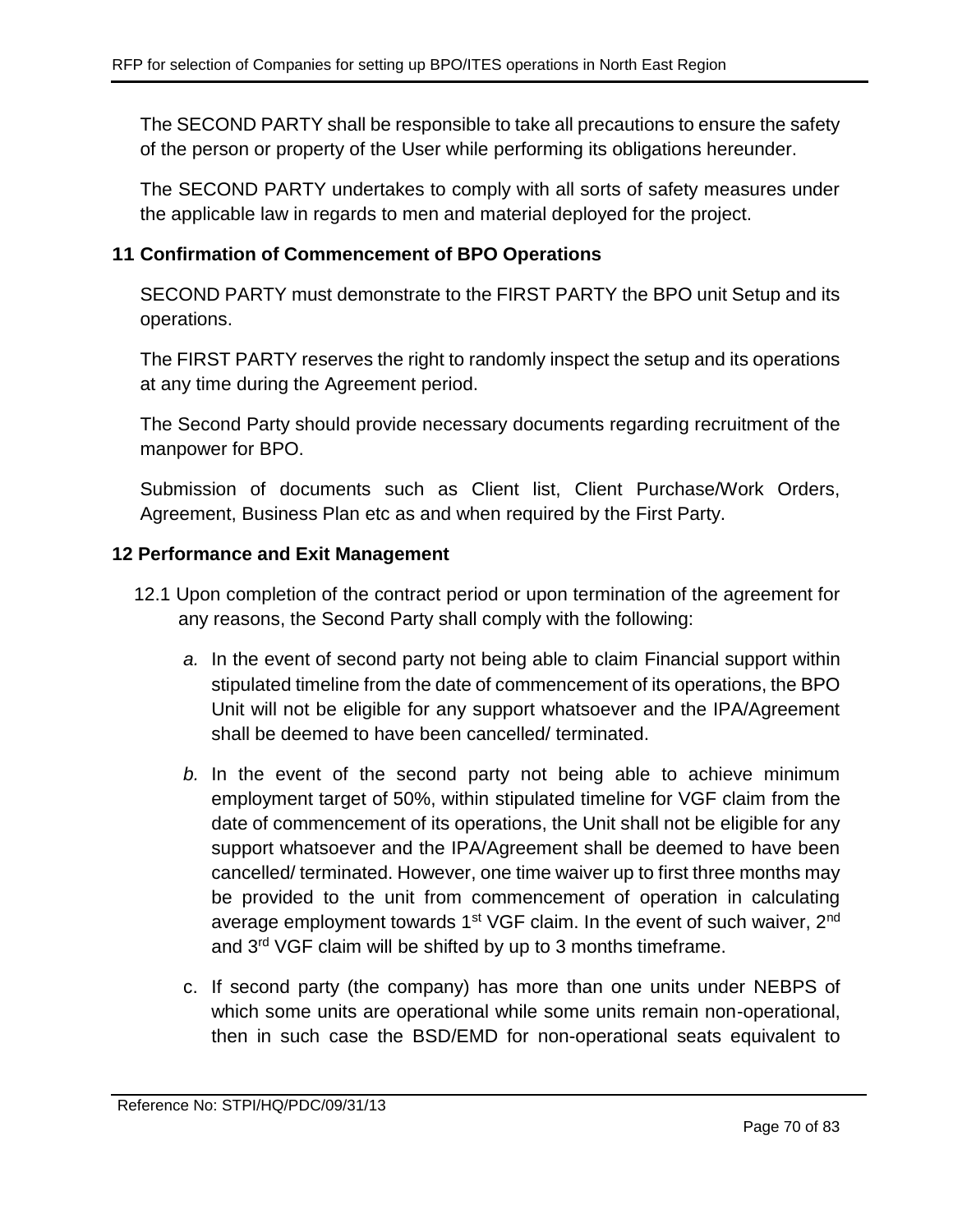The SECOND PARTY shall be responsible to take all precautions to ensure the safety of the person or property of the User while performing its obligations hereunder.

The SECOND PARTY undertakes to comply with all sorts of safety measures under the applicable law in regards to men and material deployed for the project.

## 11 Confirmation of Commencement of BPO Operations

SECOND PARTY must demonstrate to the FIRST PARTY the BPO unit Setup and its operations.

The FIRST PARTY reserves the right to randomly inspect the setup and its operations at any time during the Agreement period.

The Second Party should provide necessary documents regarding recruitment of the manpower for BPO.

Submission of documents such as Client list, Client Purchase/Work Orders, Agreement, Business Plan etc as and when required by the First Party.

## 12 Performance and Exit Management

12.1 Upon completion of the contract period or upon termination of the agreement for any reasons, the Second Party shall comply with the following:

*a.* In the event of second party not being able to claim Financial support within stipulated timeline from the date of commencement of its operations, the BPO Unit will not be eligible for any support whatsoever and the IPA/Agreement shall be deemed to have been cancelled/ terminated.

*b.* In the event of the second party not being able to achieve minimum employment target of 50%, within stipulated timeline for VGF claim from the date of commencement of its operations, the Unit shall not be eligible for any support whatsoever and the IPA/Agreement shall be deemed to have been cancelled/ terminated. However, one time waiver up to first three months may be provided to the unit from commencement of operation in calculating average employment towards 1st VGF claim. In the event of such waiver, 2nd and 3rd VGF claim will be shifted by up to 3 months timeframe.

c. If second party (the company) has more than one units under NEBPS of which some units are operational while some units remain non-operational, then in such case the BSD/EMD for non-operational seats equivalent to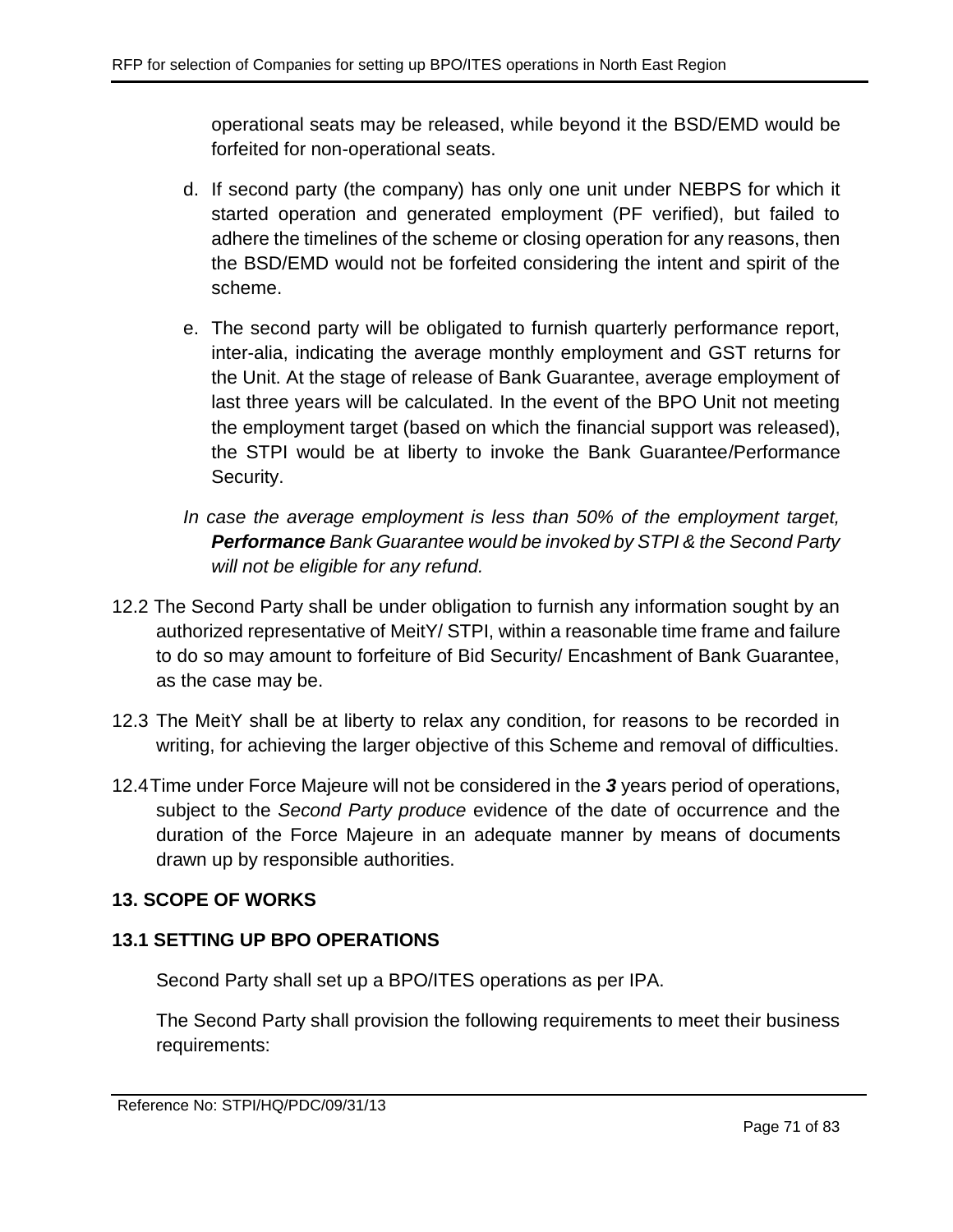operational seats may be released, while beyond it the BSD/EMD would be forfeited for non-operational seats.

d. If second party (the company) has only one unit under NEBPS for which it started operation and generated employment (PF verified), but failed to adhere the timelines of the scheme or closing operation for any reasons, then the BSD/EMD would not be forfeited considering the intent and spirit of the scheme.

e. The second party will be obligated to furnish quarterly performance report, inter-alia, indicating the average monthly employment and GST returns for the Unit. At the stage of release of Bank Guarantee, average employment of last three years will be calculated. In the event of the BPO Unit not meeting the employment target (based on which the financial support was released), the STPI would be at liberty to invoke the Bank Guarantee/Performance Security.

*In case the average employment is less than 50% of the employment target,* ***Performance*** *Bank Guarantee would be invoked by STPI & the Second Party will not be eligible for any refund.*

12.2 The Second Party shall be under obligation to furnish any information sought by an authorized representative of MeitY/ STPI, within a reasonable time frame and failure to do so may amount to forfeiture of Bid Security/ Encashment of Bank Guarantee, as the case may be.

12.3 The MeitY shall be at liberty to relax any condition, for reasons to be recorded in writing, for achieving the larger objective of this Scheme and removal of difficulties.

12.4 Time under Force Majeure will not be considered in the ***3*** years period of operations, subject to the *Second Party produce* evidence of the date of occurrence and the duration of the Force Majeure in an adequate manner by means of documents drawn up by responsible authorities.

## 13. SCOPE OF WORKS

### 13.1 SETTING UP BPO OPERATIONS

Second Party shall set up a BPO/ITES operations as per IPA.

The Second Party shall provision the following requirements to meet their business requirements: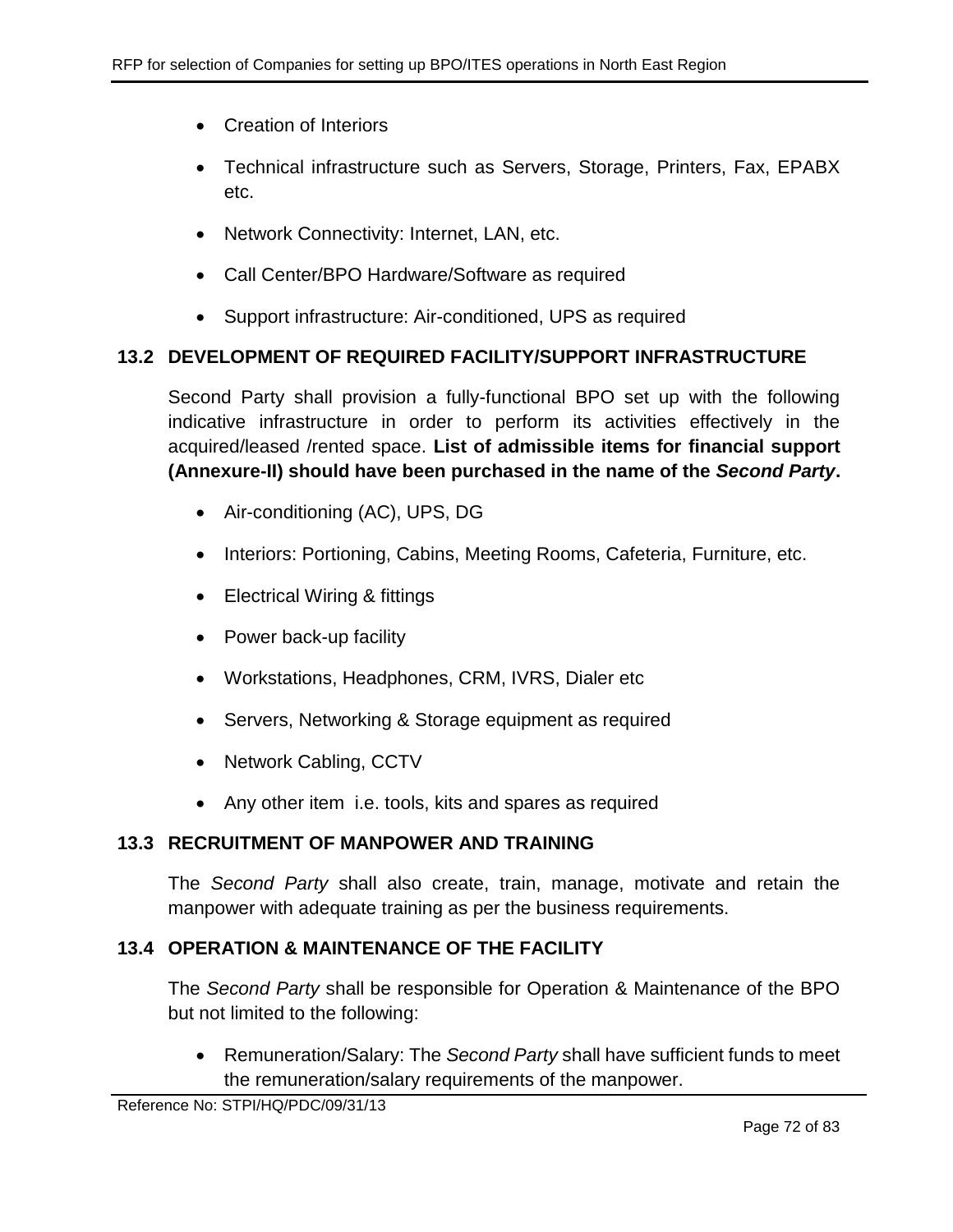- Creation of Interiors
- Technical infrastructure such as Servers, Storage, Printers, Fax, EPABX etc.
- Network Connectivity: Internet, LAN, etc.
- Call Center/BPO Hardware/Software as required
- Support infrastructure: Air-conditioned, UPS as required

### 13.2 DEVELOPMENT OF REQUIRED FACILITY/SUPPORT INFRASTRUCTURE

Second Party shall provision a fully-functional BPO set up with the following indicative infrastructure in order to perform its activities effectively in the acquired/leased /rented space. **List of admissible items for financial support (Annexure-II) should have been purchased in the name of the *Second Party*.**

- Air-conditioning (AC), UPS, DG
- Interiors: Portioning, Cabins, Meeting Rooms, Cafeteria, Furniture, etc.
- Electrical Wiring & fittings
- Power back-up facility
- Workstations, Headphones, CRM, IVRS, Dialer etc
- Servers, Networking & Storage equipment as required
- Network Cabling, CCTV
- Any other item i.e. tools, kits and spares as required

### 13.3 RECRUITMENT OF MANPOWER AND TRAINING

The *Second Party* shall also create, train, manage, motivate and retain the manpower with adequate training as per the business requirements.

### 13.4 OPERATION & MAINTENANCE OF THE FACILITY

The *Second Party* shall be responsible for Operation & Maintenance of the BPO but not limited to the following:

- Remuneration/Salary: The *Second Party* shall have sufficient funds to meet the remuneration/salary requirements of the manpower.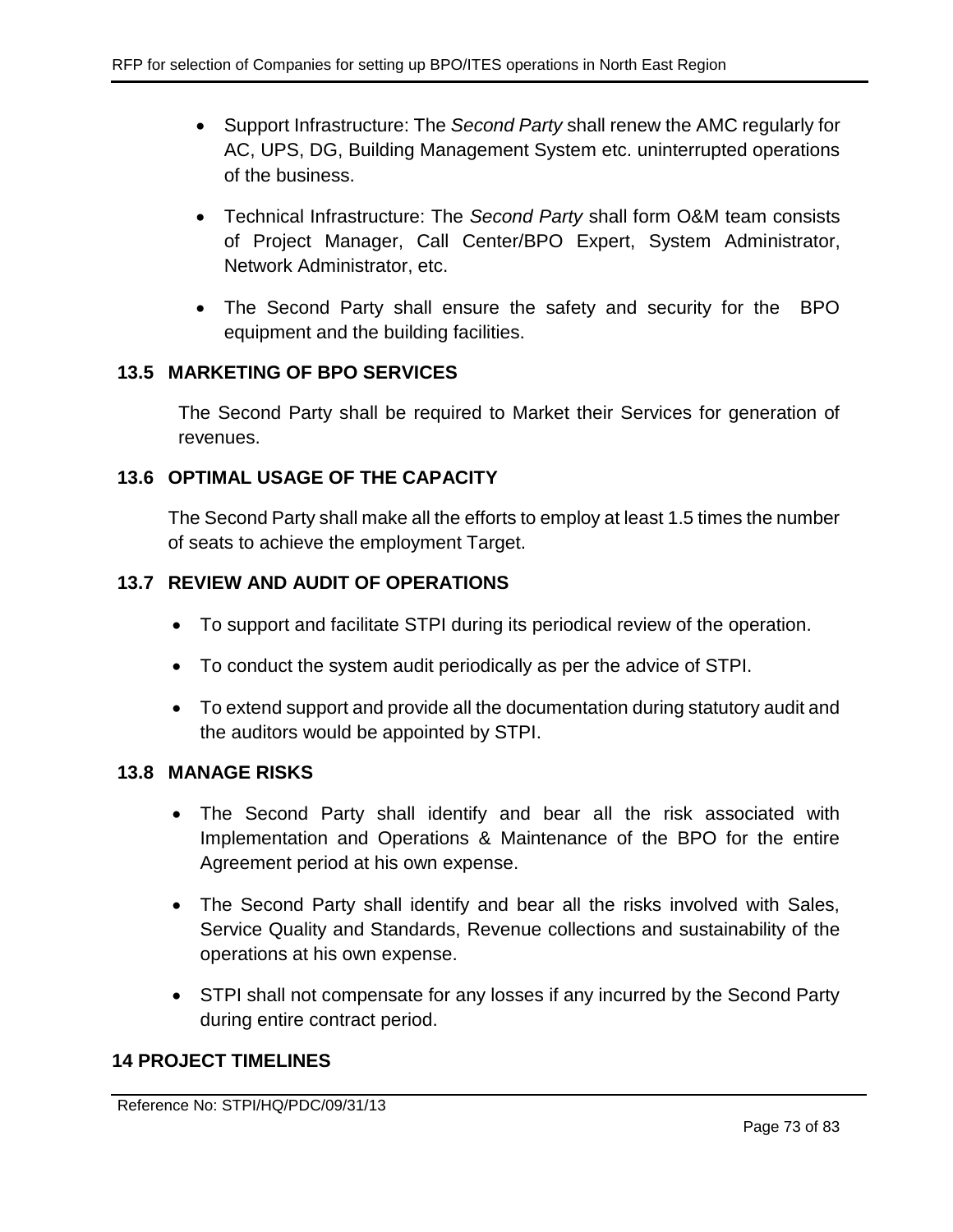- Support Infrastructure: The *Second Party* shall renew the AMC regularly for AC, UPS, DG, Building Management System etc. uninterrupted operations of the business.
- Technical Infrastructure: The *Second Party* shall form O&M team consists of Project Manager, Call Center/BPO Expert, System Administrator, Network Administrator, etc.
- The Second Party shall ensure the safety and security for the BPO equipment and the building facilities.

### 13.5 MARKETING OF BPO SERVICES

The Second Party shall be required to Market their Services for generation of revenues.

### 13.6 OPTIMAL USAGE OF THE CAPACITY

The Second Party shall make all the efforts to employ at least 1.5 times the number of seats to achieve the employment Target.

### 13.7 REVIEW AND AUDIT OF OPERATIONS

- To support and facilitate STPI during its periodical review of the operation.
- To conduct the system audit periodically as per the advice of STPI.
- To extend support and provide all the documentation during statutory audit and the auditors would be appointed by STPI.

### 13.8 MANAGE RISKS

- The Second Party shall identify and bear all the risk associated with Implementation and Operations & Maintenance of the BPO for the entire Agreement period at his own expense.
- The Second Party shall identify and bear all the risks involved with Sales, Service Quality and Standards, Revenue collections and sustainability of the operations at his own expense.
- STPI shall not compensate for any losses if any incurred by the Second Party during entire contract period.

## 14 PROJECT TIMELINES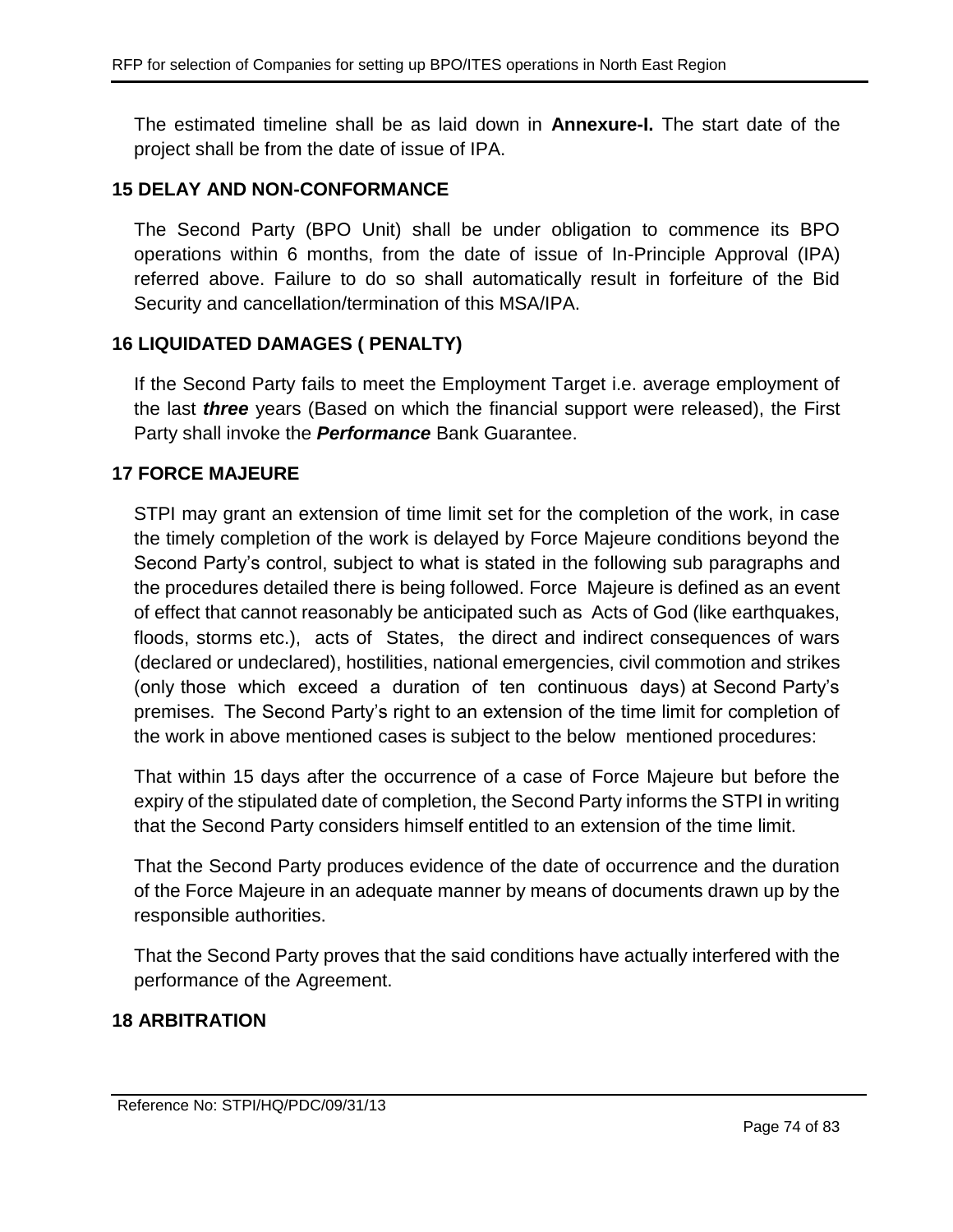The estimated timeline shall be as laid down in **Annexure-I.** The start date of the project shall be from the date of issue of IPA.

## 15 DELAY AND NON-CONFORMANCE

The Second Party (BPO Unit) shall be under obligation to commence its BPO operations within 6 months, from the date of issue of In-Principle Approval (IPA) referred above. Failure to do so shall automatically result in forfeiture of the Bid Security and cancellation/termination of this MSA/IPA.

## 16 LIQUIDATED DAMAGES ( PENALTY)

If the Second Party fails to meet the Employment Target i.e. average employment of the last ***three*** years (Based on which the financial support were released), the First Party shall invoke the ***Performance*** Bank Guarantee.

## 17 FORCE MAJEURE

STPI may grant an extension of time limit set for the completion of the work, in case the timely completion of the work is delayed by Force Majeure conditions beyond the Second Party's control, subject to what is stated in the following sub paragraphs and the procedures detailed there is being followed. Force Majeure is defined as an event of effect that cannot reasonably be anticipated such as Acts of God (like earthquakes, floods, storms etc.), acts of States, the direct and indirect consequences of wars (declared or undeclared), hostilities, national emergencies, civil commotion and strikes (only those which exceed a duration of ten continuous days) at Second Party's premises. The Second Party's right to an extension of the time limit for completion of the work in above mentioned cases is subject to the below mentioned procedures:

That within 15 days after the occurrence of a case of Force Majeure but before the expiry of the stipulated date of completion, the Second Party informs the STPI in writing that the Second Party considers himself entitled to an extension of the time limit.

That the Second Party produces evidence of the date of occurrence and the duration of the Force Majeure in an adequate manner by means of documents drawn up by the responsible authorities.

That the Second Party proves that the said conditions have actually interfered with the performance of the Agreement.

## 18 ARBITRATION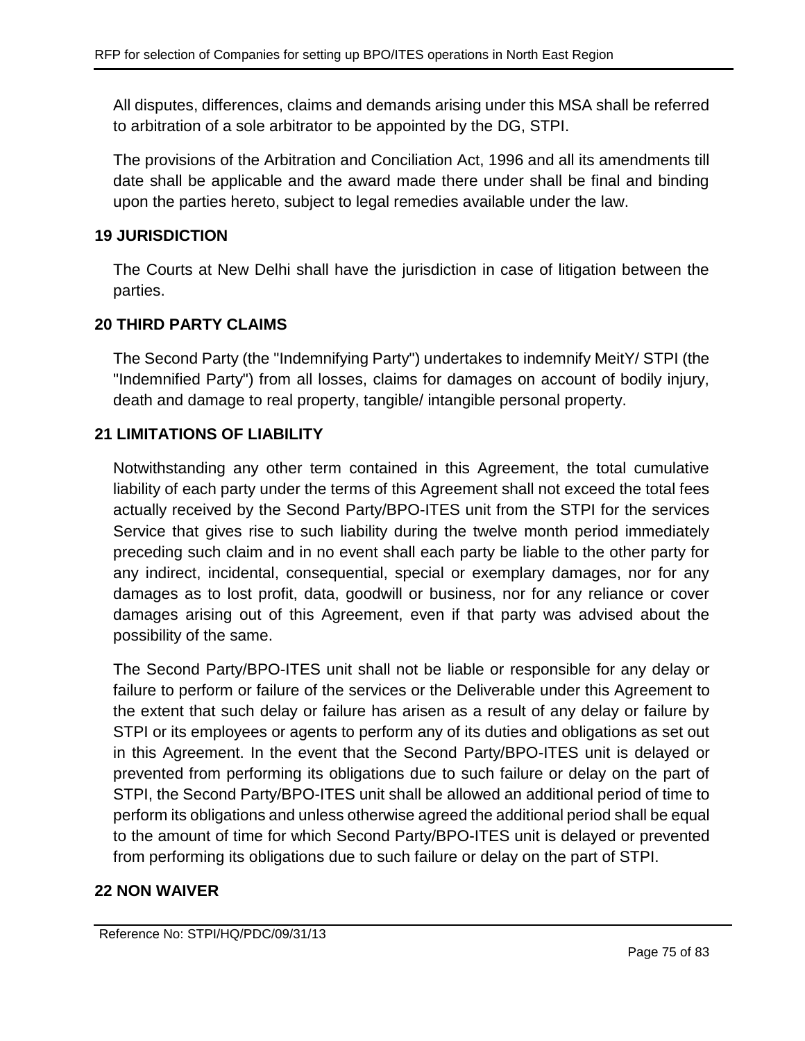All disputes, differences, claims and demands arising under this MSA shall be referred to arbitration of a sole arbitrator to be appointed by the DG, STPI.

The provisions of the Arbitration and Conciliation Act, 1996 and all its amendments till date shall be applicable and the award made there under shall be final and binding upon the parties hereto, subject to legal remedies available under the law.

## 19 JURISDICTION

The Courts at New Delhi shall have the jurisdiction in case of litigation between the parties.

## 20 THIRD PARTY CLAIMS

The Second Party (the "Indemnifying Party") undertakes to indemnify MeitY/ STPI (the "Indemnified Party") from all losses, claims for damages on account of bodily injury, death and damage to real property, tangible/ intangible personal property.

## 21 LIMITATIONS OF LIABILITY

Notwithstanding any other term contained in this Agreement, the total cumulative liability of each party under the terms of this Agreement shall not exceed the total fees actually received by the Second Party/BPO-ITES unit from the STPI for the services Service that gives rise to such liability during the twelve month period immediately preceding such claim and in no event shall each party be liable to the other party for any indirect, incidental, consequential, special or exemplary damages, nor for any damages as to lost profit, data, goodwill or business, nor for any reliance or cover damages arising out of this Agreement, even if that party was advised about the possibility of the same.

The Second Party/BPO-ITES unit shall not be liable or responsible for any delay or failure to perform or failure of the services or the Deliverable under this Agreement to the extent that such delay or failure has arisen as a result of any delay or failure by STPI or its employees or agents to perform any of its duties and obligations as set out in this Agreement. In the event that the Second Party/BPO-ITES unit is delayed or prevented from performing its obligations due to such failure or delay on the part of STPI, the Second Party/BPO-ITES unit shall be allowed an additional period of time to perform its obligations and unless otherwise agreed the additional period shall be equal to the amount of time for which Second Party/BPO-ITES unit is delayed or prevented from performing its obligations due to such failure or delay on the part of STPI.

## 22 NON WAIVER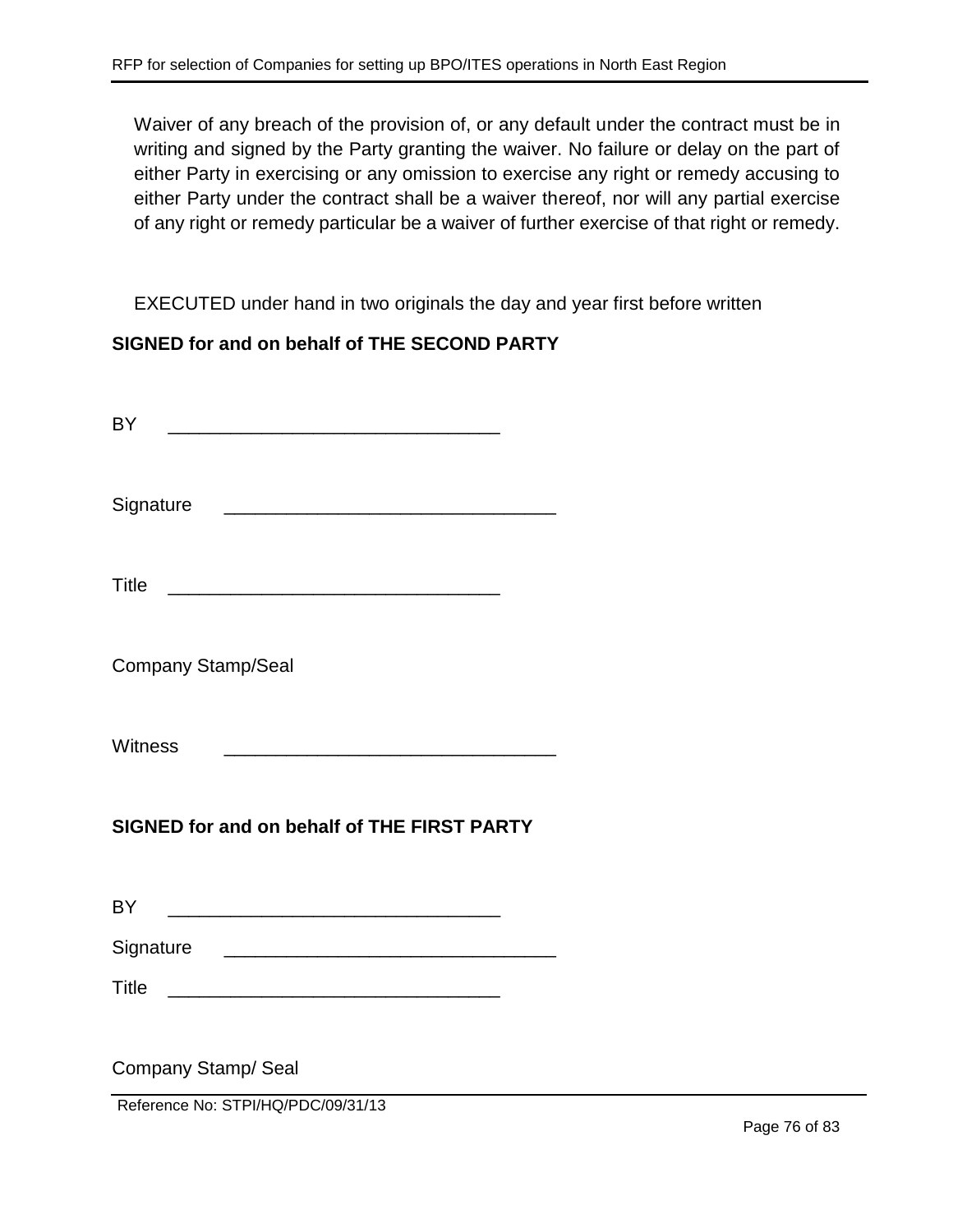Waiver of any breach of the provision of, or any default under the contract must be in writing and signed by the Party granting the waiver. No failure or delay on the part of either Party in exercising or any omission to exercise any right or remedy accusing to either Party under the contract shall be a waiver thereof, nor will any partial exercise of any right or remedy particular be a waiver of further exercise of that right or remedy.

EXECUTED under hand in two originals the day and year first before written

**SIGNED for and on behalf of THE SECOND PARTY**

BY ________________________________

Signature ________________________________

Title ________________________________

Company Stamp/Seal

Witness ________________________________

**SIGNED for and on behalf of THE FIRST PARTY**

BY ________________________________

Signature ________________________________

Title ________________________________

Company Stamp/ Seal

Reference No: STPI/HQ/PDC/09/31/13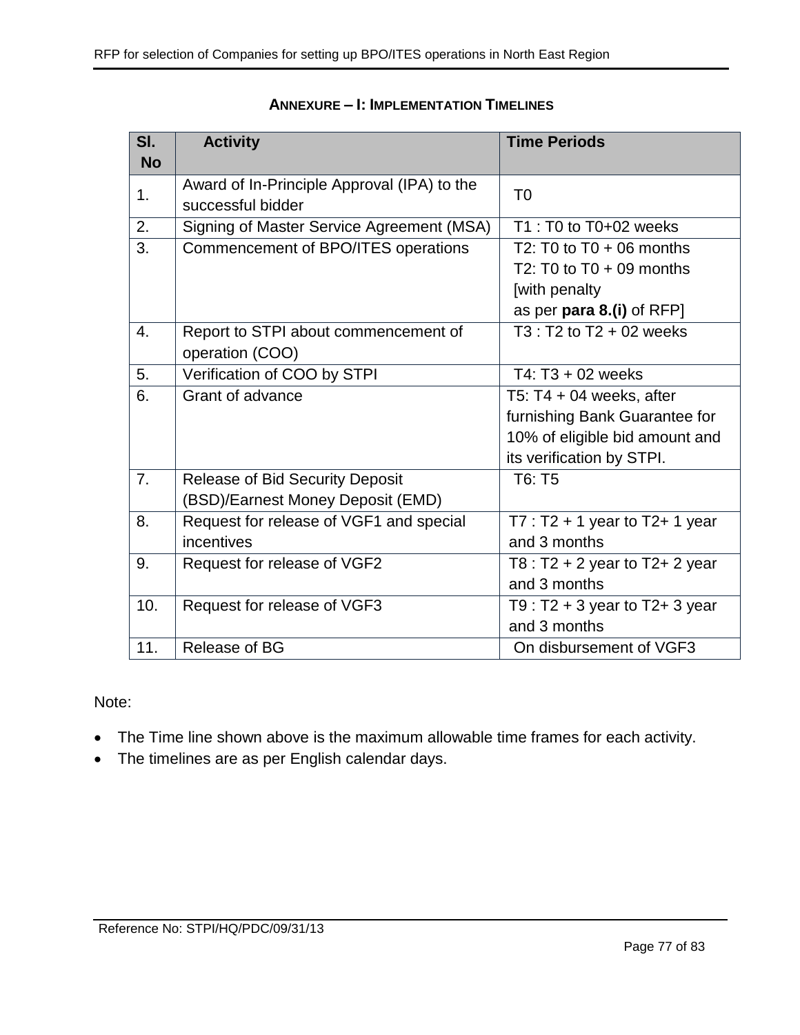## ANNEXURE – I: IMPLEMENTATION TIMELINES

| Sl. No | Activity | Time Periods |
|---|---|---|
| 1. | Award of In-Principle Approval (IPA) to the successful bidder | T0 |
| 2. | Signing of Master Service Agreement (MSA) | T1 : T0 to T0+02 weeks |
| 3. | Commencement of BPO/ITES operations | T2: T0 to T0 + 06 months<br>T2: T0 to T0 + 09 months [with penalty as per **para 8.(i)** of RFP] |
| 4. | Report to STPI about commencement of operation (COO) | T3 : T2 to T2 + 02 weeks |
| 5. | Verification of COO by STPI | T4: T3 + 02 weeks |
| 6. | Grant of advance | T5: T4 + 04 weeks, after furnishing Bank Guarantee for 10% of eligible bid amount and its verification by STPI. |
| 7. | Release of Bid Security Deposit (BSD)/Earnest Money Deposit (EMD) | T6: T5 |
| 8. | Request for release of VGF1 and special incentives | T7 : T2 + 1 year to T2+ 1 year and 3 months |
| 9. | Request for release of VGF2 | T8 : T2 + 2 year to T2+ 2 year and 3 months |
| 10. | Request for release of VGF3 | T9 : T2 + 3 year to T2+ 3 year and 3 months |
| 11. | Release of BG | On disbursement of VGF3 |

Note:

- The Time line shown above is the maximum allowable time frames for each activity.
- The timelines are as per English calendar days.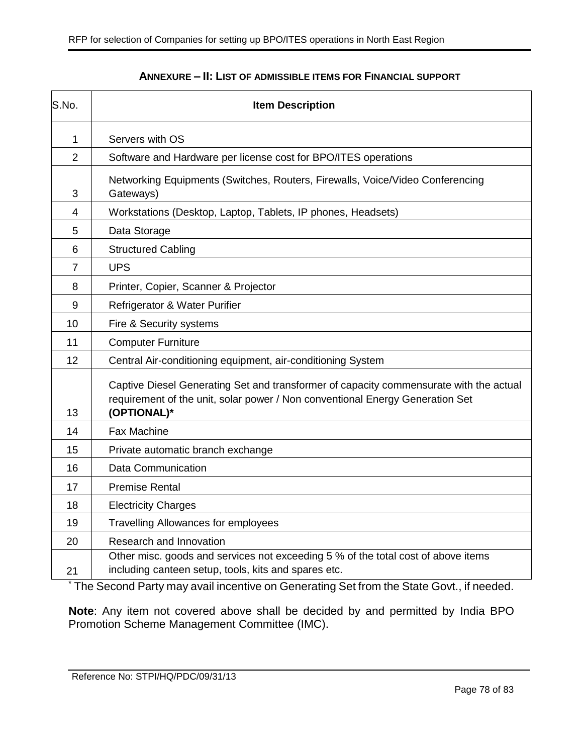## ANNEXURE – II: LIST OF ADMISSIBLE ITEMS FOR FINANCIAL SUPPORT

| S.No. | Item Description |
|---|---|
| 1 | Servers with OS |
| 2 | Software and Hardware per license cost for BPO/ITES operations |
| 3 | Networking Equipments (Switches, Routers, Firewalls, Voice/Video Conferencing Gateways) |
| 4 | Workstations (Desktop, Laptop, Tablets, IP phones, Headsets) |
| 5 | Data Storage |
| 6 | Structured Cabling |
| 7 | UPS |
| 8 | Printer, Copier, Scanner & Projector |
| 9 | Refrigerator & Water Purifier |
| 10 | Fire & Security systems |
| 11 | Computer Furniture |
| 12 | Central Air-conditioning equipment, air-conditioning System |
| 13 | Captive Diesel Generating Set and transformer of capacity commensurate with the actual requirement of the unit, solar power / Non conventional Energy Generation Set **(OPTIONAL)*** |
| 14 | Fax Machine |
| 15 | Private automatic branch exchange |
| 16 | Data Communication |
| 17 | Premise Rental |
| 18 | Electricity Charges |
| 19 | Travelling Allowances for employees |
| 20 | Research and Innovation |
| 21 | Other misc. goods and services not exceeding 5 % of the total cost of above items including canteen setup, tools, kits and spares etc. |

* The Second Party may avail incentive on Generating Set from the State Govt., if needed.

**Note**: Any item not covered above shall be decided by and permitted by India BPO Promotion Scheme Management Committee (IMC).

Reference No: STPI/HQ/PDC/09/31/13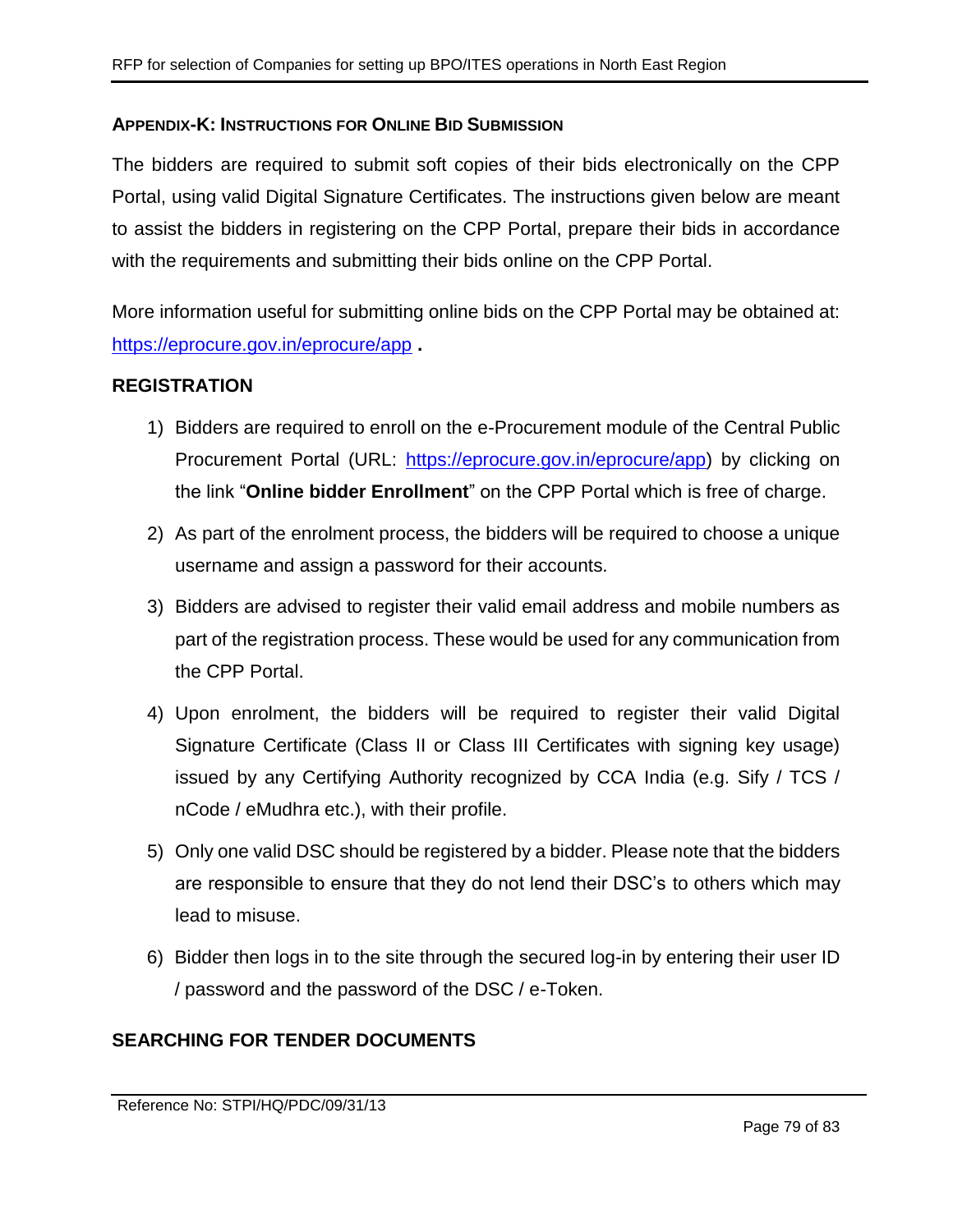## APPENDIX-K: INSTRUCTIONS FOR ONLINE BID SUBMISSION

The bidders are required to submit soft copies of their bids electronically on the CPP Portal, using valid Digital Signature Certificates. The instructions given below are meant to assist the bidders in registering on the CPP Portal, prepare their bids in accordance with the requirements and submitting their bids online on the CPP Portal.

More information useful for submitting online bids on the CPP Portal may be obtained at: https://eprocure.gov.in/eprocure/app **.**

### REGISTRATION

1) Bidders are required to enroll on the e-Procurement module of the Central Public Procurement Portal (URL: https://eprocure.gov.in/eprocure/app) by clicking on the link "**Online bidder Enrollment**" on the CPP Portal which is free of charge.
2) As part of the enrolment process, the bidders will be required to choose a unique username and assign a password for their accounts.
3) Bidders are advised to register their valid email address and mobile numbers as part of the registration process. These would be used for any communication from the CPP Portal.
4) Upon enrolment, the bidders will be required to register their valid Digital Signature Certificate (Class II or Class III Certificates with signing key usage) issued by any Certifying Authority recognized by CCA India (e.g. Sify / TCS / nCode / eMudhra etc.), with their profile.
5) Only one valid DSC should be registered by a bidder. Please note that the bidders are responsible to ensure that they do not lend their DSC's to others which may lead to misuse.
6) Bidder then logs in to the site through the secured log-in by entering their user ID / password and the password of the DSC / e-Token.

### SEARCHING FOR TENDER DOCUMENTS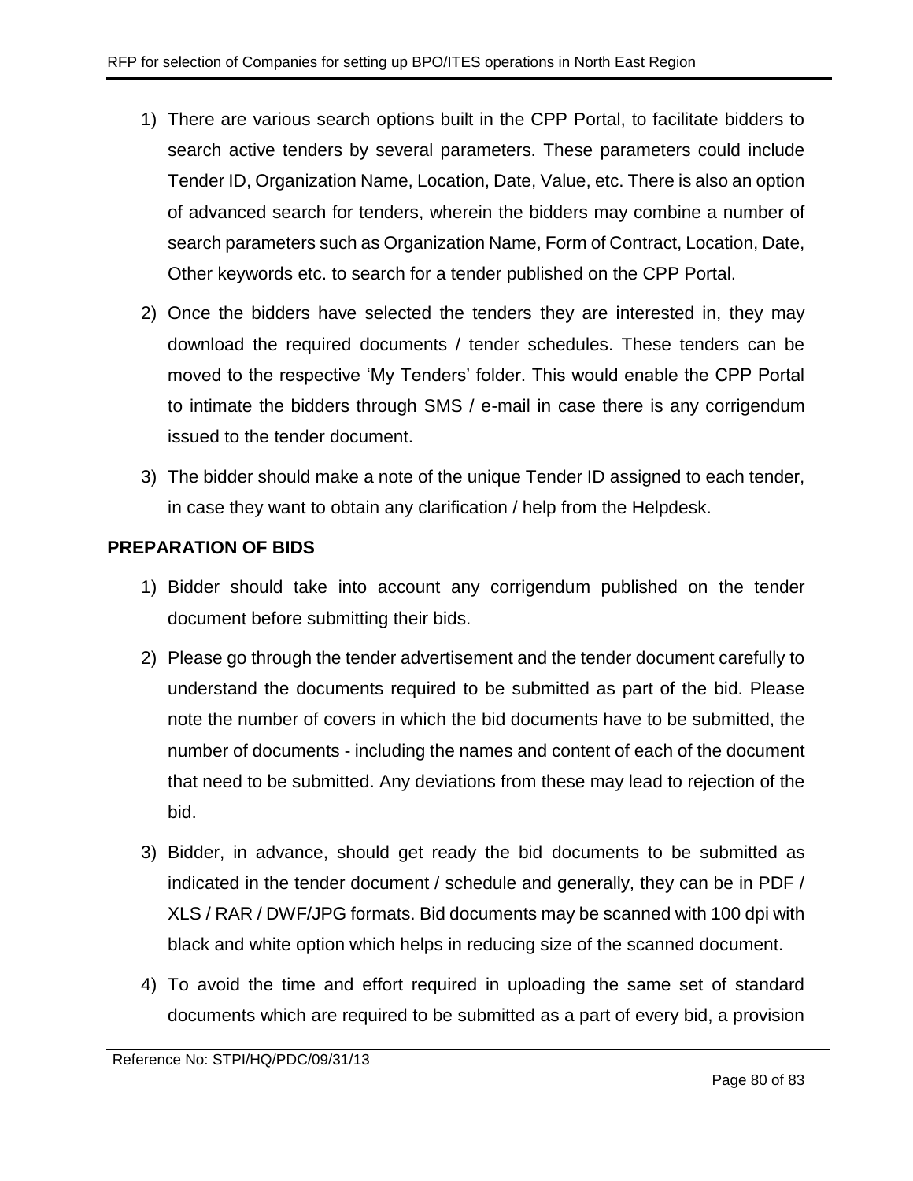1) There are various search options built in the CPP Portal, to facilitate bidders to search active tenders by several parameters. These parameters could include Tender ID, Organization Name, Location, Date, Value, etc. There is also an option of advanced search for tenders, wherein the bidders may combine a number of search parameters such as Organization Name, Form of Contract, Location, Date, Other keywords etc. to search for a tender published on the CPP Portal.

2) Once the bidders have selected the tenders they are interested in, they may download the required documents / tender schedules. These tenders can be moved to the respective 'My Tenders' folder. This would enable the CPP Portal to intimate the bidders through SMS / e-mail in case there is any corrigendum issued to the tender document.

3) The bidder should make a note of the unique Tender ID assigned to each tender, in case they want to obtain any clarification / help from the Helpdesk.

**PREPARATION OF BIDS**

1) Bidder should take into account any corrigendum published on the tender document before submitting their bids.

2) Please go through the tender advertisement and the tender document carefully to understand the documents required to be submitted as part of the bid. Please note the number of covers in which the bid documents have to be submitted, the number of documents - including the names and content of each of the document that need to be submitted. Any deviations from these may lead to rejection of the bid.

3) Bidder, in advance, should get ready the bid documents to be submitted as indicated in the tender document / schedule and generally, they can be in PDF / XLS / RAR / DWF/JPG formats. Bid documents may be scanned with 100 dpi with black and white option which helps in reducing size of the scanned document.

4) To avoid the time and effort required in uploading the same set of standard documents which are required to be submitted as a part of every bid, a provision

Reference No: STPI/HQ/PDC/09/31/13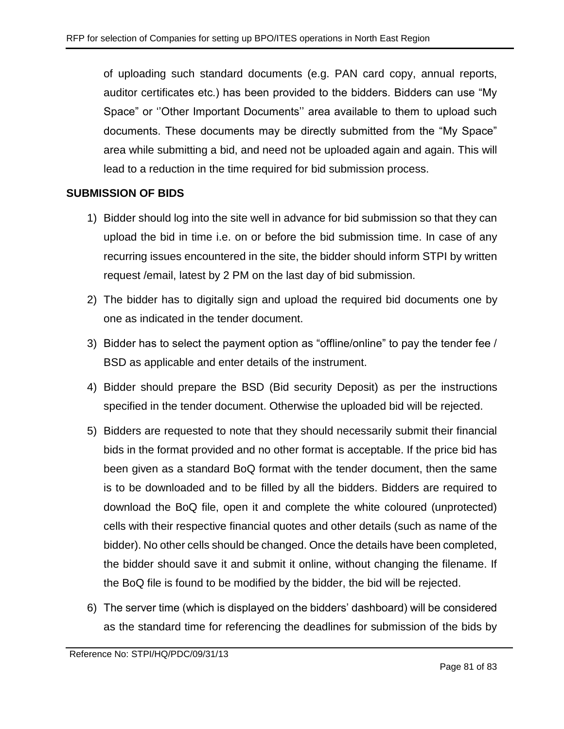of uploading such standard documents (e.g. PAN card copy, annual reports, auditor certificates etc.) has been provided to the bidders. Bidders can use "My Space" or ''Other Important Documents'' area available to them to upload such documents. These documents may be directly submitted from the "My Space" area while submitting a bid, and need not be uploaded again and again. This will lead to a reduction in the time required for bid submission process.

**SUBMISSION OF BIDS**

1) Bidder should log into the site well in advance for bid submission so that they can upload the bid in time i.e. on or before the bid submission time. In case of any recurring issues encountered in the site, the bidder should inform STPI by written request /email, latest by 2 PM on the last day of bid submission.

2) The bidder has to digitally sign and upload the required bid documents one by one as indicated in the tender document.

3) Bidder has to select the payment option as "offline/online" to pay the tender fee / BSD as applicable and enter details of the instrument.

4) Bidder should prepare the BSD (Bid security Deposit) as per the instructions specified in the tender document. Otherwise the uploaded bid will be rejected.

5) Bidders are requested to note that they should necessarily submit their financial bids in the format provided and no other format is acceptable. If the price bid has been given as a standard BoQ format with the tender document, then the same is to be downloaded and to be filled by all the bidders. Bidders are required to download the BoQ file, open it and complete the white coloured (unprotected) cells with their respective financial quotes and other details (such as name of the bidder). No other cells should be changed. Once the details have been completed, the bidder should save it and submit it online, without changing the filename. If the BoQ file is found to be modified by the bidder, the bid will be rejected.

6) The server time (which is displayed on the bidders' dashboard) will be considered as the standard time for referencing the deadlines for submission of the bids by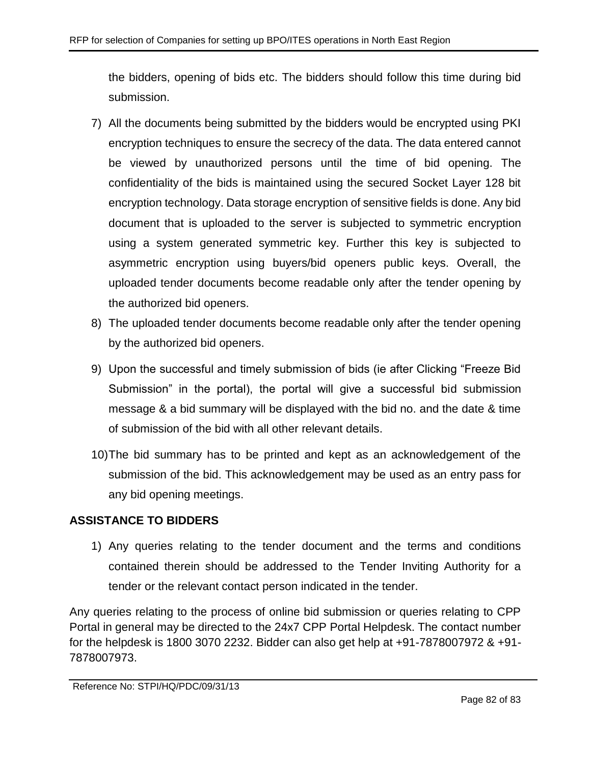the bidders, opening of bids etc. The bidders should follow this time during bid submission.

7) All the documents being submitted by the bidders would be encrypted using PKI encryption techniques to ensure the secrecy of the data. The data entered cannot be viewed by unauthorized persons until the time of bid opening. The confidentiality of the bids is maintained using the secured Socket Layer 128 bit encryption technology. Data storage encryption of sensitive fields is done. Any bid document that is uploaded to the server is subjected to symmetric encryption using a system generated symmetric key. Further this key is subjected to asymmetric encryption using buyers/bid openers public keys. Overall, the uploaded tender documents become readable only after the tender opening by the authorized bid openers.
8) The uploaded tender documents become readable only after the tender opening by the authorized bid openers.
9) Upon the successful and timely submission of bids (ie after Clicking "Freeze Bid Submission" in the portal), the portal will give a successful bid submission message & a bid summary will be displayed with the bid no. and the date & time of submission of the bid with all other relevant details.
10) The bid summary has to be printed and kept as an acknowledgement of the submission of the bid. This acknowledgement may be used as an entry pass for any bid opening meetings.

**ASSISTANCE TO BIDDERS**

1) Any queries relating to the tender document and the terms and conditions contained therein should be addressed to the Tender Inviting Authority for a tender or the relevant contact person indicated in the tender.

Any queries relating to the process of online bid submission or queries relating to CPP Portal in general may be directed to the 24x7 CPP Portal Helpdesk. The contact number for the helpdesk is 1800 3070 2232. Bidder can also get help at +91-7878007972 & +91-7878007973.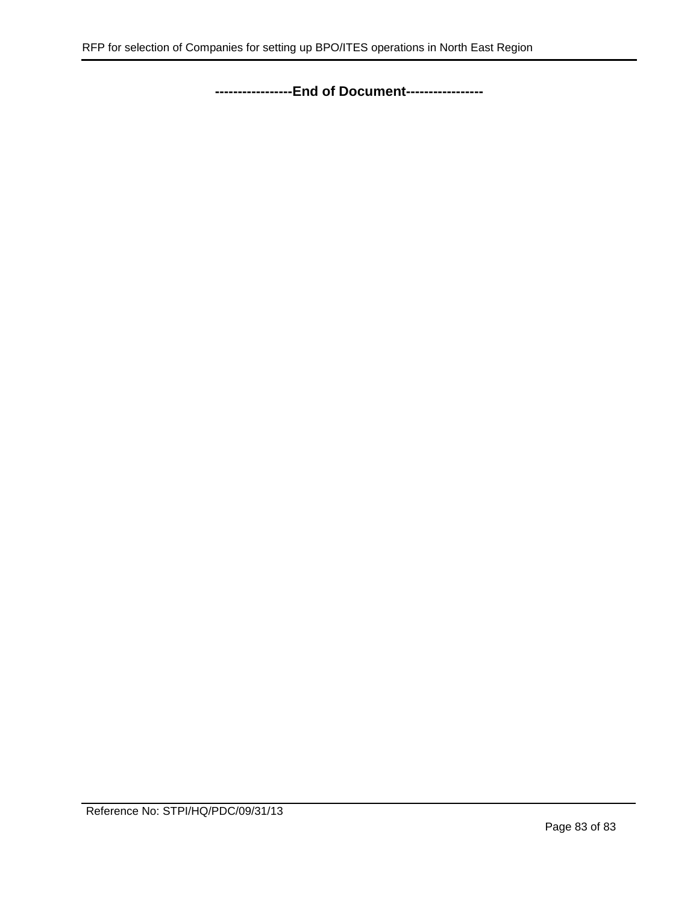**-----------------End of Document-----------------**